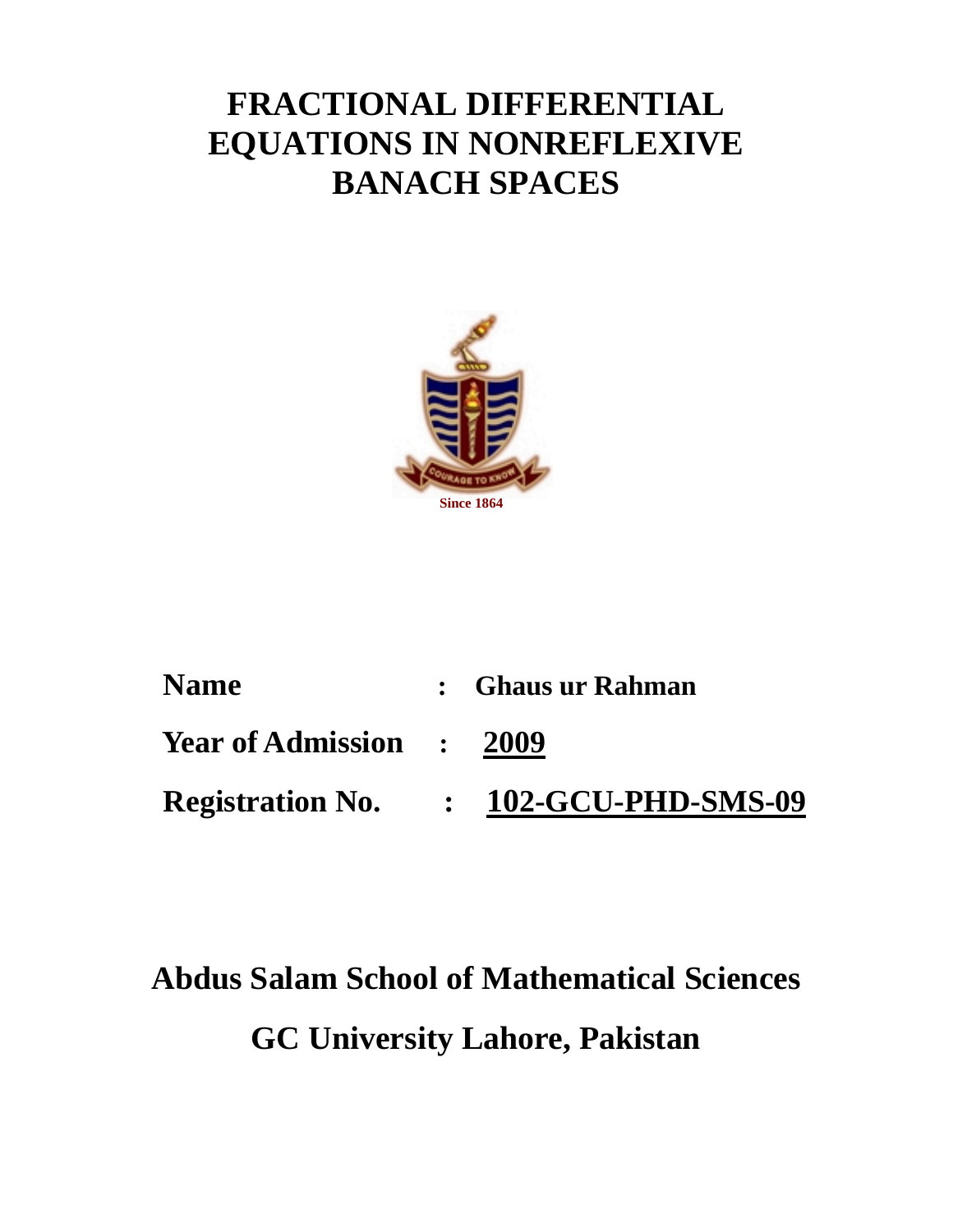# FRACTIONAL DIFFERENTIAL EQUATIONS IN NONREFLEXIVE BANACH SPACES

Since 1864

**Name** : **Ghaus ur Rahman**

**Year of Admission** : **2009**

**Registration No.** : **102-GCU-PHD-SMS-09**

**Abdus Salam School of Mathematical Sciences**

**GC University Lahore, Pakistan**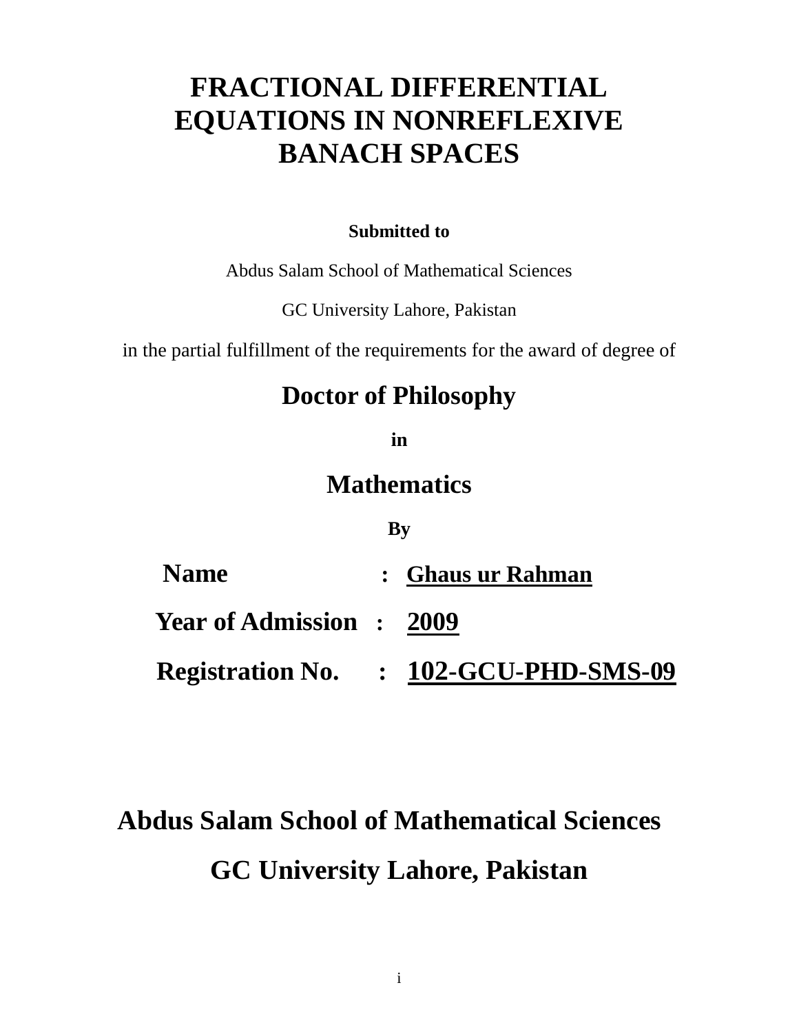# FRACTIONAL DIFFERENTIAL EQUATIONS IN NONREFLEXIVE BANACH SPACES

**Submitted to**

Abdus Salam School of Mathematical Sciences

GC University Lahore, Pakistan

in the partial fulfillment of the requirements for the award of degree of

## Doctor of Philosophy

**in**

## Mathematics

**By**

**Name : Ghaus ur Rahman**

**Year of Admission : 2009**

**Registration No. : 102-GCU-PHD-SMS-09**

**Abdus Salam School of Mathematical Sciences**

**GC University Lahore, Pakistan**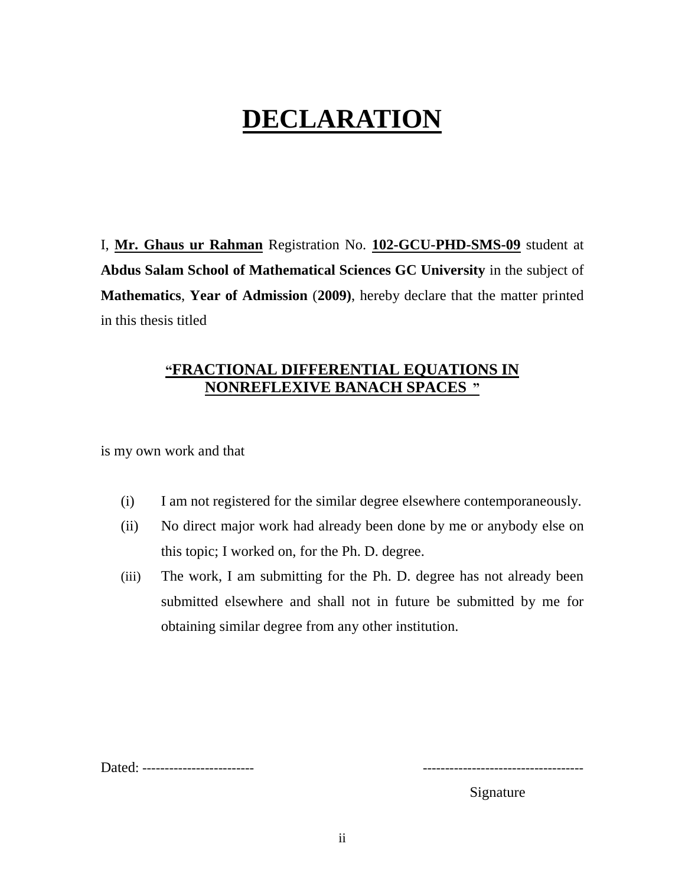# DECLARATION

I, **Mr. Ghaus ur Rahman** Registration No. **102-GCU-PHD-SMS-09** student at **Abdus Salam School of Mathematical Sciences GC University** in the subject of **Mathematics**, **Year of Admission** (**2009)**, hereby declare that the matter printed in this thesis titled

**"FRACTIONAL DIFFERENTIAL EQUATIONS IN NONREFLEXIVE BANACH SPACES "**

is my own work and that

(i) I am not registered for the similar degree elsewhere contemporaneously.

(ii) No direct major work had already been done by me or anybody else on this topic; I worked on, for the Ph. D. degree.

(iii) The work, I am submitting for the Ph. D. degree has not already been submitted elsewhere and shall not in future be submitted by me for obtaining similar degree from any other institution.

Dated: -------------------------

------------------------------------
Signature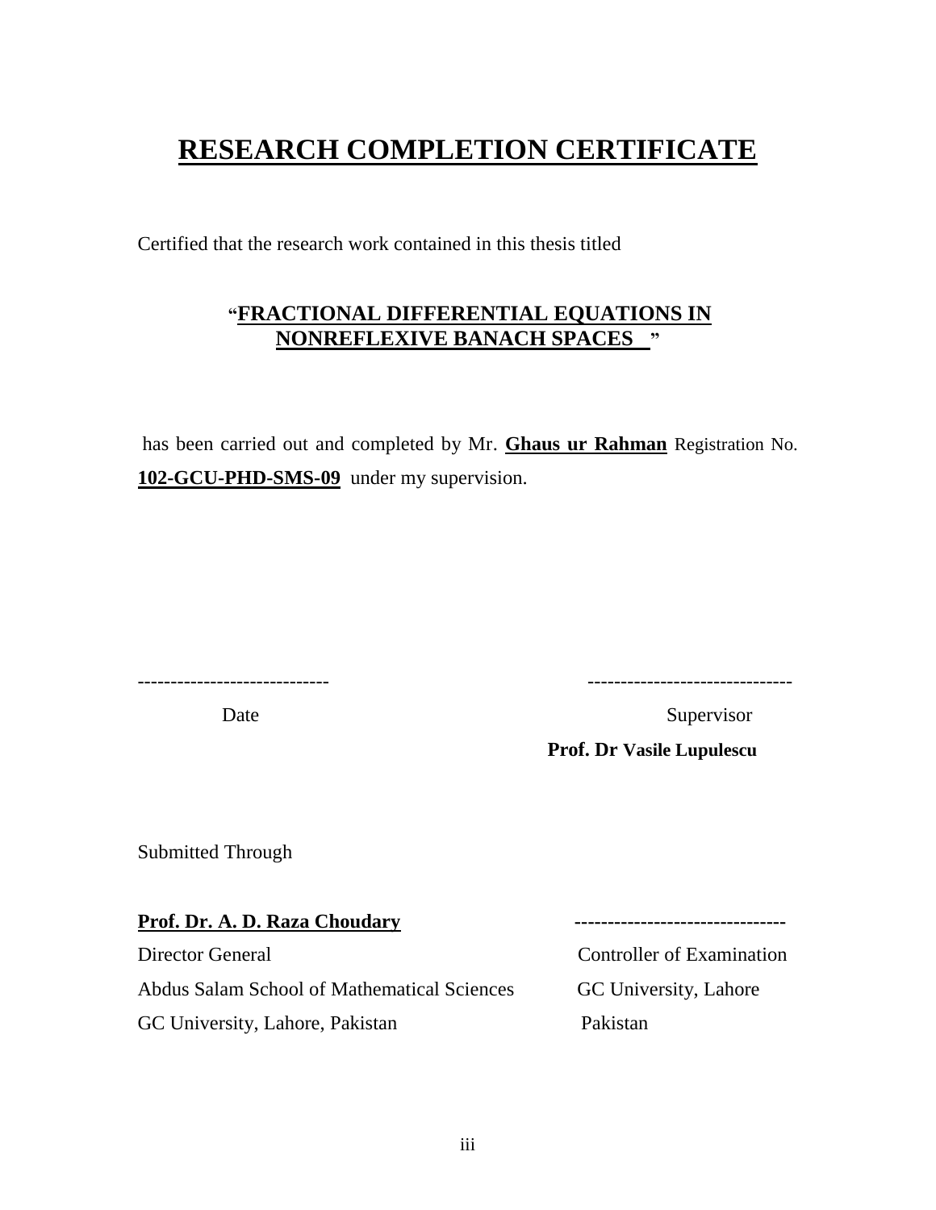# RESEARCH COMPLETION CERTIFICATE

Certified that the research work contained in this thesis titled

**"FRACTIONAL DIFFERENTIAL EQUATIONS IN NONREFLEXIVE BANACH SPACES"**

has been carried out and completed by Mr. **Ghaus ur Rahman** Registration No. **102-GCU-PHD-SMS-09** under my supervision.

-----------------------------
Date

-------------------------------
Supervisor
**Prof. Dr Vasile Lupulescu**

Submitted Through

**Prof. Dr. A. D. Raza Choudary**
Director General
Abdus Salam School of Mathematical Sciences
GC University, Lahore, Pakistan

--------------------------------
Controller of Examination
GC University, Lahore
Pakistan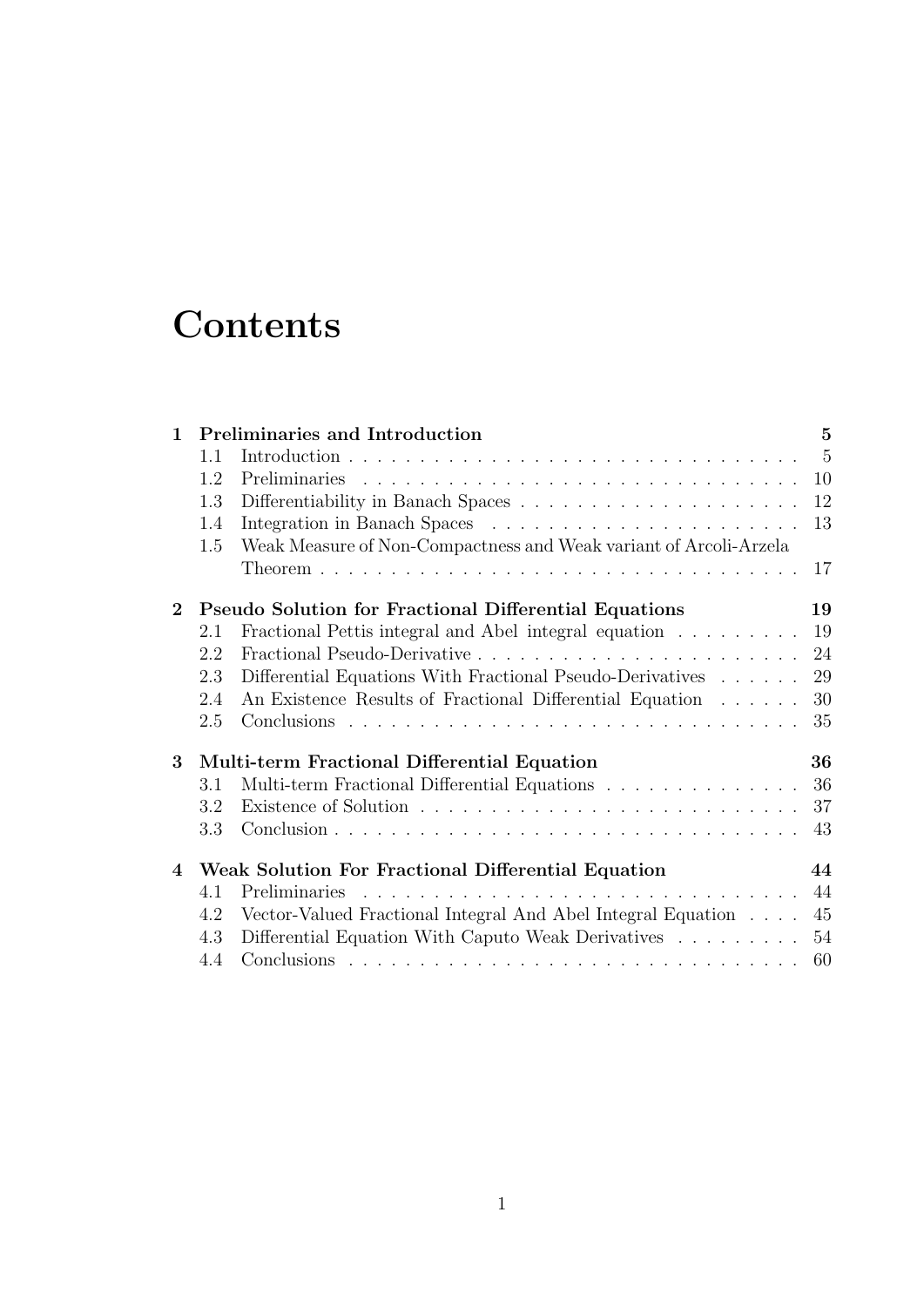# Contents

**1 Preliminaries and Introduction** — **5**
- 1.1 Introduction — 5
- 1.2 Preliminaries — 10
- 1.3 Differentiability in Banach Spaces — 12
- 1.4 Integration in Banach Spaces — 13
- 1.5 Weak Measure of Non-Compactness and Weak variant of Arcoli-Arzela Theorem — 17

**2 Pseudo Solution for Fractional Differential Equations** — **19**
- 2.1 Fractional Pettis integral and Abel integral equation — 19
- 2.2 Fractional Pseudo-Derivative — 24
- 2.3 Differential Equations With Fractional Pseudo-Derivatives — 29
- 2.4 An Existence Results of Fractional Differential Equation — 30
- 2.5 Conclusions — 35

**3 Multi-term Fractional Differential Equation** — **36**
- 3.1 Multi-term Fractional Differential Equations — 36
- 3.2 Existence of Solution — 37
- 3.3 Conclusion — 43

**4 Weak Solution For Fractional Differential Equation** — **44**
- 4.1 Preliminaries — 44
- 4.2 Vector-Valued Fractional Integral And Abel Integral Equation — 45
- 4.3 Differential Equation With Caputo Weak Derivatives — 54
- 4.4 Conclusions — 60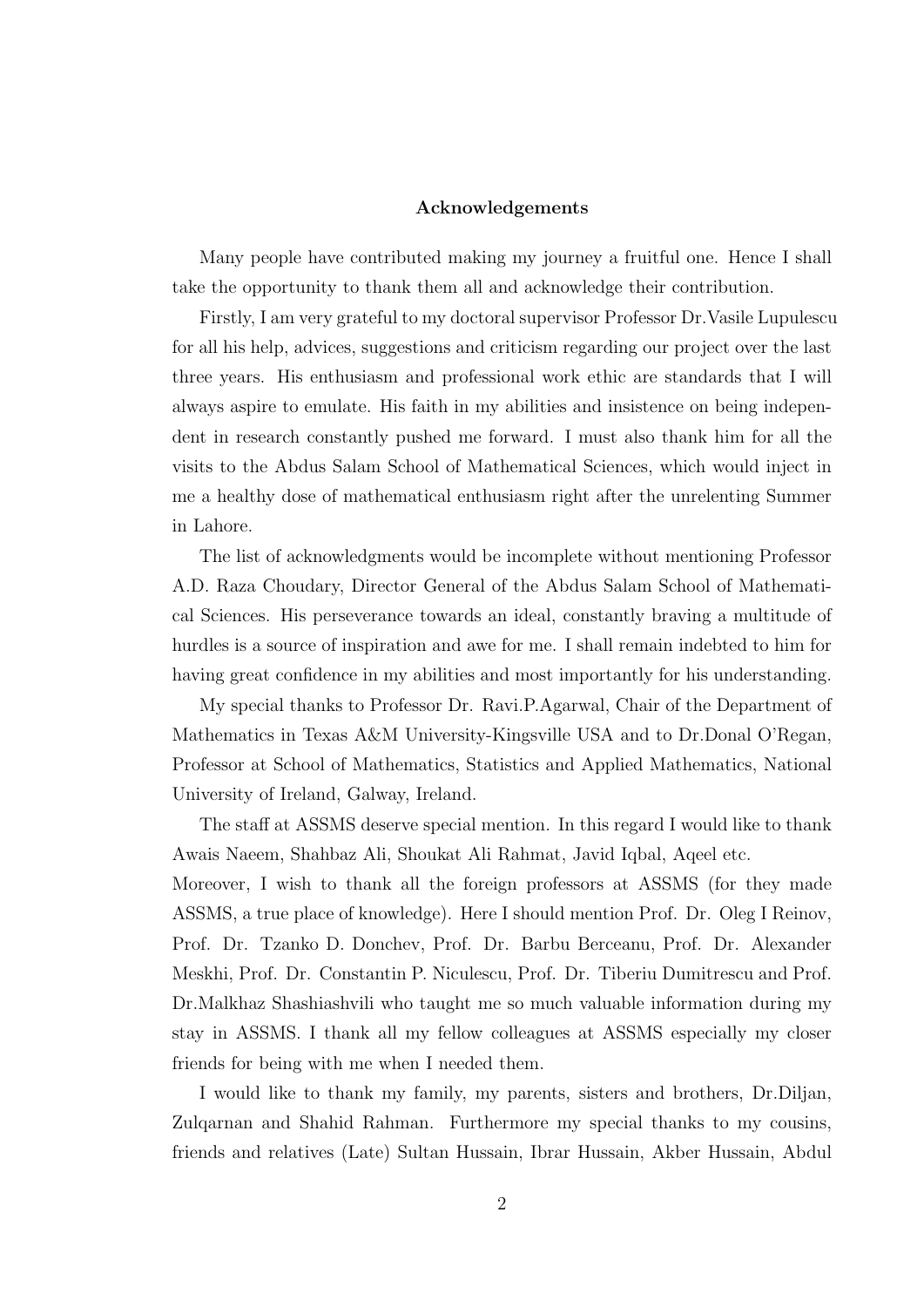## Acknowledgements

Many people have contributed making my journey a fruitful one. Hence I shall take the opportunity to thank them all and acknowledge their contribution.

Firstly, I am very grateful to my doctoral supervisor Professor Dr.Vasile Lupulescu for all his help, advices, suggestions and criticism regarding our project over the last three years. His enthusiasm and professional work ethic are standards that I will always aspire to emulate. His faith in my abilities and insistence on being independent in research constantly pushed me forward. I must also thank him for all the visits to the Abdus Salam School of Mathematical Sciences, which would inject in me a healthy dose of mathematical enthusiasm right after the unrelenting Summer in Lahore.

The list of acknowledgments would be incomplete without mentioning Professor A.D. Raza Choudary, Director General of the Abdus Salam School of Mathematical Sciences. His perseverance towards an ideal, constantly braving a multitude of hurdles is a source of inspiration and awe for me. I shall remain indebted to him for having great confidence in my abilities and most importantly for his understanding.

My special thanks to Professor Dr. Ravi.P.Agarwal, Chair of the Department of Mathematics in Texas A&M University-Kingsville USA and to Dr.Donal O'Regan, Professor at School of Mathematics, Statistics and Applied Mathematics, National University of Ireland, Galway, Ireland.

The staff at ASSMS deserve special mention. In this regard I would like to thank Awais Naeem, Shahbaz Ali, Shoukat Ali Rahmat, Javid Iqbal, Aqeel etc.
Moreover, I wish to thank all the foreign professors at ASSMS (for they made ASSMS, a true place of knowledge). Here I should mention Prof. Dr. Oleg I Reinov, Prof. Dr. Tzanko D. Donchev, Prof. Dr. Barbu Berceanu, Prof. Dr. Alexander Meskhi, Prof. Dr. Constantin P. Niculescu, Prof. Dr. Tiberiu Dumitrescu and Prof. Dr.Malkhaz Shashiashvili who taught me so much valuable information during my stay in ASSMS. I thank all my fellow colleagues at ASSMS especially my closer friends for being with me when I needed them.

I would like to thank my family, my parents, sisters and brothers, Dr.Diljan, Zulqarnan and Shahid Rahman. Furthermore my special thanks to my cousins, friends and relatives (Late) Sultan Hussain, Ibrar Hussain, Akber Hussain, Abdul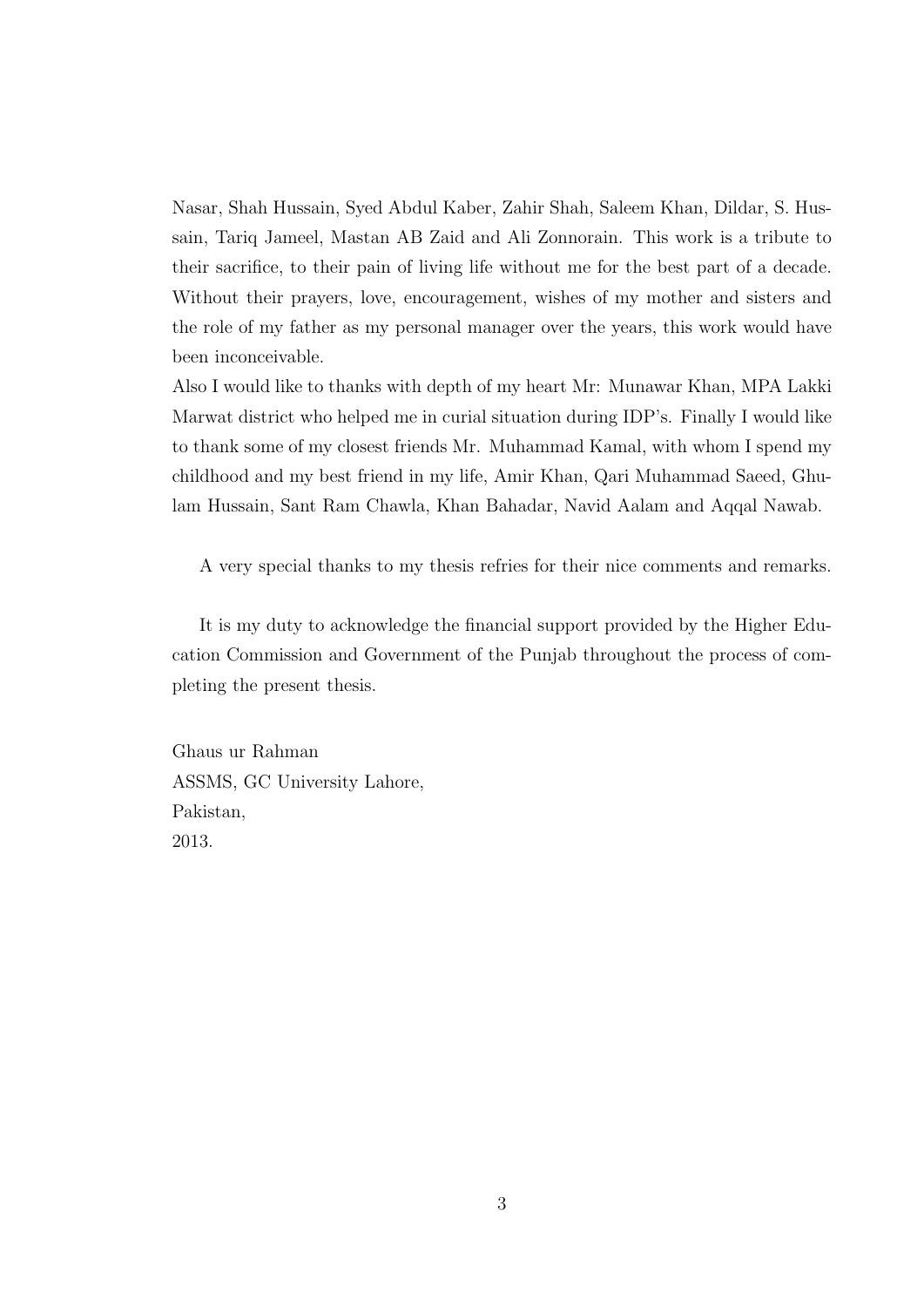Nasar, Shah Hussain, Syed Abdul Kaber, Zahir Shah, Saleem Khan, Dildar, S. Hussain, Tariq Jameel, Mastan AB Zaid and Ali Zonnorain. This work is a tribute to their sacrifice, to their pain of living life without me for the best part of a decade. Without their prayers, love, encouragement, wishes of my mother and sisters and the role of my father as my personal manager over the years, this work would have been inconceivable.
Also I would like to thanks with depth of my heart Mr: Munawar Khan, MPA Lakki Marwat district who helped me in curial situation during IDP's. Finally I would like to thank some of my closest friends Mr. Muhammad Kamal, with whom I spend my childhood and my best friend in my life, Amir Khan, Qari Muhammad Saeed, Ghulam Hussain, Sant Ram Chawla, Khan Bahadar, Navid Aalam and Aqqal Nawab.

A very special thanks to my thesis refries for their nice comments and remarks.

It is my duty to acknowledge the financial support provided by the Higher Education Commission and Government of the Punjab throughout the process of completing the present thesis.

Ghaus ur Rahman
ASSMS, GC University Lahore,
Pakistan,
2013.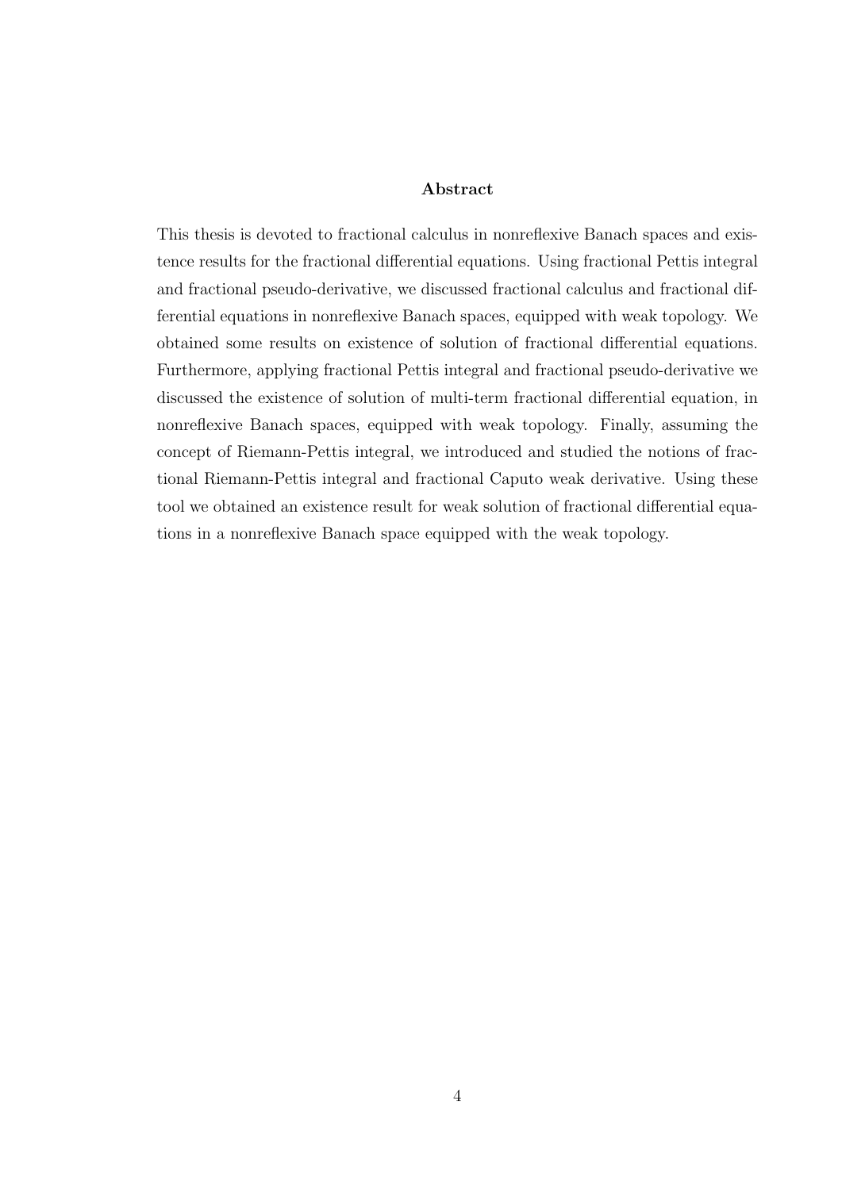## Abstract

This thesis is devoted to fractional calculus in nonreflexive Banach spaces and existence results for the fractional differential equations. Using fractional Pettis integral and fractional pseudo-derivative, we discussed fractional calculus and fractional differential equations in nonreflexive Banach spaces, equipped with weak topology. We obtained some results on existence of solution of fractional differential equations. Furthermore, applying fractional Pettis integral and fractional pseudo-derivative we discussed the existence of solution of multi-term fractional differential equation, in nonreflexive Banach spaces, equipped with weak topology. Finally, assuming the concept of Riemann-Pettis integral, we introduced and studied the notions of fractional Riemann-Pettis integral and fractional Caputo weak derivative. Using these tool we obtained an existence result for weak solution of fractional differential equations in a nonreflexive Banach space equipped with the weak topology.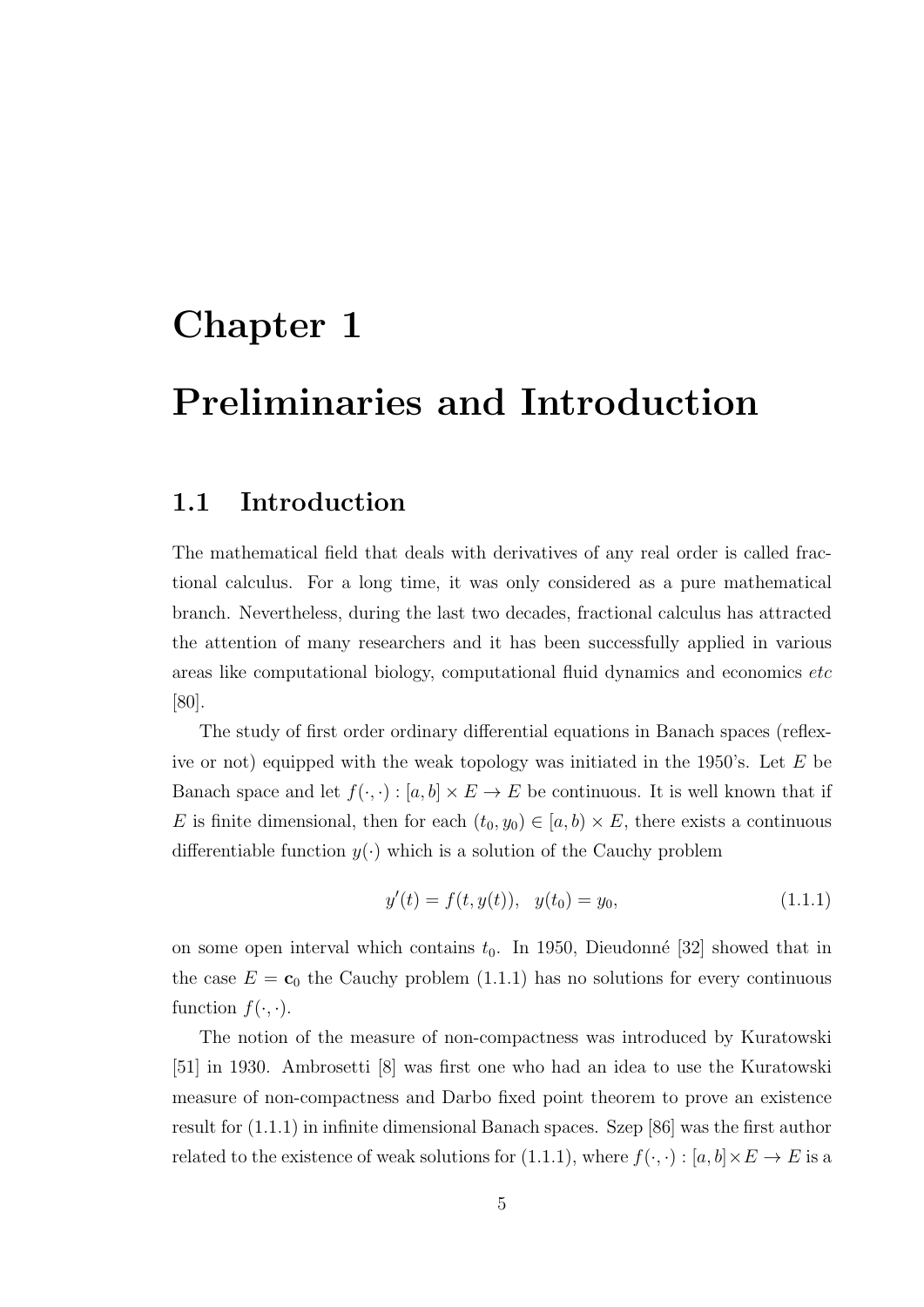# Chapter 1

# Preliminaries and Introduction

## 1.1 Introduction

The mathematical field that deals with derivatives of any real order is called fractional calculus. For a long time, it was only considered as a pure mathematical branch. Nevertheless, during the last two decades, fractional calculus has attracted the attention of many researchers and it has been successfully applied in various areas like computational biology, computational fluid dynamics and economics *etc* [80].

The study of first order ordinary differential equations in Banach spaces (reflexive or not) equipped with the weak topology was initiated in the 1950's. Let $E$ be Banach space and let $f(\cdot,\cdot) : [a,b] \times E \to E$ be continuous. It is well known that if $E$ is finite dimensional, then for each $(t_0, y_0) \in [a,b) \times E$, there exists a continuous differentiable function $y(\cdot)$ which is a solution of the Cauchy problem

$$y'(t) = f(t, y(t)), \quad y(t_0) = y_0, \tag{1.1.1}$$

on some open interval which contains $t_0$. In 1950, Dieudonné [32] showed that in the case $E = \mathbf{c}_0$ the Cauchy problem (1.1.1) has no solutions for every continuous function $f(\cdot,\cdot)$.

The notion of the measure of non-compactness was introduced by Kuratowski [51] in 1930. Ambrosetti [8] was first one who had an idea to use the Kuratowski measure of non-compactness and Darbo fixed point theorem to prove an existence result for (1.1.1) in infinite dimensional Banach spaces. Szep [86] was the first author related to the existence of weak solutions for (1.1.1), where $f(\cdot,\cdot) : [a,b] \times E \to E$ is a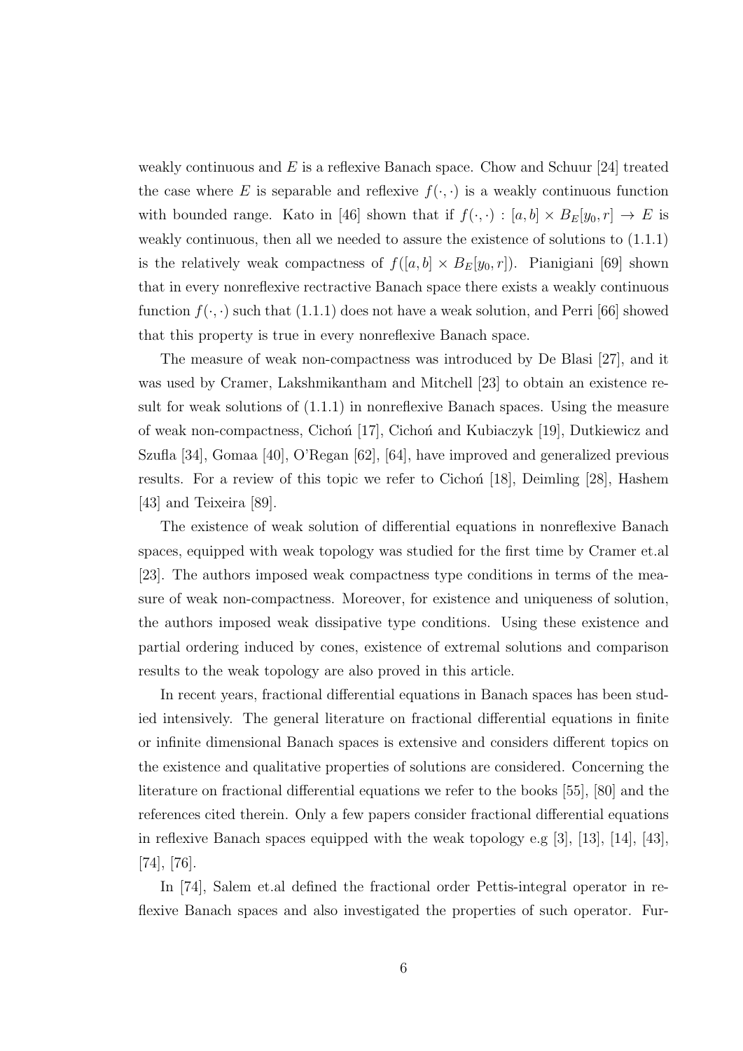weakly continuous and $E$ is a reflexive Banach space. Chow and Schuur [24] treated the case where $E$ is separable and reflexive $f(\cdot,\cdot)$ is a weakly continuous function with bounded range. Kato in [46] shown that if $f(\cdot,\cdot) : [a,b] \times B_E[y_0, r] \to E$ is weakly continuous, then all we needed to assure the existence of solutions to (1.1.1) is the relatively weak compactness of $f([a,b] \times B_E[y_0, r])$. Pianigiani [69] shown that in every nonreflexive rectractive Banach space there exists a weakly continuous function $f(\cdot,\cdot)$ such that (1.1.1) does not have a weak solution, and Perri [66] showed that this property is true in every nonreflexive Banach space.

The measure of weak non-compactness was introduced by De Blasi [27], and it was used by Cramer, Lakshmikantham and Mitchell [23] to obtain an existence result for weak solutions of (1.1.1) in nonreflexive Banach spaces. Using the measure of weak non-compactness, Cichoń [17], Cichoń and Kubiaczyk [19], Dutkiewicz and Szufla [34], Gomaa [40], O'Regan [62], [64], have improved and generalized previous results. For a review of this topic we refer to Cichoń [18], Deimling [28], Hashem [43] and Teixeira [89].

The existence of weak solution of differential equations in nonreflexive Banach spaces, equipped with weak topology was studied for the first time by Cramer et.al [23]. The authors imposed weak compactness type conditions in terms of the measure of weak non-compactness. Moreover, for existence and uniqueness of solution, the authors imposed weak dissipative type conditions. Using these existence and partial ordering induced by cones, existence of extremal solutions and comparison results to the weak topology are also proved in this article.

In recent years, fractional differential equations in Banach spaces has been studied intensively. The general literature on fractional differential equations in finite or infinite dimensional Banach spaces is extensive and considers different topics on the existence and qualitative properties of solutions are considered. Concerning the literature on fractional differential equations we refer to the books [55], [80] and the references cited therein. Only a few papers consider fractional differential equations in reflexive Banach spaces equipped with the weak topology e.g [3], [13], [14], [43], [74], [76].

In [74], Salem et.al defined the fractional order Pettis-integral operator in reflexive Banach spaces and also investigated the properties of such operator. Fur-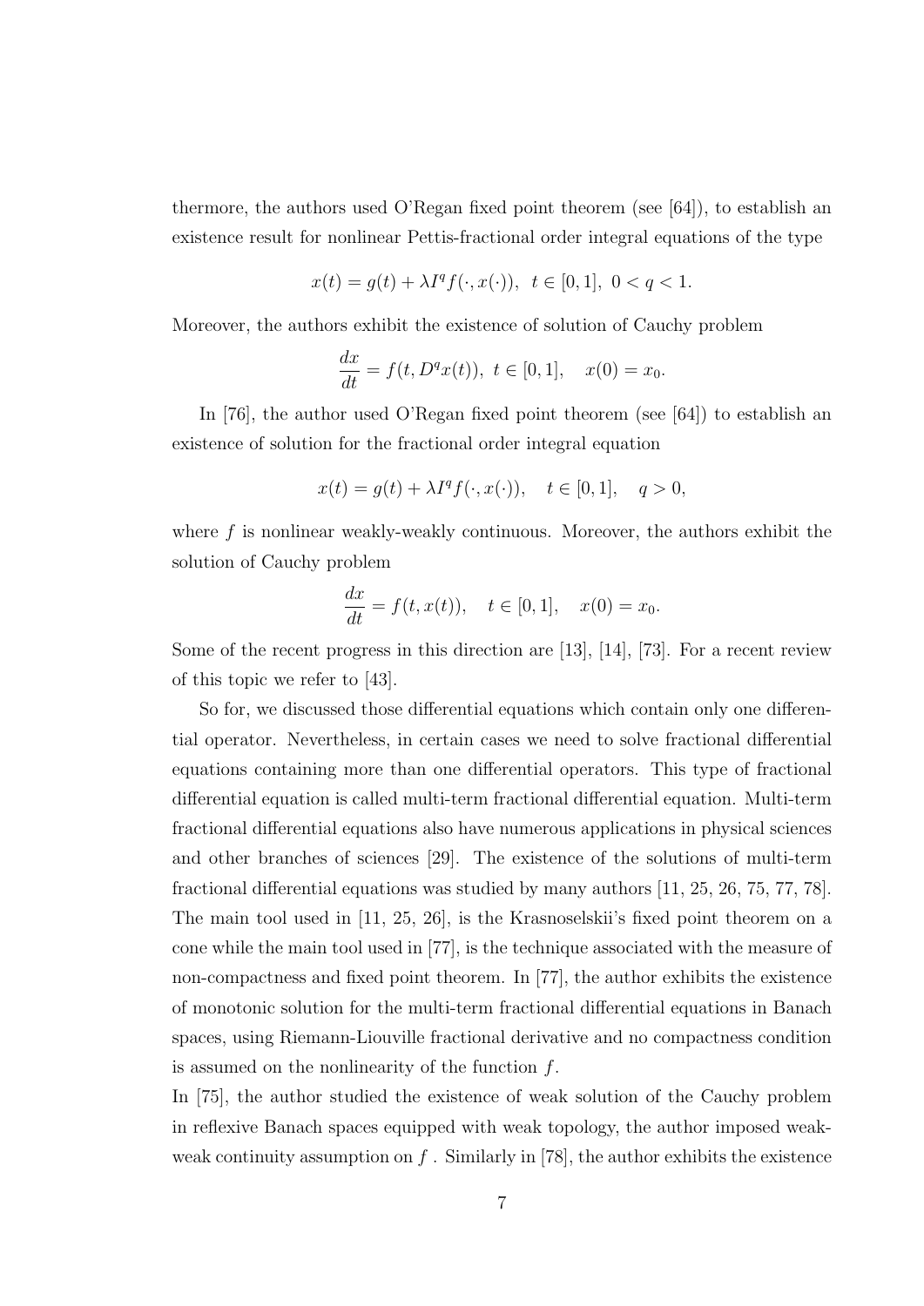thermore, the authors used O'Regan fixed point theorem (see [64]), to establish an existence result for nonlinear Pettis-fractional order integral equations of the type

$$x(t) = g(t) + \lambda I^q f(\cdot, x(\cdot)), \;\; t \in [0,1], \; 0 < q < 1.$$

Moreover, the authors exhibit the existence of solution of Cauchy problem

$$\frac{dx}{dt} = f(t, D^q x(t)), \; t \in [0,1], \quad x(0) = x_0.$$

In [76], the author used O'Regan fixed point theorem (see [64]) to establish an existence of solution for the fractional order integral equation

$$x(t) = g(t) + \lambda I^q f(\cdot, x(\cdot)), \quad t \in [0,1], \quad q > 0,$$

where $f$ is nonlinear weakly-weakly continuous. Moreover, the authors exhibit the solution of Cauchy problem

$$\frac{dx}{dt} = f(t, x(t)), \quad t \in [0,1], \quad x(0) = x_0.$$

Some of the recent progress in this direction are [13], [14], [73]. For a recent review of this topic we refer to [43].

So for, we discussed those differential equations which contain only one differential operator. Nevertheless, in certain cases we need to solve fractional differential equations containing more than one differential operators. This type of fractional differential equation is called multi-term fractional differential equation. Multi-term fractional differential equations also have numerous applications in physical sciences and other branches of sciences [29]. The existence of the solutions of multi-term fractional differential equations was studied by many authors [11, 25, 26, 75, 77, 78]. The main tool used in [11, 25, 26], is the Krasnoselskii's fixed point theorem on a cone while the main tool used in [77], is the technique associated with the measure of non-compactness and fixed point theorem. In [77], the author exhibits the existence of monotonic solution for the multi-term fractional differential equations in Banach spaces, using Riemann-Liouville fractional derivative and no compactness condition is assumed on the nonlinearity of the function $f$.

In [75], the author studied the existence of weak solution of the Cauchy problem in reflexive Banach spaces equipped with weak topology, the author imposed weak-weak continuity assumption on $f$ . Similarly in [78], the author exhibits the existence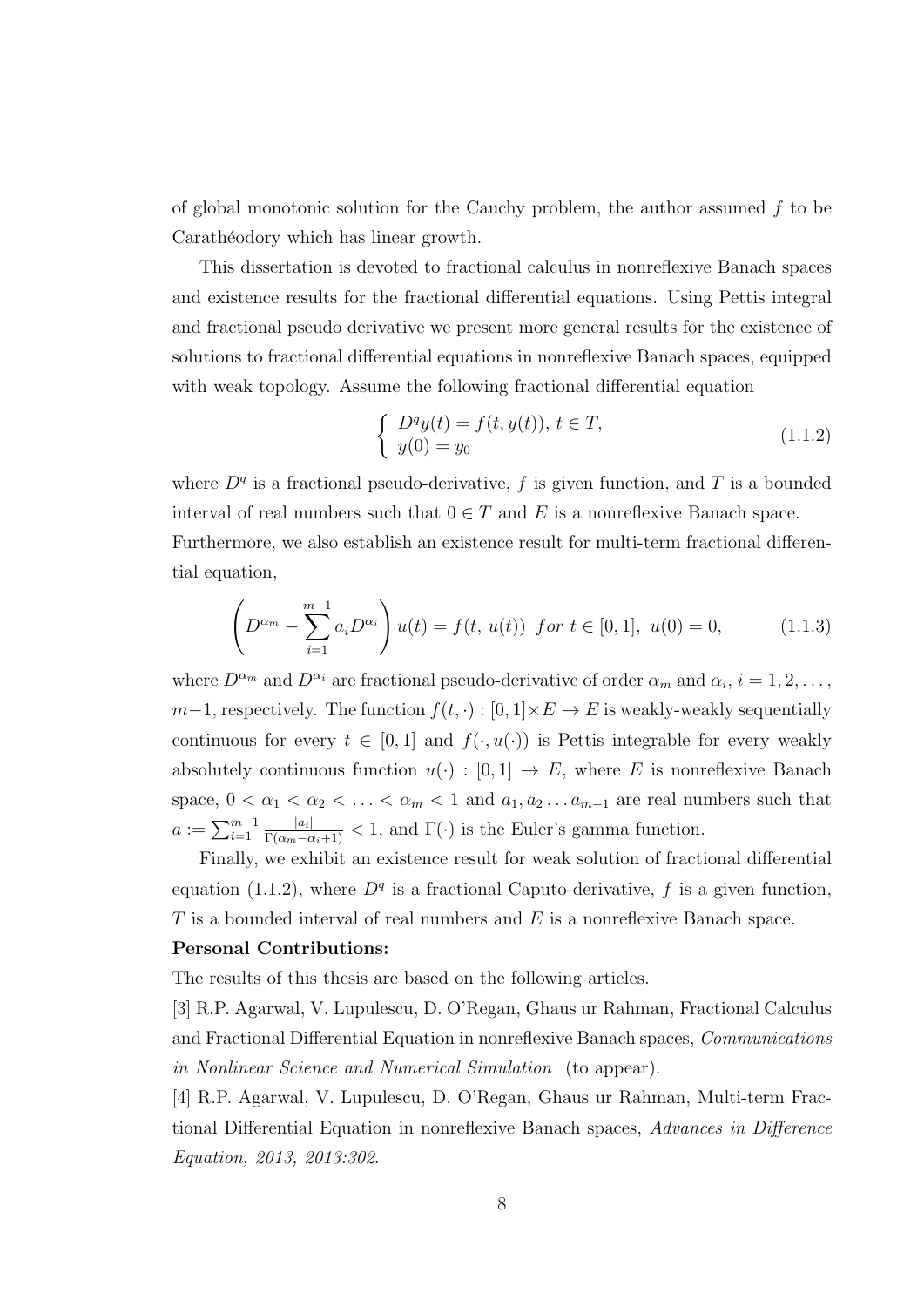of global monotonic solution for the Cauchy problem, the author assumed $f$ to be Carathéodory which has linear growth.

This dissertation is devoted to fractional calculus in nonreflexive Banach spaces and existence results for the fractional differential equations. Using Pettis integral and fractional pseudo derivative we present more general results for the existence of solutions to fractional differential equations in nonreflexive Banach spaces, equipped with weak topology. Assume the following fractional differential equation

$$\begin{cases} D^q y(t) = f(t, y(t)),\ t \in T, \\ y(0) = y_0 \end{cases} \tag{1.1.2}$$

where $D^q$ is a fractional pseudo-derivative, $f$ is given function, and $T$ is a bounded interval of real numbers such that $0 \in T$ and $E$ is a nonreflexive Banach space. Furthermore, we also establish an existence result for multi-term fractional differential equation,

$$\left( D^{\alpha_m} - \sum_{i=1}^{m-1} a_i D^{\alpha_i} \right) u(t) = f(t,\ u(t)) \ \ for\ t \in [0,1],\ \ u(0) = 0, \tag{1.1.3}$$

where $D^{\alpha_m}$ and $D^{\alpha_i}$ are fractional pseudo-derivative of order $\alpha_m$ and $\alpha_i$, $i = 1, 2, \ldots, m-1$, respectively. The function $f(t, \cdot) : [0,1] \times E \to E$ is weakly-weakly sequentially continuous for every $t \in [0,1]$ and $f(\cdot, u(\cdot))$ is Pettis integrable for every weakly absolutely continuous function $u(\cdot) : [0,1] \to E$, where $E$ is nonreflexive Banach space, $0 < \alpha_1 < \alpha_2 < \ldots < \alpha_m < 1$ and $a_1, a_2 \ldots a_{m-1}$ are real numbers such that $a := \sum_{i=1}^{m-1} \frac{|a_i|}{\Gamma(\alpha_m - \alpha_i + 1)} < 1$, and $\Gamma(\cdot)$ is the Euler's gamma function.

Finally, we exhibit an existence result for weak solution of fractional differential equation (1.1.2), where $D^q$ is a fractional Caputo-derivative, $f$ is a given function, $T$ is a bounded interval of real numbers and $E$ is a nonreflexive Banach space.

**Personal Contributions:**

The results of this thesis are based on the following articles.

[3] R.P. Agarwal, V. Lupulescu, D. O'Regan, Ghaus ur Rahman, Fractional Calculus and Fractional Differential Equation in nonreflexive Banach spaces, *Communications in Nonlinear Science and Numerical Simulation* (to appear).

[4] R.P. Agarwal, V. Lupulescu, D. O'Regan, Ghaus ur Rahman, Multi-term Fractional Differential Equation in nonreflexive Banach spaces, *Advances in Difference Equation, 2013, 2013:302*.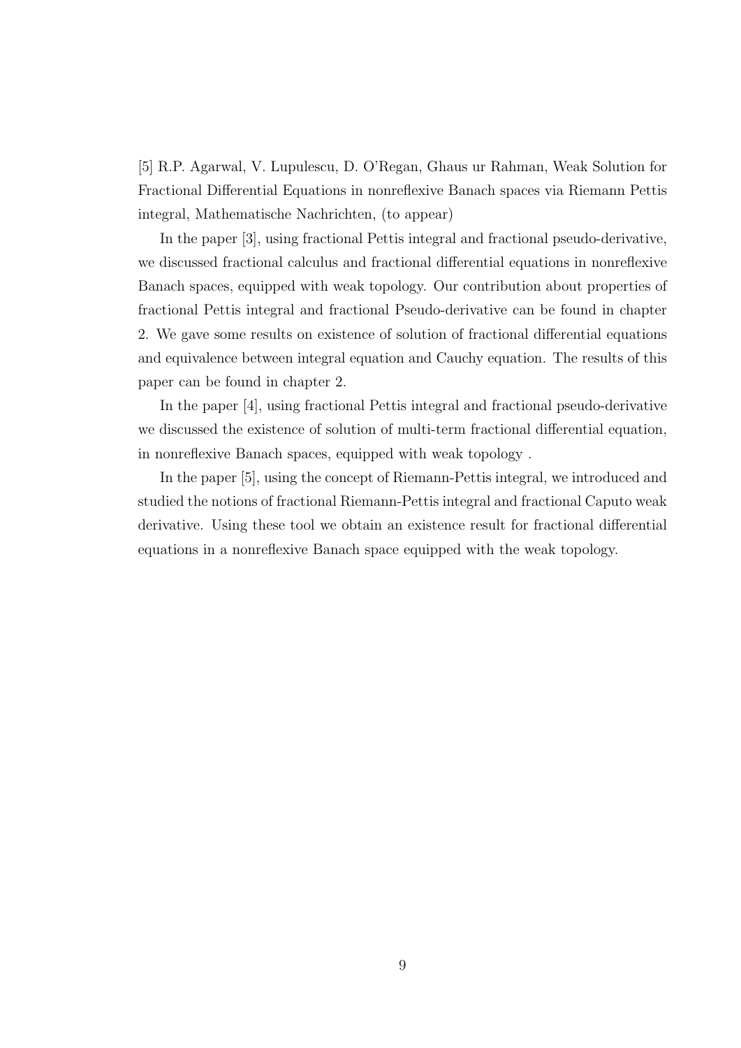[5] R.P. Agarwal, V. Lupulescu, D. O'Regan, Ghaus ur Rahman, Weak Solution for Fractional Differential Equations in nonreflexive Banach spaces via Riemann Pettis integral, Mathematische Nachrichten, (to appear)

In the paper [3], using fractional Pettis integral and fractional pseudo-derivative, we discussed fractional calculus and fractional differential equations in nonreflexive Banach spaces, equipped with weak topology. Our contribution about properties of fractional Pettis integral and fractional Pseudo-derivative can be found in chapter 2. We gave some results on existence of solution of fractional differential equations and equivalence between integral equation and Cauchy equation. The results of this paper can be found in chapter 2.

In the paper [4], using fractional Pettis integral and fractional pseudo-derivative we discussed the existence of solution of multi-term fractional differential equation, in nonreflexive Banach spaces, equipped with weak topology .

In the paper [5], using the concept of Riemann-Pettis integral, we introduced and studied the notions of fractional Riemann-Pettis integral and fractional Caputo weak derivative. Using these tool we obtain an existence result for fractional differential equations in a nonreflexive Banach space equipped with the weak topology.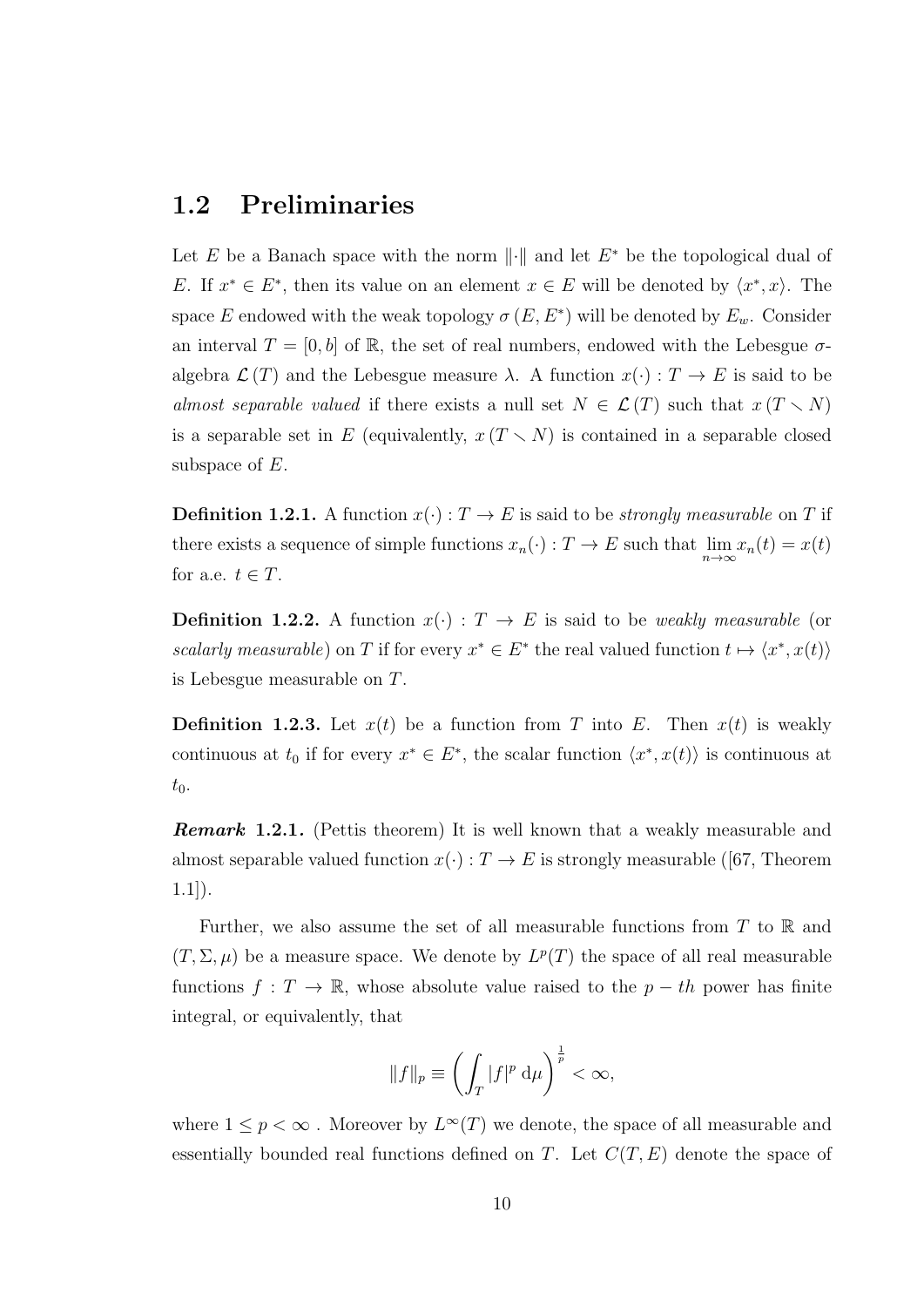## 1.2 Preliminaries

Let $E$ be a Banach space with the norm $\|\cdot\|$ and let $E^*$ be the topological dual of $E$. If $x^* \in E^*$, then its value on an element $x \in E$ will be denoted by $\langle x^*, x\rangle$. The space $E$ endowed with the weak topology $\sigma(E, E^*)$ will be denoted by $E_w$. Consider an interval $T = [0, b]$ of $\mathbb{R}$, the set of real numbers, endowed with the Lebesgue $\sigma$-algebra $\mathcal{L}(T)$ and the Lebesgue measure $\lambda$. A function $x(\cdot) : T \to E$ is said to be *almost separable valued* if there exists a null set $N \in \mathcal{L}(T)$ such that $x(T \setminus N)$ is a separable set in $E$ (equivalently, $x(T \setminus N)$ is contained in a separable closed subspace of $E$.

**Definition 1.2.1.** A function $x(\cdot) : T \to E$ is said to be *strongly measurable* on $T$ if there exists a sequence of simple functions $x_n(\cdot) : T \to E$ such that $\lim\limits_{n\to\infty} x_n(t) = x(t)$ for a.e. $t \in T$.

**Definition 1.2.2.** A function $x(\cdot) : T \to E$ is said to be *weakly measurable* (or *scalarly measurable*) on $T$ if for every $x^* \in E^*$ the real valued function $t \mapsto \langle x^*, x(t)\rangle$ is Lebesgue measurable on $T$.

**Definition 1.2.3.** Let $x(t)$ be a function from $T$ into $E$. Then $x(t)$ is weakly continuous at $t_0$ if for every $x^* \in E^*$, the scalar function $\langle x^*, x(t)\rangle$ is continuous at $t_0$.

***Remark* 1.2.1.** (Pettis theorem) It is well known that a weakly measurable and almost separable valued function $x(\cdot) : T \to E$ is strongly measurable ([67, Theorem 1.1]).

Further, we also assume the set of all measurable functions from $T$ to $\mathbb{R}$ and $(T, \Sigma, \mu)$ be a measure space. We denote by $L^p(T)$ the space of all real measurable functions $f : T \to \mathbb{R}$, whose absolute value raised to the $p-th$ power has finite integral, or equivalently, that

$$\|f\|_p \equiv \left(\int_T |f|^p \, \mathrm{d}\mu\right)^{\frac{1}{p}} < \infty,$$

where $1 \leq p < \infty$ . Moreover by $L^\infty(T)$ we denote, the space of all measurable and essentially bounded real functions defined on $T$. Let $C(T, E)$ denote the space of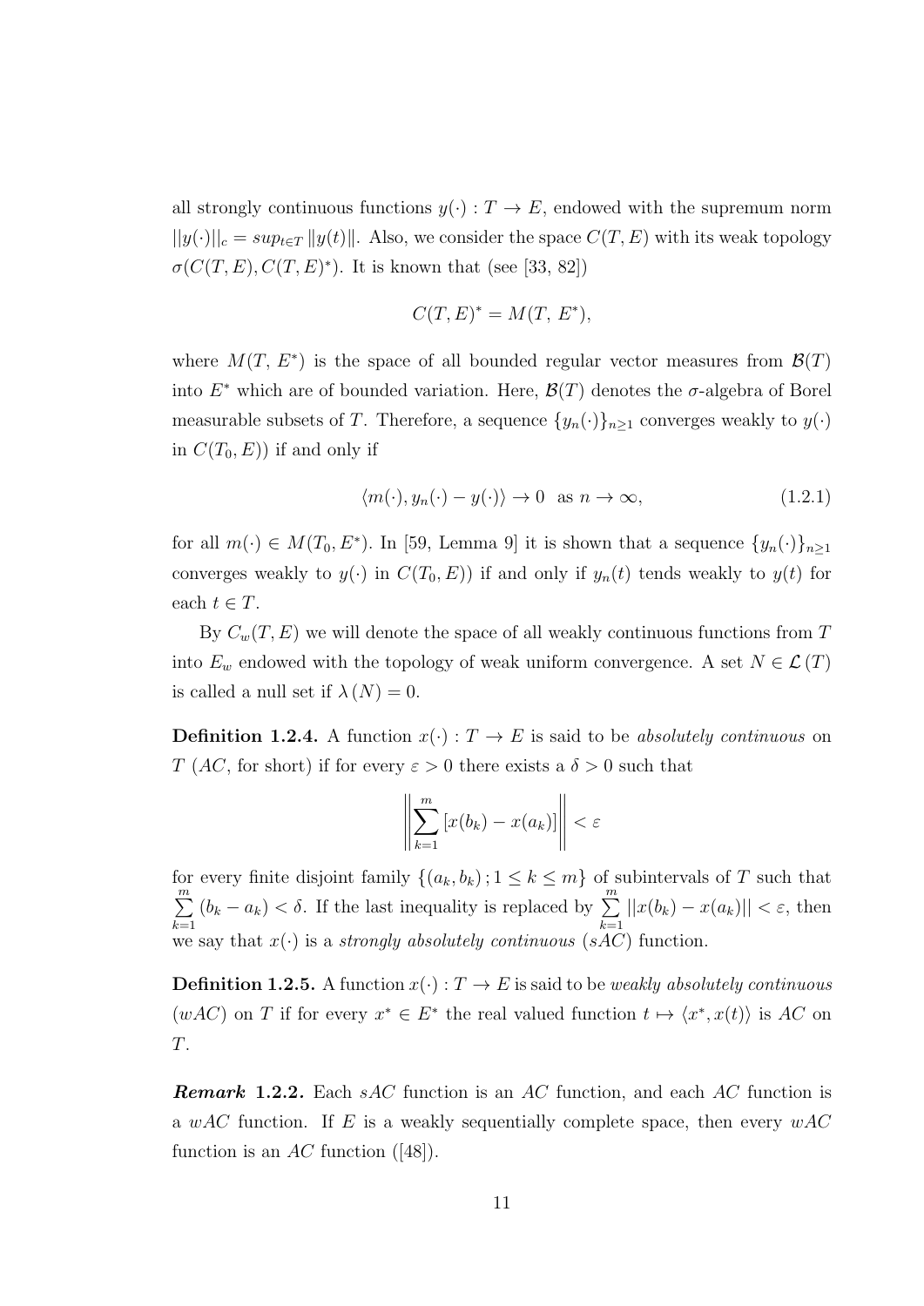all strongly continuous functions $y(\cdot) : T \to E$, endowed with the supremum norm $||y(\cdot)||_c = sup_{t\in T} \|y(t)\|$. Also, we consider the space $C(T, E)$ with its weak topology $\sigma(C(T, E), C(T, E)^*)$. It is known that (see [33, 82])

$$C(T, E)^* = M(T,\ E^*),$$

where $M(T,\ E^*)$ is the space of all bounded regular vector measures from $\mathcal{B}(T)$ into $E^*$ which are of bounded variation. Here, $\mathcal{B}(T)$ denotes the $\sigma$-algebra of Borel measurable subsets of $T$. Therefore, a sequence $\{y_n(\cdot)\}_{n\geq 1}$ converges weakly to $y(\cdot)$ in $C(T_0, E))$ if and only if

$$\langle m(\cdot), y_n(\cdot) - y(\cdot)\rangle \to 0 \ \text{ as } n \to \infty, \tag{1.2.1}$$

for all $m(\cdot) \in M(T_0, E^*)$. In [59, Lemma 9] it is shown that a sequence $\{y_n(\cdot)\}_{n\geq 1}$ converges weakly to $y(\cdot)$ in $C(T_0, E))$ if and only if $y_n(t)$ tends weakly to $y(t)$ for each $t \in T$.

By $C_w(T, E)$ we will denote the space of all weakly continuous functions from $T$ into $E_w$ endowed with the topology of weak uniform convergence. A set $N \in \mathcal{L}(T)$ is called a null set if $\lambda(N) = 0$.

**Definition 1.2.4.** A function $x(\cdot) : T \to E$ is said to be *absolutely continuous* on $T$ ($AC$, for short) if for every $\varepsilon > 0$ there exists a $\delta > 0$ such that

$$\left\| \sum_{k=1}^{m} [x(b_k) - x(a_k)] \right\| < \varepsilon$$

for every finite disjoint family $\{(a_k, b_k) ; 1 \leq k \leq m\}$ of subintervals of $T$ such that $\sum_{k=1}^{m} (b_k - a_k) < \delta$. If the last inequality is replaced by $\sum_{k=1}^{m} ||x(b_k) - x(a_k)|| < \varepsilon$, then we say that $x(\cdot)$ is a *strongly absolutely continuous* ($sAC$) function.

**Definition 1.2.5.** A function $x(\cdot) : T \to E$ is said to be *weakly absolutely continuous* ($wAC$) on $T$ if for every $x^* \in E^*$ the real valued function $t \mapsto \langle x^*, x(t)\rangle$ is $AC$ on $T$.

***Remark* 1.2.2.** Each $sAC$ function is an $AC$ function, and each $AC$ function is a $wAC$ function. If $E$ is a weakly sequentially complete space, then every $wAC$ function is an $AC$ function ([48]).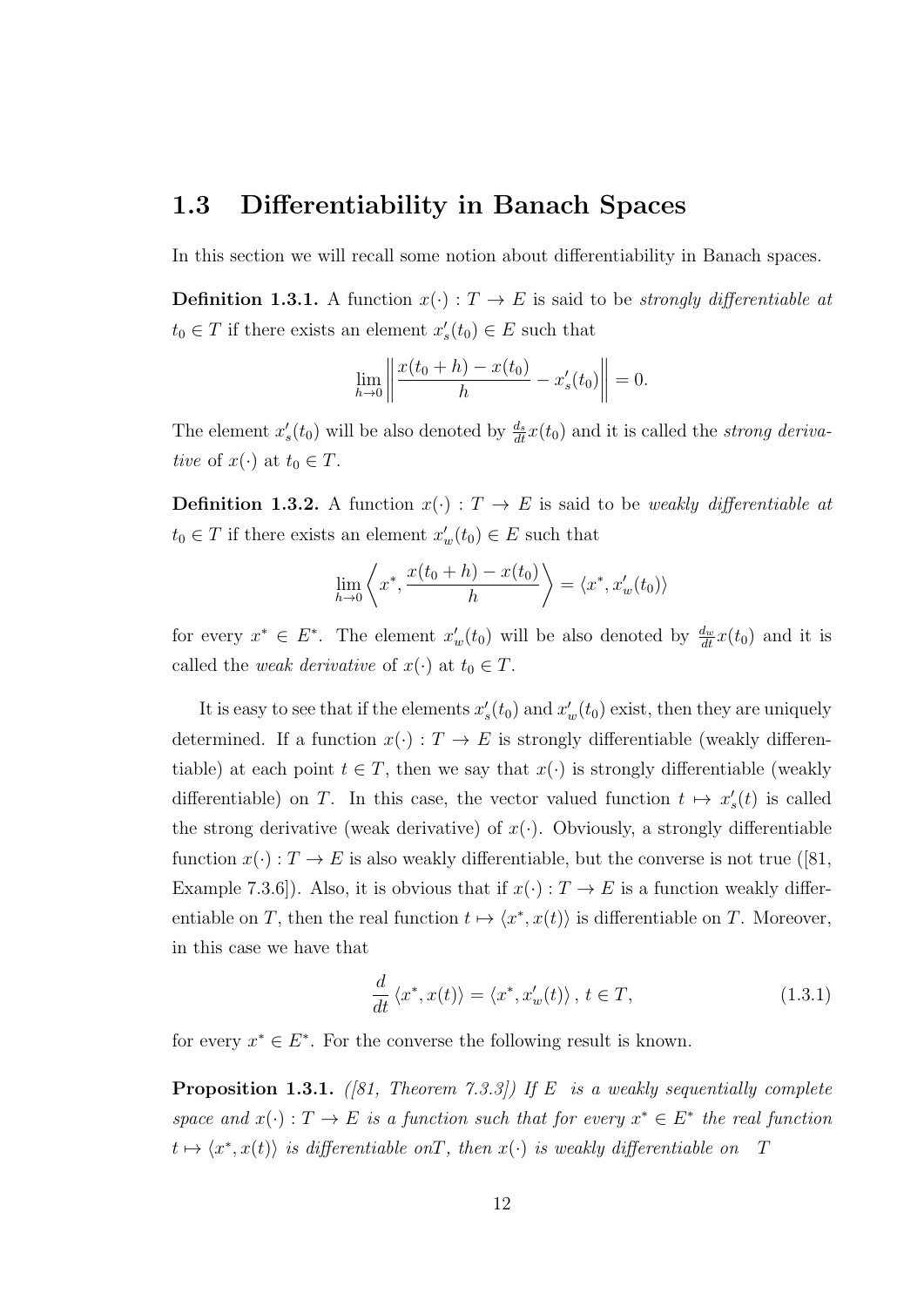## 1.3 Differentiability in Banach Spaces

In this section we will recall some notion about differentiability in Banach spaces.

**Definition 1.3.1.** A function $x(\cdot) : T \to E$ is said to be *strongly differentiable at* $t_0 \in T$ if there exists an element $x'_s(t_0) \in E$ such that

$$\lim_{h \to 0} \left\| \frac{x(t_0 + h) - x(t_0)}{h} - x'_s(t_0) \right\| = 0.$$

The element $x'_s(t_0)$ will be also denoted by $\frac{d_s}{dt}x(t_0)$ and it is called the *strong derivative* of $x(\cdot)$ at $t_0 \in T$.

**Definition 1.3.2.** A function $x(\cdot) : T \to E$ is said to be *weakly differentiable at* $t_0 \in T$ if there exists an element $x'_w(t_0) \in E$ such that

$$\lim_{h \to 0} \left\langle x^*, \frac{x(t_0 + h) - x(t_0)}{h} \right\rangle = \langle x^*, x'_w(t_0) \rangle$$

for every $x^* \in E^*$. The element $x'_w(t_0)$ will be also denoted by $\frac{d_w}{dt}x(t_0)$ and it is called the *weak derivative* of $x(\cdot)$ at $t_0 \in T$.

It is easy to see that if the elements $x'_s(t_0)$ and $x'_w(t_0)$ exist, then they are uniquely determined. If a function $x(\cdot) : T \to E$ is strongly differentiable (weakly differentiable) at each point $t \in T$, then we say that $x(\cdot)$ is strongly differentiable (weakly differentiable) on $T$. In this case, the vector valued function $t \mapsto x'_s(t)$ is called the strong derivative (weak derivative) of $x(\cdot)$. Obviously, a strongly differentiable function $x(\cdot) : T \to E$ is also weakly differentiable, but the converse is not true ([81, Example 7.3.6]). Also, it is obvious that if $x(\cdot) : T \to E$ is a function weakly differentiable on $T$, then the real function $t \mapsto \langle x^*, x(t) \rangle$ is differentiable on $T$. Moreover, in this case we have that

$$\frac{d}{dt} \langle x^*, x(t) \rangle = \langle x^*, x'_w(t) \rangle, \; t \in T, \tag{1.3.1}$$

for every $x^* \in E^*$. For the converse the following result is known.

**Proposition 1.3.1.** *([81, Theorem 7.3.3]) If $E$ is a weakly sequentially complete space and $x(\cdot) : T \to E$ is a function such that for every $x^* \in E^*$ the real function $t \mapsto \langle x^*, x(t) \rangle$ is differentiable onT, then $x(\cdot)$ is weakly differentiable on $T$*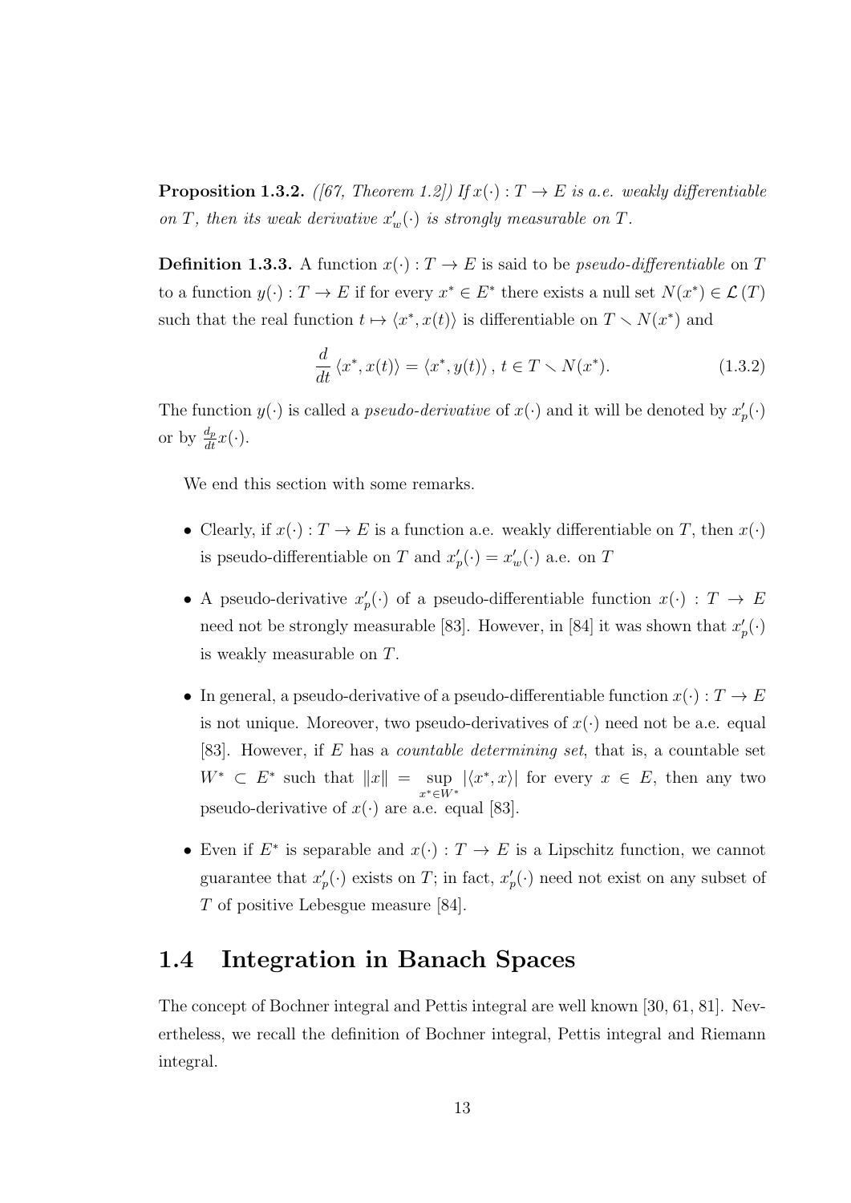**Proposition 1.3.2.** *([67, Theorem 1.2]) If $x(\cdot) : T \to E$ is a.e. weakly differentiable on $T$, then its weak derivative $x'_w(\cdot)$ is strongly measurable on $T$.*

**Definition 1.3.3.** A function $x(\cdot) : T \to E$ is said to be *pseudo-differentiable* on $T$ to a function $y(\cdot) : T \to E$ if for every $x^* \in E^*$ there exists a null set $N(x^*) \in \mathcal{L}(T)$ such that the real function $t \mapsto \langle x^*, x(t) \rangle$ is differentiable on $T \smallsetminus N(x^*)$ and

$$\frac{d}{dt} \langle x^*, x(t) \rangle = \langle x^*, y(t) \rangle \, , \, t \in T \smallsetminus N(x^*). \tag{1.3.2}$$

The function $y(\cdot)$ is called a *pseudo-derivative* of $x(\cdot)$ and it will be denoted by $x'_p(\cdot)$ or by $\frac{d_p}{dt} x(\cdot)$.

We end this section with some remarks.

- Clearly, if $x(\cdot) : T \to E$ is a function a.e. weakly differentiable on $T$, then $x(\cdot)$ is pseudo-differentiable on $T$ and $x'_p(\cdot) = x'_w(\cdot)$ a.e. on $T$
- A pseudo-derivative $x'_p(\cdot)$ of a pseudo-differentiable function $x(\cdot) : T \to E$ need not be strongly measurable [83]. However, in [84] it was shown that $x'_p(\cdot)$ is weakly measurable on $T$.
- In general, a pseudo-derivative of a pseudo-differentiable function $x(\cdot) : T \to E$ is not unique. Moreover, two pseudo-derivatives of $x(\cdot)$ need not be a.e. equal [83]. However, if $E$ has a *countable determining set*, that is, a countable set $W^* \subset E^*$ such that $\|x\| = \sup\limits_{x^* \in W^*} |\langle x^*, x \rangle|$ for every $x \in E$, then any two pseudo-derivative of $x(\cdot)$ are a.e. equal [83].
- Even if $E^*$ is separable and $x(\cdot) : T \to E$ is a Lipschitz function, we cannot guarantee that $x'_p(\cdot)$ exists on $T$; in fact, $x'_p(\cdot)$ need not exist on any subset of $T$ of positive Lebesgue measure [84].

## 1.4 Integration in Banach Spaces

The concept of Bochner integral and Pettis integral are well known [30, 61, 81]. Nevertheless, we recall the definition of Bochner integral, Pettis integral and Riemann integral.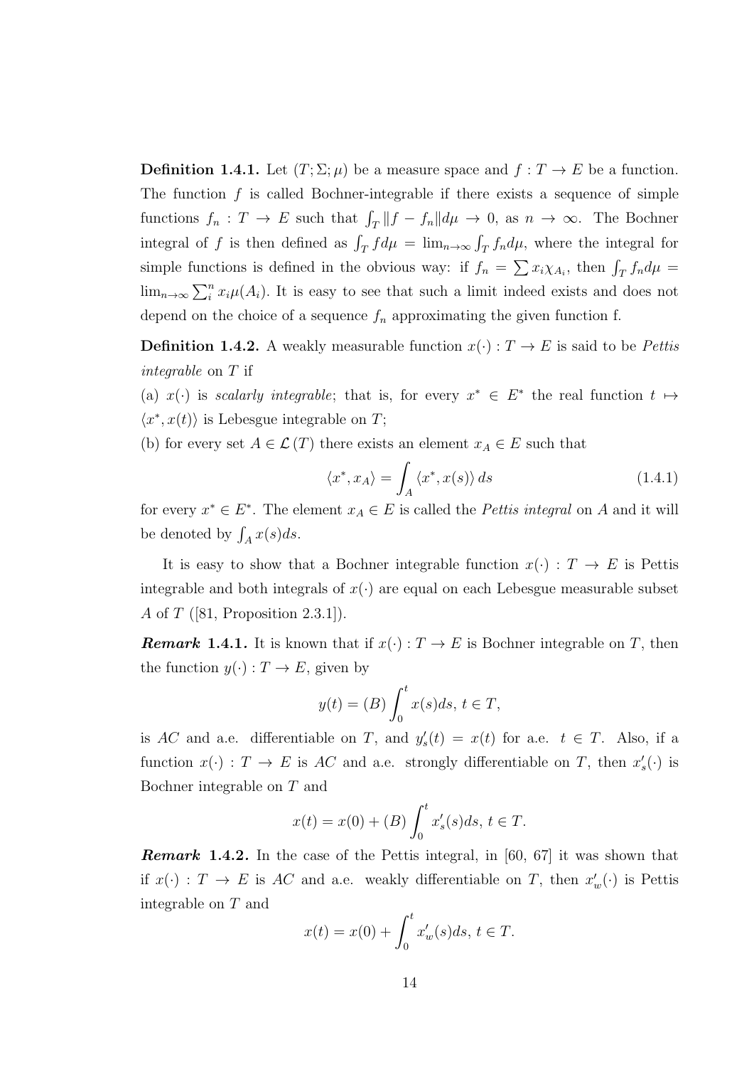**Definition 1.4.1.** Let $(T; \Sigma; \mu)$ be a measure space and $f : T \to E$ be a function. The function $f$ is called Bochner-integrable if there exists a sequence of simple functions $f_n : T \to E$ such that $\int_T \|f - f_n\| d\mu \to 0$, as $n \to \infty$. The Bochner integral of $f$ is then defined as $\int_T f d\mu = \lim_{n\to\infty} \int_T f_n d\mu$, where the integral for simple functions is defined in the obvious way: if $f_n = \sum x_i \chi_{A_i}$, then $\int_T f_n d\mu = \lim_{n\to\infty} \sum_i^n x_i \mu(A_i)$. It is easy to see that such a limit indeed exists and does not depend on the choice of a sequence $f_n$ approximating the given function f.

**Definition 1.4.2.** A weakly measurable function $x(\cdot) : T \to E$ is said to be *Pettis integrable* on $T$ if

(a) $x(\cdot)$ is *scalarly integrable*; that is, for every $x^* \in E^*$ the real function $t \mapsto \langle x^*, x(t)\rangle$ is Lebesgue integrable on $T$;

(b) for every set $A \in \mathcal{L}(T)$ there exists an element $x_A \in E$ such that

$$\langle x^*, x_A\rangle = \int_A \langle x^*, x(s)\rangle \, ds \tag{1.4.1}$$

for every $x^* \in E^*$. The element $x_A \in E$ is called the *Pettis integral* on $A$ and it will be denoted by $\int_A x(s)ds$.

It is easy to show that a Bochner integrable function $x(\cdot) : T \to E$ is Pettis integrable and both integrals of $x(\cdot)$ are equal on each Lebesgue measurable subset $A$ of $T$ ([81, Proposition 2.3.1]).

***Remark* 1.4.1.** It is known that if $x(\cdot) : T \to E$ is Bochner integrable on $T$, then the function $y(\cdot) : T \to E$, given by

$$y(t) = (B)\int_0^t x(s)ds, \; t \in T,$$

is *AC* and a.e. differentiable on $T$, and $y'_s(t) = x(t)$ for a.e. $t \in T$. Also, if a function $x(\cdot) : T \to E$ is *AC* and a.e. strongly differentiable on $T$, then $x'_s(\cdot)$ is Bochner integrable on $T$ and

$$x(t) = x(0) + (B)\int_0^t x'_s(s)ds, \; t \in T.$$

***Remark* 1.4.2.** In the case of the Pettis integral, in [60, 67] it was shown that if $x(\cdot) : T \to E$ is *AC* and a.e. weakly differentiable on $T$, then $x'_w(\cdot)$ is Pettis integrable on $T$ and

$$x(t) = x(0) + \int_0^t x'_w(s)ds, \; t \in T.$$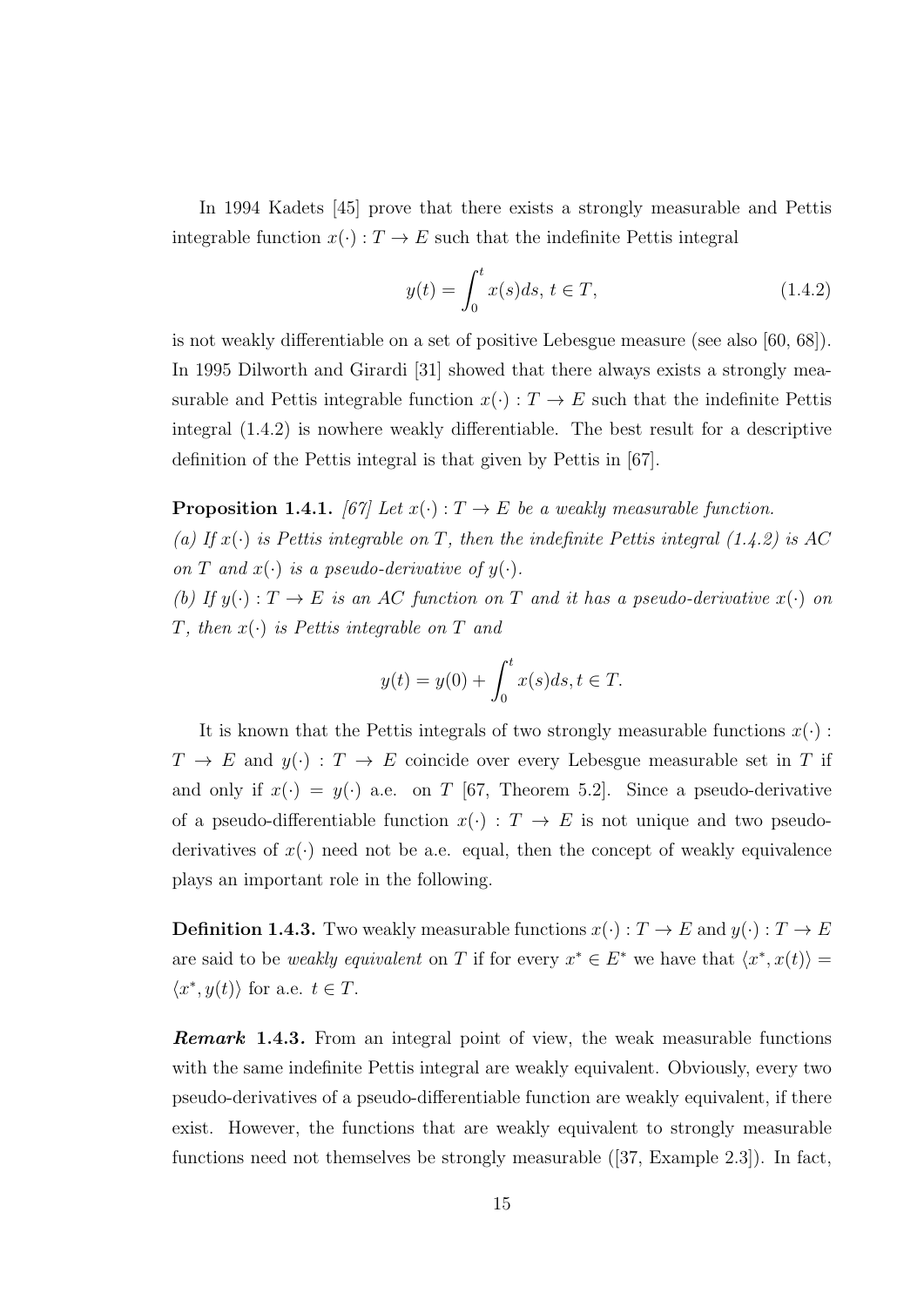In 1994 Kadets [45] prove that there exists a strongly measurable and Pettis integrable function $x(\cdot) : T \to E$ such that the indefinite Pettis integral

$$y(t) = \int_0^t x(s)ds, \; t \in T, \tag{1.4.2}$$

is not weakly differentiable on a set of positive Lebesgue measure (see also [60, 68]). In 1995 Dilworth and Girardi [31] showed that there always exists a strongly measurable and Pettis integrable function $x(\cdot) : T \to E$ such that the indefinite Pettis integral (1.4.2) is nowhere weakly differentiable. The best result for a descriptive definition of the Pettis integral is that given by Pettis in [67].

**Proposition 1.4.1.** *[67] Let $x(\cdot) : T \to E$ be a weakly measurable function.*

*(a) If $x(\cdot)$ is Pettis integrable on $T$, then the indefinite Pettis integral (1.4.2) is AC on $T$ and $x(\cdot)$ is a pseudo-derivative of $y(\cdot)$.*

*(b) If $y(\cdot) : T \to E$ is an AC function on $T$ and it has a pseudo-derivative $x(\cdot)$ on $T$, then $x(\cdot)$ is Pettis integrable on $T$ and*

$$y(t) = y(0) + \int_0^t x(s)ds, t \in T.$$

It is known that the Pettis integrals of two strongly measurable functions $x(\cdot) : T \to E$ and $y(\cdot) : T \to E$ coincide over every Lebesgue measurable set in $T$ if and only if $x(\cdot) = y(\cdot)$ a.e. on $T$ [67, Theorem 5.2]. Since a pseudo-derivative of a pseudo-differentiable function $x(\cdot) : T \to E$ is not unique and two pseudo-derivatives of $x(\cdot)$ need not be a.e. equal, then the concept of weakly equivalence plays an important role in the following.

**Definition 1.4.3.** Two weakly measurable functions $x(\cdot) : T \to E$ and $y(\cdot) : T \to E$ are said to be *weakly equivalent* on $T$ if for every $x^* \in E^*$ we have that $\langle x^*, x(t) \rangle = \langle x^*, y(t) \rangle$ for a.e. $t \in T$.

***Remark* 1.4.3.** From an integral point of view, the weak measurable functions with the same indefinite Pettis integral are weakly equivalent. Obviously, every two pseudo-derivatives of a pseudo-differentiable function are weakly equivalent, if there exist. However, the functions that are weakly equivalent to strongly measurable functions need not themselves be strongly measurable ([37, Example 2.3]). In fact,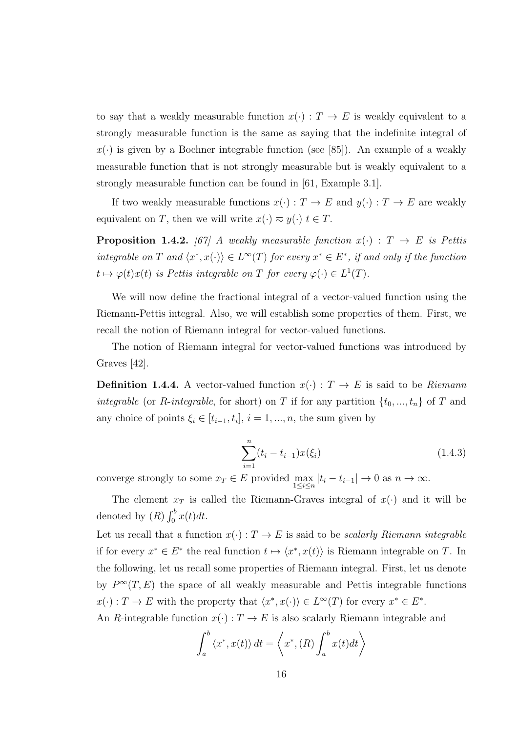to say that a weakly measurable function $x(\cdot) : T \to E$ is weakly equivalent to a strongly measurable function is the same as saying that the indefinite integral of $x(\cdot)$ is given by a Bochner integrable function (see [85]). An example of a weakly measurable function that is not strongly measurable but is weakly equivalent to a strongly measurable function can be found in [61, Example 3.1].

If two weakly measurable functions $x(\cdot) : T \to E$ and $y(\cdot) : T \to E$ are weakly equivalent on $T$, then we will write $x(\cdot) \approx y(\cdot)$ $t \in T$.

**Proposition 1.4.2.** *[67] A weakly measurable function $x(\cdot) : T \to E$ is Pettis integrable on $T$ and $\langle x^*, x(\cdot)\rangle \in L^\infty(T)$ for every $x^* \in E^*$, if and only if the function $t \mapsto \varphi(t)x(t)$ is Pettis integrable on $T$ for every $\varphi(\cdot) \in L^1(T)$.*

We will now define the fractional integral of a vector-valued function using the Riemann-Pettis integral. Also, we will establish some properties of them. First, we recall the notion of Riemann integral for vector-valued functions.

The notion of Riemann integral for vector-valued functions was introduced by Graves [42].

**Definition 1.4.4.** A vector-valued function $x(\cdot) : T \to E$ is said to be *Riemann integrable* (or *R-integrable*, for short) on $T$ if for any partition $\{t_0, ..., t_n\}$ of $T$ and any choice of points $\xi_i \in [t_{i-1}, t_i]$, $i = 1, ..., n$, the sum given by

$$\sum_{i=1}^{n}(t_i - t_{i-1})x(\xi_i) \tag{1.4.3}$$

converge strongly to some $x_T \in E$ provided $\max\limits_{1\leq i\leq n} |t_i - t_{i-1}| \to 0$ as $n \to \infty$.

The element $x_T$ is called the Riemann-Graves integral of $x(\cdot)$ and it will be denoted by $(R)\int_0^b x(t)dt$.

Let us recall that a function $x(\cdot) : T \to E$ is said to be *scalarly Riemann integrable* if for every $x^* \in E^*$ the real function $t \mapsto \langle x^*, x(t)\rangle$ is Riemann integrable on $T$. In the following, let us recall some properties of Riemann integral. First, let us denote by $P^\infty(T, E)$ the space of all weakly measurable and Pettis integrable functions $x(\cdot) : T \to E$ with the property that $\langle x^*, x(\cdot)\rangle \in L^\infty(T)$ for every $x^* \in E^*$.

An $R$-integrable function $x(\cdot) : T \to E$ is also scalarly Riemann integrable and

$$\int_a^b \langle x^*, x(t)\rangle\, dt = \left\langle x^*, (R)\int_a^b x(t)dt \right\rangle$$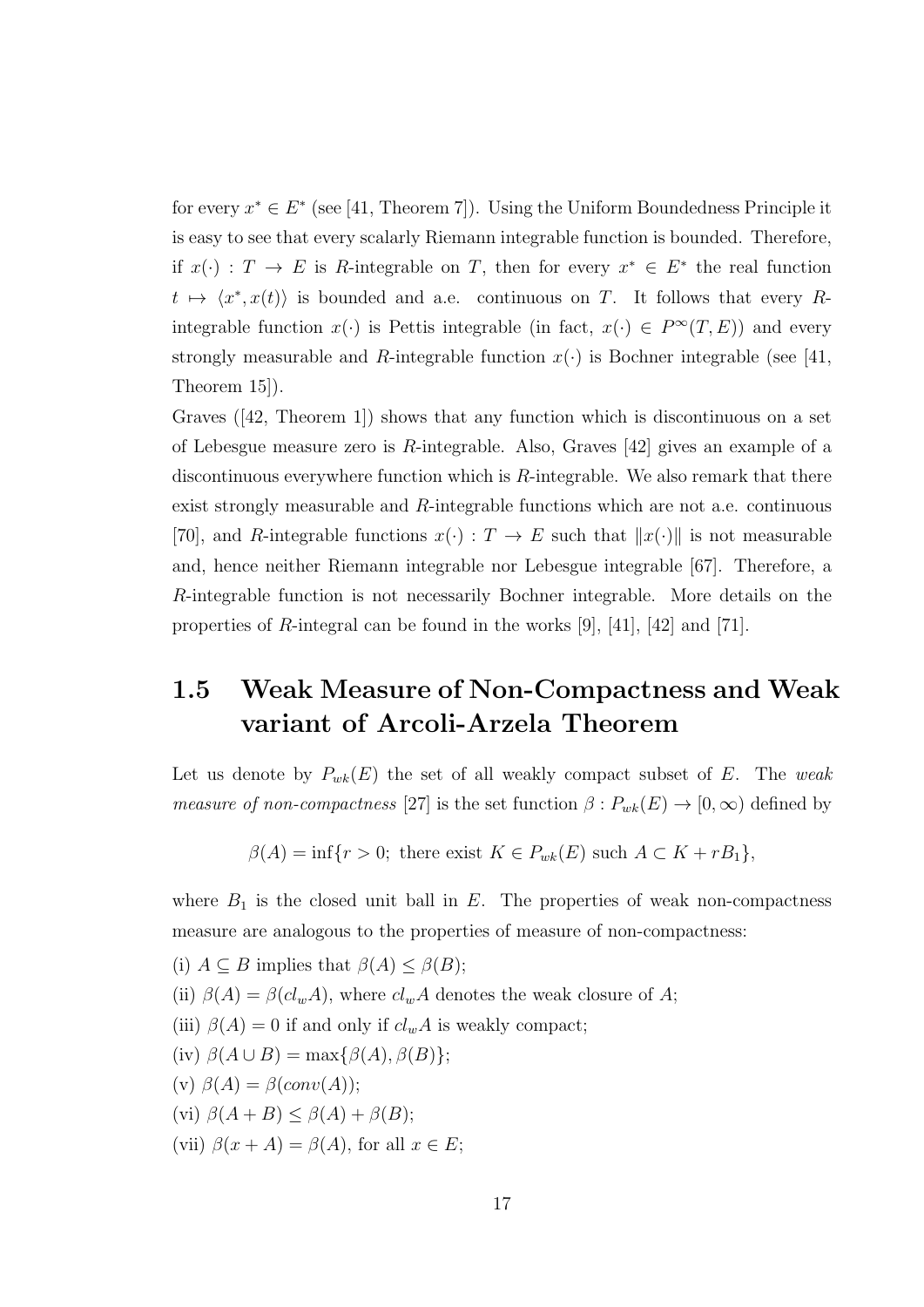for every $x^* \in E^*$ (see [41, Theorem 7]). Using the Uniform Boundedness Principle it is easy to see that every scalarly Riemann integrable function is bounded. Therefore, if $x(\cdot) : T \to E$ is $R$-integrable on $T$, then for every $x^* \in E^*$ the real function $t \mapsto \langle x^*, x(t) \rangle$ is bounded and a.e. continuous on $T$. It follows that every $R$-integrable function $x(\cdot)$ is Pettis integrable (in fact, $x(\cdot) \in P^{\infty}(T, E)$) and every strongly measurable and $R$-integrable function $x(\cdot)$ is Bochner integrable (see [41, Theorem 15]).

Graves ([42, Theorem 1]) shows that any function which is discontinuous on a set of Lebesgue measure zero is $R$-integrable. Also, Graves [42] gives an example of a discontinuous everywhere function which is $R$-integrable. We also remark that there exist strongly measurable and $R$-integrable functions which are not a.e. continuous [70], and $R$-integrable functions $x(\cdot) : T \to E$ such that $\|x(\cdot)\|$ is not measurable and, hence neither Riemann integrable nor Lebesgue integrable [67]. Therefore, a $R$-integrable function is not necessarily Bochner integrable. More details on the properties of $R$-integral can be found in the works [9], [41], [42] and [71].

## 1.5 Weak Measure of Non-Compactness and Weak variant of Arcoli-Arzela Theorem

Let us denote by $P_{wk}(E)$ the set of all weakly compact subset of $E$. The *weak measure of non-compactness* [27] is the set function $\beta : P_{wk}(E) \to [0, \infty)$ defined by

$$\beta(A) = \inf\{r > 0;\ \text{there exist } K \in P_{wk}(E) \text{ such } A \subset K + rB_1\},$$

where $B_1$ is the closed unit ball in $E$. The properties of weak non-compactness measure are analogous to the properties of measure of non-compactness:

(i) $A \subseteq B$ implies that $\beta(A) \leq \beta(B)$;

(ii) $\beta(A) = \beta(cl_w A)$, where $cl_w A$ denotes the weak closure of $A$;

(iii) $\beta(A) = 0$ if and only if $cl_w A$ is weakly compact;

(iv) $\beta(A \cup B) = \max\{\beta(A), \beta(B)\}$;

(v) $\beta(A) = \beta(conv(A))$;

(vi) $\beta(A + B) \leq \beta(A) + \beta(B)$;

(vii) $\beta(x + A) = \beta(A)$, for all $x \in E$;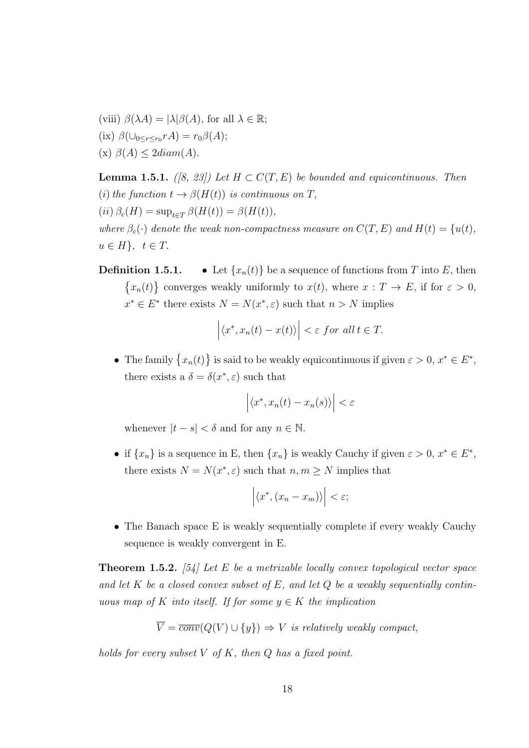(viii) $\beta(\lambda A) = |\lambda|\beta(A)$, for all $\lambda \in \mathbb{R}$;

(ix) $\beta(\cup_{0\leq r\leq r_0} rA) = r_0\beta(A)$;

(x) $\beta(A) \leq 2diam(A)$.

**Lemma 1.5.1.** *([8, 23]) Let $H \subset C(T, E)$ be bounded and equicontinuous. Then*
*(i) the function $t \to \beta(H(t))$ is continuous on $T$,*
*(ii) $\beta_c(H) = \sup_{t\in T} \beta(H(t)) = \beta(H(t))$,*
*where $\beta_c(\cdot)$ denote the weak non-compactness measure on $C(T, E)$ and $H(t) = \{u(t), u \in H\}$, $t \in T$.*

**Definition 1.5.1.**

- Let $\{x_n(t)\}$ be a sequence of functions from $T$ into $E$, then $\{x_n(t)\}$ converges weakly uniformly to $x(t)$, where $x : T \to E$, if for $\varepsilon > 0$, $x^* \in E^*$ there exists $N = N(x^*, \varepsilon)$ such that $n > N$ implies

$$\left|\langle x^*, x_n(t) - x(t)\rangle\right| < \varepsilon \; for \; all \, t \in T.$$

- The family $\{x_n(t)\}$ is said to be weakly equicontinuous if given $\varepsilon > 0$, $x^* \in E^*$, there exists a $\delta = \delta(x^*, \varepsilon)$ such that

$$\left|\langle x^*, x_n(t) - x_n(s)\rangle\right| < \varepsilon$$

whenever $|t - s| < \delta$ and for any $n \in \mathbb{N}$.

- if $\{x_n\}$ is a sequence in E, then $\{x_n\}$ is weakly Cauchy if given $\varepsilon > 0$, $x^* \in E^*$, there exists $N = N(x^*, \varepsilon)$ such that $n, m \geq N$ implies that

$$\left|\langle x^*, (x_n - x_m)\rangle\right| < \varepsilon;$$

- The Banach space E is weakly sequentially complete if every weakly Cauchy sequence is weakly convergent in E.

**Theorem 1.5.2.** *[54] Let $E$ be a metrizable locally convex topological vector space and let $K$ be a closed convex subset of $E$, and let $Q$ be a weakly sequentially continuous map of $K$ into itself. If for some $y \in K$ the implication*

$$\overline{V} = \overline{conv}(Q(V) \cup \{y\}) \Rightarrow V \text{ is relatively weakly compact},$$

*holds for every subset $V$ of $K$, then $Q$ has a fixed point.*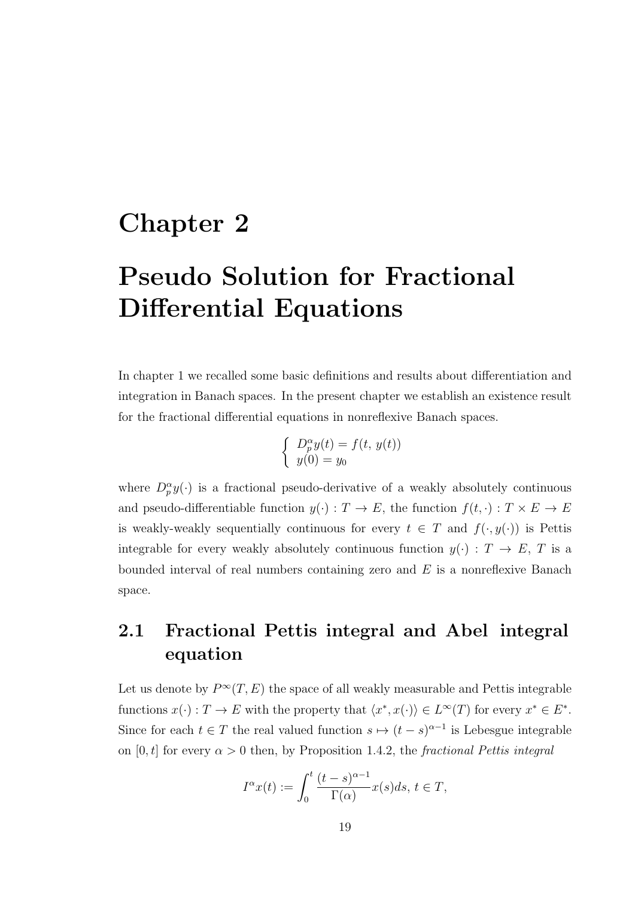# Chapter 2

# Pseudo Solution for Fractional Differential Equations

In chapter 1 we recalled some basic definitions and results about differentiation and integration in Banach spaces. In the present chapter we establish an existence result for the fractional differential equations in nonreflexive Banach spaces.

$$\begin{cases} D_p^{\alpha} y(t) = f(t,\, y(t)) \\ y(0) = y_0 \end{cases}$$

where $D_p^{\alpha} y(\cdot)$ is a fractional pseudo-derivative of a weakly absolutely continuous and pseudo-differentiable function $y(\cdot) : T \to E$, the function $f(t, \cdot) : T \times E \to E$ is weakly-weakly sequentially continuous for every $t \in T$ and $f(\cdot, y(\cdot))$ is Pettis integrable for every weakly absolutely continuous function $y(\cdot) : T \to E$, $T$ is a bounded interval of real numbers containing zero and $E$ is a nonreflexive Banach space.

## 2.1 Fractional Pettis integral and Abel integral equation

Let us denote by $P^{\infty}(T, E)$ the space of all weakly measurable and Pettis integrable functions $x(\cdot) : T \to E$ with the property that $\langle x^*, x(\cdot) \rangle \in L^{\infty}(T)$ for every $x^* \in E^*$. Since for each $t \in T$ the real valued function $s \mapsto (t-s)^{\alpha-1}$ is Lebesgue integrable on $[0, t]$ for every $\alpha > 0$ then, by Proposition 1.4.2, the *fractional Pettis integral*

$$I^{\alpha} x(t) := \int_0^t \frac{(t-s)^{\alpha-1}}{\Gamma(\alpha)} x(s) ds,\ t \in T,$$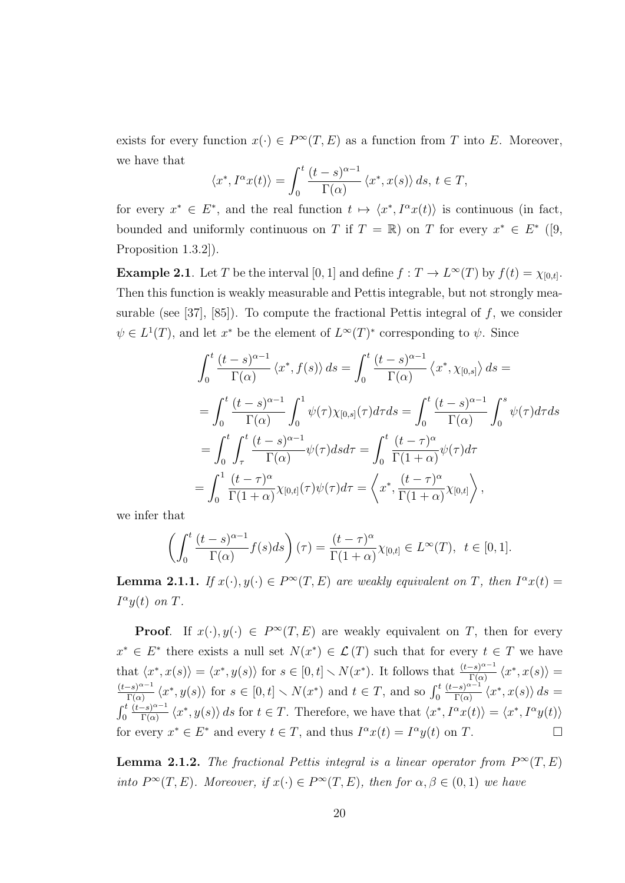exists for every function $x(\cdot) \in P^{\infty}(T, E)$ as a function from $T$ into $E$. Moreover, we have that

$$\langle x^*, I^{\alpha}x(t)\rangle = \int_0^t \frac{(t-s)^{\alpha-1}}{\Gamma(\alpha)} \langle x^*, x(s)\rangle \, ds, \; t \in T,$$

for every $x^* \in E^*$, and the real function $t \mapsto \langle x^*, I^{\alpha}x(t)\rangle$ is continuous (in fact, bounded and uniformly continuous on $T$ if $T = \mathbb{R}$) on $T$ for every $x^* \in E^*$ ([9, Proposition 1.3.2]).

**Example 2.1**. Let $T$ be the interval $[0,1]$ and define $f : T \to L^{\infty}(T)$ by $f(t) = \chi_{[0,t]}$. Then this function is weakly measurable and Pettis integrable, but not strongly measurable (see [37], [85]). To compute the fractional Pettis integral of $f$, we consider $\psi \in L^1(T)$, and let $x^*$ be the element of $L^{\infty}(T)^*$ corresponding to $\psi$. Since

$$\begin{aligned}
&\int_0^t \frac{(t-s)^{\alpha-1}}{\Gamma(\alpha)} \langle x^*, f(s)\rangle \, ds = \int_0^t \frac{(t-s)^{\alpha-1}}{\Gamma(\alpha)} \left\langle x^*, \chi_{[0,s]}\right\rangle ds = \\
&= \int_0^t \frac{(t-s)^{\alpha-1}}{\Gamma(\alpha)} \int_0^1 \psi(\tau)\chi_{[0,s]}(\tau) d\tau ds = \int_0^t \frac{(t-s)^{\alpha-1}}{\Gamma(\alpha)} \int_0^s \psi(\tau) d\tau ds \\
&= \int_0^t \int_{\tau}^t \frac{(t-s)^{\alpha-1}}{\Gamma(\alpha)} \psi(\tau) ds d\tau = \int_0^t \frac{(t-\tau)^{\alpha}}{\Gamma(1+\alpha)} \psi(\tau) d\tau \\
&= \int_0^1 \frac{(t-\tau)^{\alpha}}{\Gamma(1+\alpha)} \chi_{[0,t]}(\tau)\psi(\tau) d\tau = \left\langle x^*, \frac{(t-\tau)^{\alpha}}{\Gamma(1+\alpha)} \chi_{[0,t]} \right\rangle,
\end{aligned}$$

we infer that

$$\left( \int_0^t \frac{(t-s)^{\alpha-1}}{\Gamma(\alpha)} f(s) ds \right)(\tau) = \frac{(t-\tau)^{\alpha}}{\Gamma(1+\alpha)} \chi_{[0,t]} \in L^{\infty}(T), \;\; t \in [0,1].$$

**Lemma 2.1.1.** *If $x(\cdot), y(\cdot) \in P^{\infty}(T, E)$ are weakly equivalent on $T$, then $I^{\alpha}x(t) = I^{\alpha}y(t)$ on $T$.*

**Proof**. If $x(\cdot), y(\cdot) \in P^{\infty}(T, E)$ are weakly equivalent on $T$, then for every $x^* \in E^*$ there exists a null set $N(x^*) \in \mathcal{L}(T)$ such that for every $t \in T$ we have that $\langle x^*, x(s)\rangle = \langle x^*, y(s)\rangle$ for $s \in [0,t] \smallsetminus N(x^*)$. It follows that $\frac{(t-s)^{\alpha-1}}{\Gamma(\alpha)} \langle x^*, x(s)\rangle = \frac{(t-s)^{\alpha-1}}{\Gamma(\alpha)} \langle x^*, y(s)\rangle$ for $s \in [0,t] \smallsetminus N(x^*)$ and $t \in T$, and so $\int_0^t \frac{(t-s)^{\alpha-1}}{\Gamma(\alpha)} \langle x^*, x(s)\rangle \, ds = \int_0^t \frac{(t-s)^{\alpha-1}}{\Gamma(\alpha)} \langle x^*, y(s)\rangle \, ds$ for $t \in T$. Therefore, we have that $\langle x^*, I^{\alpha}x(t)\rangle = \langle x^*, I^{\alpha}y(t)\rangle$ for every $x^* \in E^*$ and every $t \in T$, and thus $I^{\alpha}x(t) = I^{\alpha}y(t)$ on $T$. □

**Lemma 2.1.2.** *The fractional Pettis integral is a linear operator from $P^{\infty}(T, E)$ into $P^{\infty}(T, E)$. Moreover, if $x(\cdot) \in P^{\infty}(T, E)$, then for $\alpha, \beta \in (0,1)$ we have*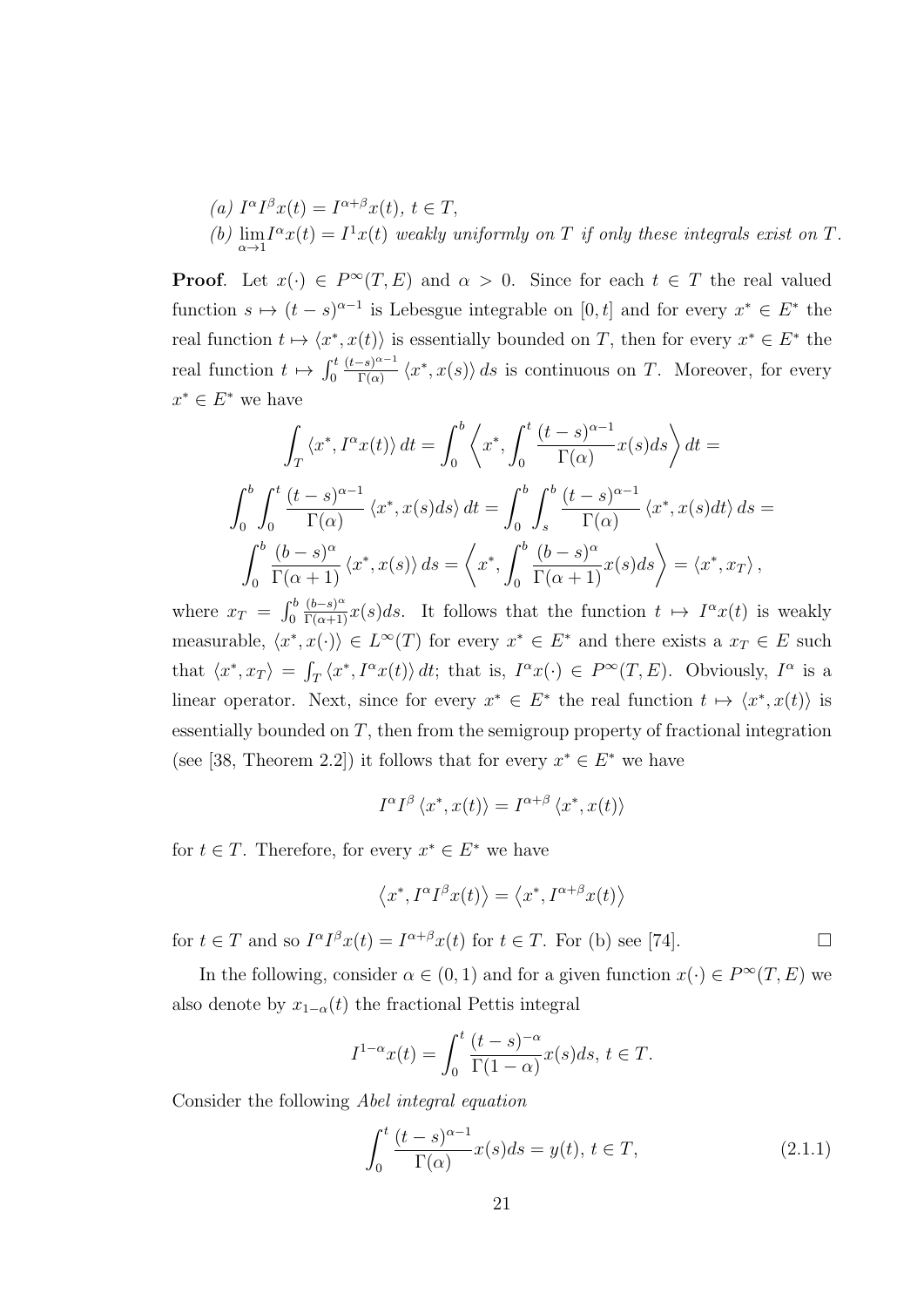(a) $I^\alpha I^\beta x(t) = I^{\alpha+\beta}x(t)$, $t \in T$,

(b) $\lim\limits_{\alpha \to 1} I^\alpha x(t) = I^1 x(t)$ *weakly uniformly on* $T$ *if only these integrals exist on* $T$.

**Proof**. Let $x(\cdot) \in P^\infty(T, E)$ and $\alpha > 0$. Since for each $t \in T$ the real valued function $s \mapsto (t-s)^{\alpha-1}$ is Lebesgue integrable on $[0, t]$ and for every $x^* \in E^*$ the real function $t \mapsto \langle x^*, x(t) \rangle$ is essentially bounded on $T$, then for every $x^* \in E^*$ the real function $t \mapsto \int_0^t \frac{(t-s)^{\alpha-1}}{\Gamma(\alpha)} \langle x^*, x(s) \rangle \, ds$ is continuous on $T$. Moreover, for every $x^* \in E^*$ we have

$$
\int_T \langle x^*, I^\alpha x(t) \rangle \, dt = \int_0^b \left\langle x^*, \int_0^t \frac{(t-s)^{\alpha-1}}{\Gamma(\alpha)} x(s) ds \right\rangle dt =
$$

$$
\int_0^b \int_0^t \frac{(t-s)^{\alpha-1}}{\Gamma(\alpha)} \langle x^*, x(s) ds \rangle \, dt = \int_0^b \int_s^b \frac{(t-s)^{\alpha-1}}{\Gamma(\alpha)} \langle x^*, x(s) dt \rangle \, ds =
$$

$$
\int_0^b \frac{(b-s)^\alpha}{\Gamma(\alpha+1)} \langle x^*, x(s) \rangle \, ds = \left\langle x^*, \int_0^b \frac{(b-s)^\alpha}{\Gamma(\alpha+1)} x(s) ds \right\rangle = \langle x^*, x_T \rangle,
$$

where $x_T = \int_0^b \frac{(b-s)^\alpha}{\Gamma(\alpha+1)} x(s) ds$. It follows that the function $t \mapsto I^\alpha x(t)$ is weakly measurable, $\langle x^*, x(\cdot) \rangle \in L^\infty(T)$ for every $x^* \in E^*$ and there exists a $x_T \in E$ such that $\langle x^*, x_T \rangle = \int_T \langle x^*, I^\alpha x(t) \rangle \, dt$; that is, $I^\alpha x(\cdot) \in P^\infty(T, E)$. Obviously, $I^\alpha$ is a linear operator. Next, since for every $x^* \in E^*$ the real function $t \mapsto \langle x^*, x(t) \rangle$ is essentially bounded on $T$, then from the semigroup property of fractional integration (see [38, Theorem 2.2]) it follows that for every $x^* \in E^*$ we have

$$
I^\alpha I^\beta \langle x^*, x(t) \rangle = I^{\alpha+\beta} \langle x^*, x(t) \rangle
$$

for $t \in T$. Therefore, for every $x^* \in E^*$ we have

$$
\left\langle x^*, I^\alpha I^\beta x(t) \right\rangle = \left\langle x^*, I^{\alpha+\beta} x(t) \right\rangle
$$

for $t \in T$ and so $I^\alpha I^\beta x(t) = I^{\alpha+\beta} x(t)$ for $t \in T$. For (b) see [74]. □

In the following, consider $\alpha \in (0, 1)$ and for a given function $x(\cdot) \in P^\infty(T, E)$ we also denote by $x_{1-\alpha}(t)$ the fractional Pettis integral

$$
I^{1-\alpha} x(t) = \int_0^t \frac{(t-s)^{-\alpha}}{\Gamma(1-\alpha)} x(s) ds, \; t \in T.
$$

Consider the following *Abel integral equation*

$$
\int_0^t \frac{(t-s)^{\alpha-1}}{\Gamma(\alpha)} x(s) ds = y(t), \; t \in T, \tag{2.1.1}
$$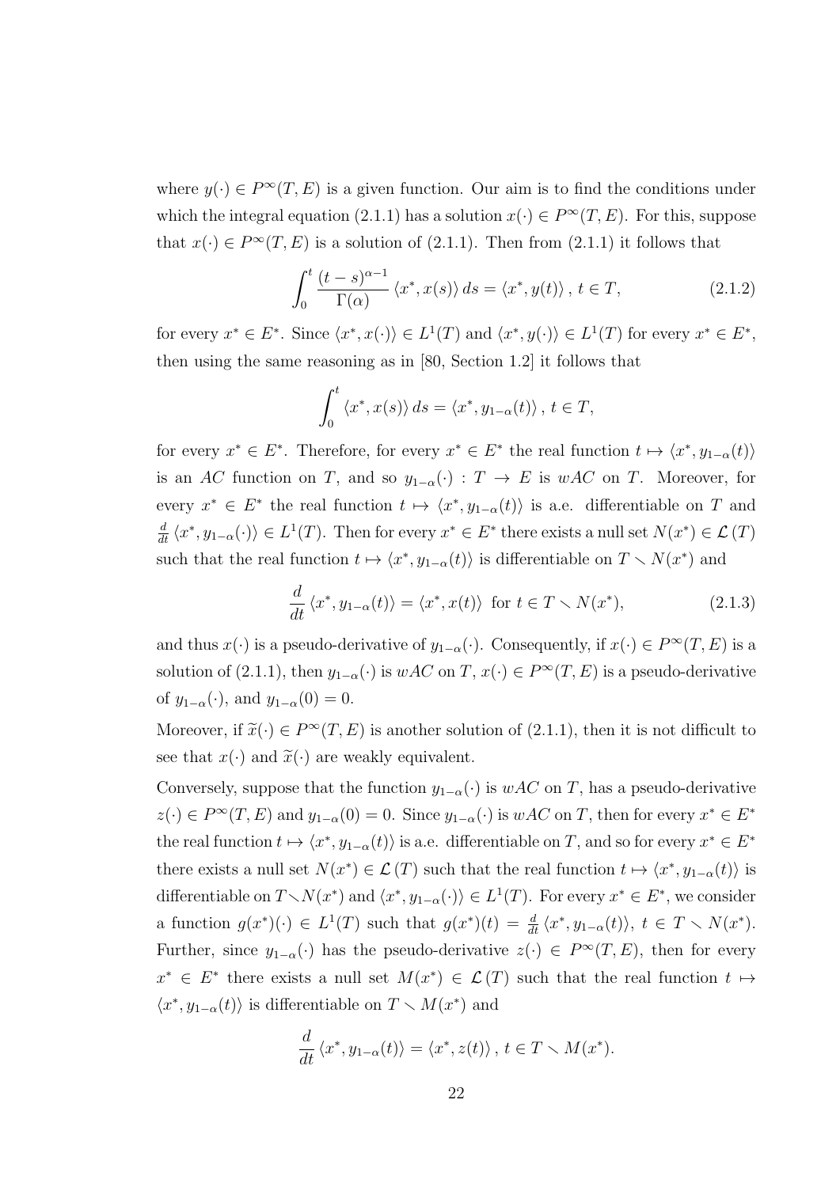where $y(\cdot) \in P^\infty(T, E)$ is a given function. Our aim is to find the conditions under which the integral equation (2.1.1) has a solution $x(\cdot) \in P^\infty(T, E)$. For this, suppose that $x(\cdot) \in P^\infty(T, E)$ is a solution of (2.1.1). Then from (2.1.1) it follows that

$$\int_0^t \frac{(t-s)^{\alpha-1}}{\Gamma(\alpha)} \langle x^*, x(s) \rangle \, ds = \langle x^*, y(t) \rangle \, , \; t \in T, \tag{2.1.2}$$

for every $x^* \in E^*$. Since $\langle x^*, x(\cdot) \rangle \in L^1(T)$ and $\langle x^*, y(\cdot) \rangle \in L^1(T)$ for every $x^* \in E^*$, then using the same reasoning as in [80, Section 1.2] it follows that

$$\int_0^t \langle x^*, x(s) \rangle \, ds = \langle x^*, y_{1-\alpha}(t) \rangle \, , \; t \in T,$$

for every $x^* \in E^*$. Therefore, for every $x^* \in E^*$ the real function $t \mapsto \langle x^*, y_{1-\alpha}(t) \rangle$ is an $AC$ function on $T$, and so $y_{1-\alpha}(\cdot) : T \to E$ is $wAC$ on $T$. Moreover, for every $x^* \in E^*$ the real function $t \mapsto \langle x^*, y_{1-\alpha}(t) \rangle$ is a.e. differentiable on $T$ and $\frac{d}{dt} \langle x^*, y_{1-\alpha}(\cdot) \rangle \in L^1(T)$. Then for every $x^* \in E^*$ there exists a null set $N(x^*) \in \mathcal{L}(T)$ such that the real function $t \mapsto \langle x^*, y_{1-\alpha}(t) \rangle$ is differentiable on $T \setminus N(x^*)$ and

$$\frac{d}{dt} \langle x^*, y_{1-\alpha}(t) \rangle = \langle x^*, x(t) \rangle \;\; \text{for } t \in T \setminus N(x^*), \tag{2.1.3}$$

and thus $x(\cdot)$ is a pseudo-derivative of $y_{1-\alpha}(\cdot)$. Consequently, if $x(\cdot) \in P^\infty(T, E)$ is a solution of (2.1.1), then $y_{1-\alpha}(\cdot)$ is $wAC$ on $T$, $x(\cdot) \in P^\infty(T, E)$ is a pseudo-derivative of $y_{1-\alpha}(\cdot)$, and $y_{1-\alpha}(0) = 0$.

Moreover, if $\widetilde{x}(\cdot) \in P^\infty(T, E)$ is another solution of (2.1.1), then it is not difficult to see that $x(\cdot)$ and $\widetilde{x}(\cdot)$ are weakly equivalent.

Conversely, suppose that the function $y_{1-\alpha}(\cdot)$ is $wAC$ on $T$, has a pseudo-derivative $z(\cdot) \in P^\infty(T, E)$ and $y_{1-\alpha}(0) = 0$. Since $y_{1-\alpha}(\cdot)$ is $wAC$ on $T$, then for every $x^* \in E^*$ the real function $t \mapsto \langle x^*, y_{1-\alpha}(t) \rangle$ is a.e. differentiable on $T$, and so for every $x^* \in E^*$ there exists a null set $N(x^*) \in \mathcal{L}(T)$ such that the real function $t \mapsto \langle x^*, y_{1-\alpha}(t) \rangle$ is differentiable on $T \setminus N(x^*)$ and $\langle x^*, y_{1-\alpha}(\cdot) \rangle \in L^1(T)$. For every $x^* \in E^*$, we consider a function $g(x^*)(\cdot) \in L^1(T)$ such that $g(x^*)(t) = \frac{d}{dt} \langle x^*, y_{1-\alpha}(t) \rangle$, $t \in T \setminus N(x^*)$. Further, since $y_{1-\alpha}(\cdot)$ has the pseudo-derivative $z(\cdot) \in P^\infty(T, E)$, then for every $x^* \in E^*$ there exists a null set $M(x^*) \in \mathcal{L}(T)$ such that the real function $t \mapsto \langle x^*, y_{1-\alpha}(t) \rangle$ is differentiable on $T \setminus M(x^*)$ and

$$\frac{d}{dt} \langle x^*, y_{1-\alpha}(t) \rangle = \langle x^*, z(t) \rangle \, , \; t \in T \setminus M(x^*).$$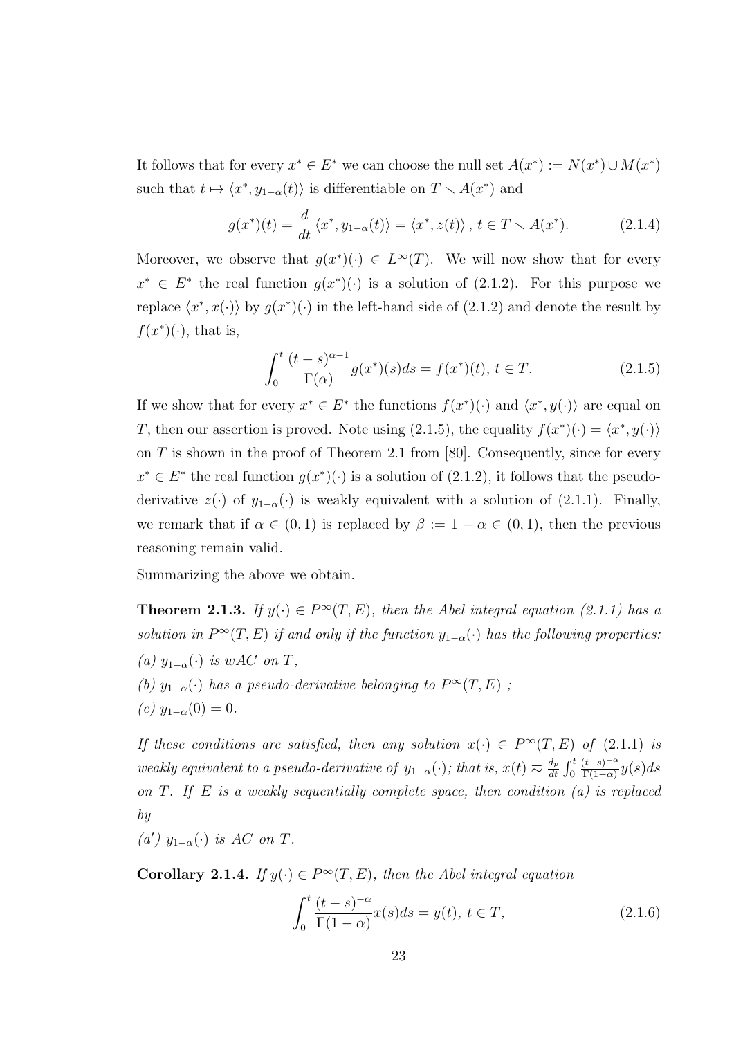It follows that for every $x^* \in E^*$ we can choose the null set $A(x^*) := N(x^*) \cup M(x^*)$ such that $t \mapsto \langle x^*, y_{1-\alpha}(t)\rangle$ is differentiable on $T \smallsetminus A(x^*)$ and

$$g(x^*)(t) = \frac{d}{dt}\langle x^*, y_{1-\alpha}(t)\rangle = \langle x^*, z(t)\rangle\,,\; t \in T \smallsetminus A(x^*). \tag{2.1.4}$$

Moreover, we observe that $g(x^*)(\cdot) \in L^\infty(T)$. We will now show that for every $x^* \in E^*$ the real function $g(x^*)(\cdot)$ is a solution of (2.1.2). For this purpose we replace $\langle x^*, x(\cdot)\rangle$ by $g(x^*)(\cdot)$ in the left-hand side of (2.1.2) and denote the result by $f(x^*)(\cdot)$, that is,

$$\int_0^t \frac{(t-s)^{\alpha-1}}{\Gamma(\alpha)} g(x^*)(s)ds = f(x^*)(t),\, t \in T. \tag{2.1.5}$$

If we show that for every $x^* \in E^*$ the functions $f(x^*)(\cdot)$ and $\langle x^*, y(\cdot)\rangle$ are equal on $T$, then our assertion is proved. Note using (2.1.5), the equality $f(x^*)(\cdot) = \langle x^*, y(\cdot)\rangle$ on $T$ is shown in the proof of Theorem 2.1 from [80]. Consequently, since for every $x^* \in E^*$ the real function $g(x^*)(\cdot)$ is a solution of (2.1.2), it follows that the pseudo-derivative $z(\cdot)$ of $y_{1-\alpha}(\cdot)$ is weakly equivalent with a solution of (2.1.1). Finally, we remark that if $\alpha \in (0,1)$ is replaced by $\beta := 1-\alpha \in (0,1)$, then the previous reasoning remain valid.

Summarizing the above we obtain.

**Theorem 2.1.3.** *If $y(\cdot) \in P^\infty(T,E)$, then the Abel integral equation (2.1.1) has a solution in $P^\infty(T,E)$ if and only if the function $y_{1-\alpha}(\cdot)$ has the following properties:*
*(a) $y_{1-\alpha}(\cdot)$ is wAC on $T$,*
*(b) $y_{1-\alpha}(\cdot)$ has a pseudo-derivative belonging to $P^\infty(T,E)$ ;*
*(c) $y_{1-\alpha}(0) = 0$.*

*If these conditions are satisfied, then any solution $x(\cdot) \in P^\infty(T,E)$ of (2.1.1) is weakly equivalent to a pseudo-derivative of $y_{1-\alpha}(\cdot)$; that is, $x(t) \approx \frac{d_p}{dt}\int_0^t \frac{(t-s)^{-\alpha}}{\Gamma(1-\alpha)} y(s)ds$ on $T$. If $E$ is a weakly sequentially complete space, then condition (a) is replaced by*
*(a′) $y_{1-\alpha}(\cdot)$ is AC on $T$.*

**Corollary 2.1.4.** *If $y(\cdot) \in P^\infty(T,E)$, then the Abel integral equation*

$$\int_0^t \frac{(t-s)^{-\alpha}}{\Gamma(1-\alpha)} x(s)ds = y(t),\, t \in T, \tag{2.1.6}$$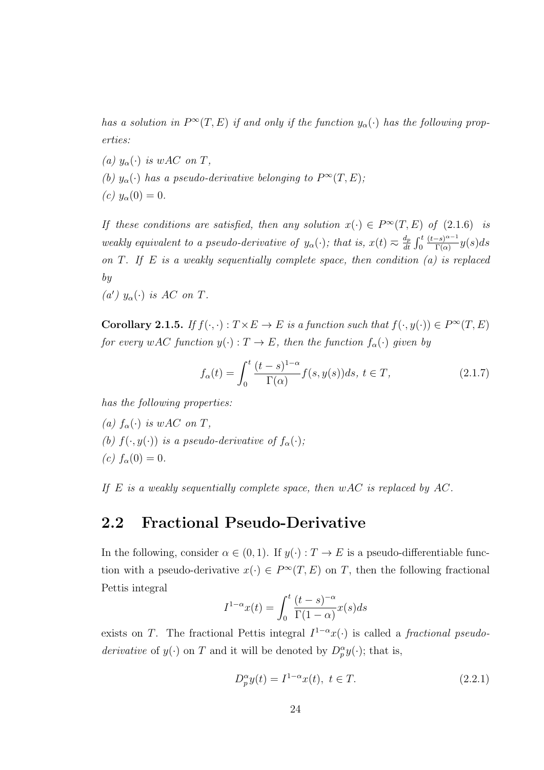*has a solution in* $P^{\infty}(T, E)$ *if and only if the function* $y_{\alpha}(\cdot)$ *has the following properties:*

*(a)* $y_{\alpha}(\cdot)$ *is wAC on* $T$*,*

*(b)* $y_{\alpha}(\cdot)$ *has a pseudo-derivative belonging to* $P^{\infty}(T, E)$*;*

*(c)* $y_{\alpha}(0) = 0$*.*

*If these conditions are satisfied, then any solution* $x(\cdot) \in P^{\infty}(T, E)$ *of* (2.1.6) *is weakly equivalent to a pseudo-derivative of* $y_{\alpha}(\cdot)$*; that is,* $x(t) \eqsim \frac{d_p}{dt} \int_0^t \frac{(t-s)^{\alpha-1}}{\Gamma(\alpha)} y(s)ds$ *on* $T$*. If* $E$ *is a weakly sequentially complete space, then condition (a) is replaced by*

*(a′)* $y_{\alpha}(\cdot)$ *is AC on* $T$*.*

**Corollary 2.1.5.** *If* $f(\cdot, \cdot) : T \times E \to E$ *is a function such that* $f(\cdot, y(\cdot)) \in P^{\infty}(T, E)$ *for every wAC function* $y(\cdot) : T \to E$*, then the function* $f_{\alpha}(\cdot)$ *given by*

$$f_{\alpha}(t) = \int_0^t \frac{(t-s)^{1-\alpha}}{\Gamma(\alpha)} f(s, y(s))ds, \; t \in T, \tag{2.1.7}$$

*has the following properties:*

*(a)* $f_{\alpha}(\cdot)$ *is wAC on* $T$*,*

*(b)* $f(\cdot, y(\cdot))$ *is a pseudo-derivative of* $f_{\alpha}(\cdot)$*;*

*(c)* $f_{\alpha}(0) = 0$*.*

*If* $E$ *is a weakly sequentially complete space, then wAC is replaced by AC.*

## 2.2 Fractional Pseudo-Derivative

In the following, consider $\alpha \in (0, 1)$. If $y(\cdot) : T \to E$ is a pseudo-differentiable function with a pseudo-derivative $x(\cdot) \in P^{\infty}(T, E)$ on $T$, then the following fractional Pettis integral

$$I^{1-\alpha}x(t) = \int_0^t \frac{(t-s)^{-\alpha}}{\Gamma(1-\alpha)} x(s)ds$$

exists on $T$. The fractional Pettis integral $I^{1-\alpha}x(\cdot)$ is called a *fractional pseudo-derivative* of $y(\cdot)$ on $T$ and it will be denoted by $D_p^{\alpha}y(\cdot)$; that is,

$$D_p^{\alpha}y(t) = I^{1-\alpha}x(t), \; t \in T. \tag{2.2.1}$$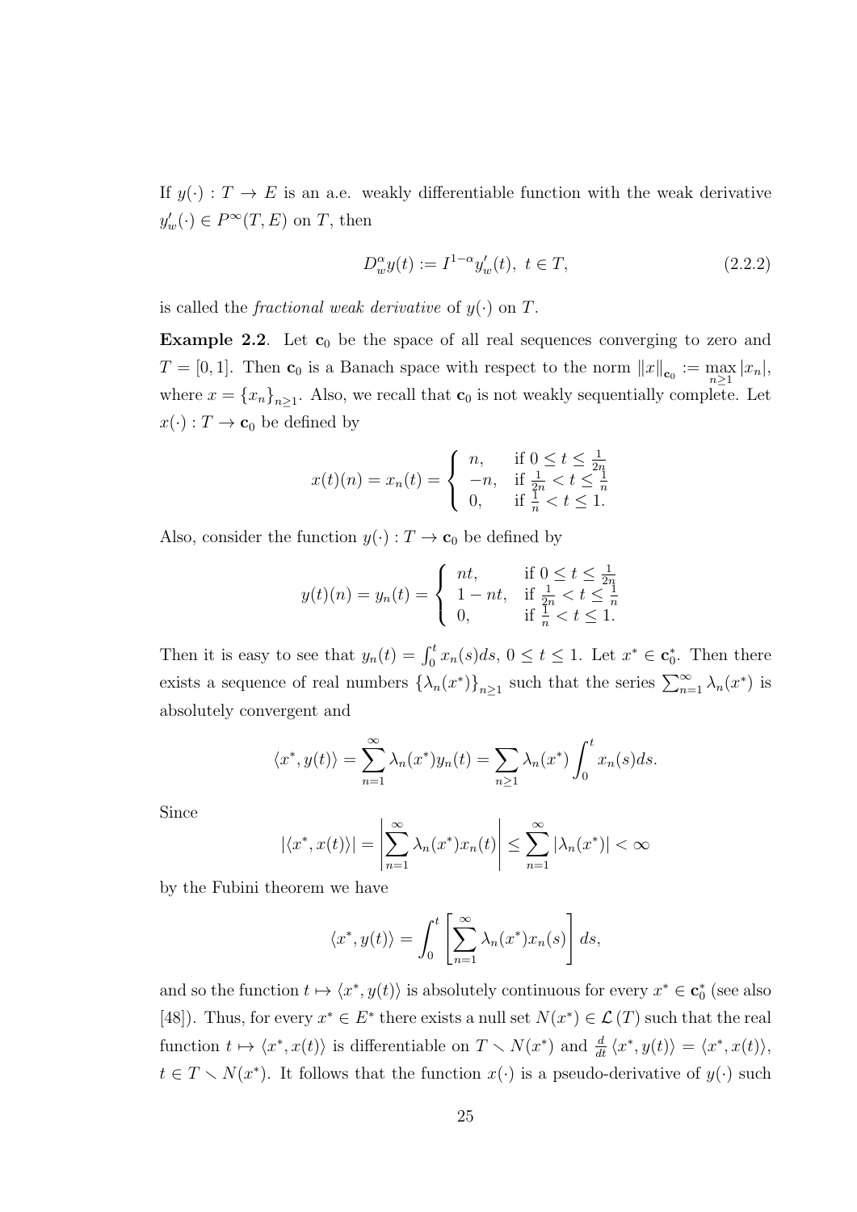If $y(\cdot) : T \to E$ is an a.e. weakly differentiable function with the weak derivative $y'_w(\cdot) \in P^\infty(T, E)$ on $T$, then

$$D^\alpha_w y(t) := I^{1-\alpha} y'_w(t), \; t \in T, \tag{2.2.2}$$

is called the *fractional weak derivative* of $y(\cdot)$ on $T$.

**Example 2.2**. Let $\mathbf{c}_0$ be the space of all real sequences converging to zero and $T = [0, 1]$. Then $\mathbf{c}_0$ is a Banach space with respect to the norm $\|x\|_{\mathbf{c}_0} := \max_{n \geq 1} |x_n|$, where $x = \{x_n\}_{n \geq 1}$. Also, we recall that $\mathbf{c}_0$ is not weakly sequentially complete. Let $x(\cdot) : T \to \mathbf{c}_0$ be defined by

$$x(t)(n) = x_n(t) = \begin{cases} n, & \text{if } 0 \leq t \leq \frac{1}{2n} \\ -n, & \text{if } \frac{1}{2n} < t \leq \frac{1}{n} \\ 0, & \text{if } \frac{1}{n} < t \leq 1. \end{cases}$$

Also, consider the function $y(\cdot) : T \to \mathbf{c}_0$ be defined by

$$y(t)(n) = y_n(t) = \begin{cases} nt, & \text{if } 0 \leq t \leq \frac{1}{2n} \\ 1 - nt, & \text{if } \frac{1}{2n} < t \leq \frac{1}{n} \\ 0, & \text{if } \frac{1}{n} < t \leq 1. \end{cases}$$

Then it is easy to see that $y_n(t) = \int_0^t x_n(s) ds$, $0 \leq t \leq 1$. Let $x^* \in \mathbf{c}_0^*$. Then there exists a sequence of real numbers $\{\lambda_n(x^*)\}_{n \geq 1}$ such that the series $\sum_{n=1}^\infty \lambda_n(x^*)$ is absolutely convergent and

$$\langle x^*, y(t) \rangle = \sum_{n=1}^\infty \lambda_n(x^*) y_n(t) = \sum_{n \geq 1} \lambda_n(x^*) \int_0^t x_n(s) ds.$$

Since

$$|\langle x^*, x(t) \rangle| = \left| \sum_{n=1}^\infty \lambda_n(x^*) x_n(t) \right| \leq \sum_{n=1}^\infty |\lambda_n(x^*)| < \infty$$

by the Fubini theorem we have

$$\langle x^*, y(t) \rangle = \int_0^t \left[ \sum_{n=1}^\infty \lambda_n(x^*) x_n(s) \right] ds,$$

and so the function $t \mapsto \langle x^*, y(t) \rangle$ is absolutely continuous for every $x^* \in \mathbf{c}_0^*$ (see also [48]). Thus, for every $x^* \in E^*$ there exists a null set $N(x^*) \in \mathcal{L}(T)$ such that the real function $t \mapsto \langle x^*, x(t) \rangle$ is differentiable on $T \setminus N(x^*)$ and $\frac{d}{dt} \langle x^*, y(t) \rangle = \langle x^*, x(t) \rangle$, $t \in T \setminus N(x^*)$. It follows that the function $x(\cdot)$ is a pseudo-derivative of $y(\cdot)$ such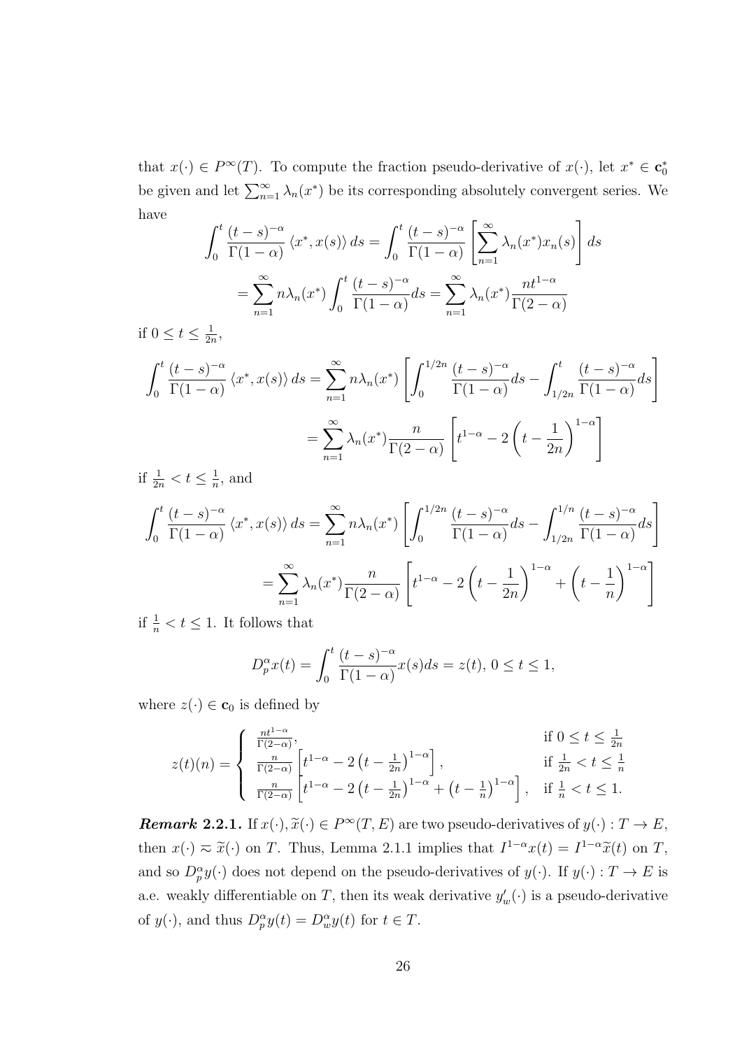that $x(\cdot) \in P^{\infty}(T)$. To compute the fraction pseudo-derivative of $x(\cdot)$, let $x^* \in \mathbf{c}_0^*$ be given and let $\sum_{n=1}^{\infty} \lambda_n(x^*)$ be its corresponding absolutely convergent series. We have

$$\int_0^t \frac{(t-s)^{-\alpha}}{\Gamma(1-\alpha)} \langle x^*, x(s) \rangle \, ds = \int_0^t \frac{(t-s)^{-\alpha}}{\Gamma(1-\alpha)} \left[ \sum_{n=1}^{\infty} \lambda_n(x^*) x_n(s) \right] ds$$

$$= \sum_{n=1}^{\infty} n\lambda_n(x^*) \int_0^t \frac{(t-s)^{-\alpha}}{\Gamma(1-\alpha)} ds = \sum_{n=1}^{\infty} \lambda_n(x^*) \frac{nt^{1-\alpha}}{\Gamma(2-\alpha)}$$

if $0 \leq t \leq \frac{1}{2n}$,

$$\int_0^t \frac{(t-s)^{-\alpha}}{\Gamma(1-\alpha)} \langle x^*, x(s) \rangle \, ds = \sum_{n=1}^{\infty} n\lambda_n(x^*) \left[ \int_0^{1/2n} \frac{(t-s)^{-\alpha}}{\Gamma(1-\alpha)} ds - \int_{1/2n}^t \frac{(t-s)^{-\alpha}}{\Gamma(1-\alpha)} ds \right]$$

$$= \sum_{n=1}^{\infty} \lambda_n(x^*) \frac{n}{\Gamma(2-\alpha)} \left[ t^{1-\alpha} - 2\left(t - \frac{1}{2n}\right)^{1-\alpha} \right]$$

if $\frac{1}{2n} < t \leq \frac{1}{n}$, and

$$\int_0^t \frac{(t-s)^{-\alpha}}{\Gamma(1-\alpha)} \langle x^*, x(s) \rangle \, ds = \sum_{n=1}^{\infty} n\lambda_n(x^*) \left[ \int_0^{1/2n} \frac{(t-s)^{-\alpha}}{\Gamma(1-\alpha)} ds - \int_{1/2n}^{1/n} \frac{(t-s)^{-\alpha}}{\Gamma(1-\alpha)} ds \right]$$

$$= \sum_{n=1}^{\infty} \lambda_n(x^*) \frac{n}{\Gamma(2-\alpha)} \left[ t^{1-\alpha} - 2\left(t - \frac{1}{2n}\right)^{1-\alpha} + \left(t - \frac{1}{n}\right)^{1-\alpha} \right]$$

if $\frac{1}{n} < t \leq 1$. It follows that

$$D_p^{\alpha} x(t) = \int_0^t \frac{(t-s)^{-\alpha}}{\Gamma(1-\alpha)} x(s) ds = z(t), \; 0 \leq t \leq 1,$$

where $z(\cdot) \in \mathbf{c}_0$ is defined by

$$z(t)(n) = \begin{cases} \frac{nt^{1-\alpha}}{\Gamma(2-\alpha)}, & \text{if } 0 \leq t \leq \frac{1}{2n} \\ \frac{n}{\Gamma(2-\alpha)} \left[ t^{1-\alpha} - 2\left(t - \frac{1}{2n}\right)^{1-\alpha} \right], & \text{if } \frac{1}{2n} < t \leq \frac{1}{n} \\ \frac{n}{\Gamma(2-\alpha)} \left[ t^{1-\alpha} - 2\left(t - \frac{1}{2n}\right)^{1-\alpha} + \left(t - \frac{1}{n}\right)^{1-\alpha} \right], & \text{if } \frac{1}{n} < t \leq 1. \end{cases}$$

***Remark 2.2.1.*** If $x(\cdot), \widetilde{x}(\cdot) \in P^{\infty}(T, E)$ are two pseudo-derivatives of $y(\cdot) : T \to E$, then $x(\cdot) \approx \widetilde{x}(\cdot)$ on $T$. Thus, Lemma 2.1.1 implies that $I^{1-\alpha} x(t) = I^{1-\alpha} \widetilde{x}(t)$ on $T$, and so $D_p^{\alpha} y(\cdot)$ does not depend on the pseudo-derivatives of $y(\cdot)$. If $y(\cdot) : T \to E$ is a.e. weakly differentiable on $T$, then its weak derivative $y'_w(\cdot)$ is a pseudo-derivative of $y(\cdot)$, and thus $D_p^{\alpha} y(t) = D_w^{\alpha} y(t)$ for $t \in T$.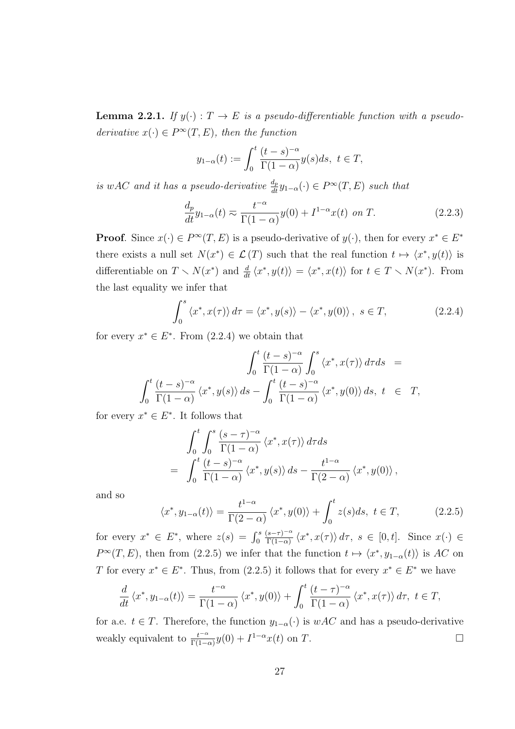**Lemma 2.2.1.** *If $y(\cdot) : T \to E$ is a pseudo-differentiable function with a pseudo-derivative $x(\cdot) \in P^\infty(T, E)$, then the function*

$$y_{1-\alpha}(t) := \int_0^t \frac{(t-s)^{-\alpha}}{\Gamma(1-\alpha)} y(s) ds, \ t \in T,$$

*is wAC and it has a pseudo-derivative $\frac{d_p}{dt} y_{1-\alpha}(\cdot) \in P^\infty(T, E)$ such that*

$$\frac{d_p}{dt} y_{1-\alpha}(t) \approx \frac{t^{-\alpha}}{\Gamma(1-\alpha)} y(0) + I^{1-\alpha} x(t) \ \text{on } T. \tag{2.2.3}$$

**Proof**. Since $x(\cdot) \in P^\infty(T, E)$ is a pseudo-derivative of $y(\cdot)$, then for every $x^* \in E^*$ there exists a null set $N(x^*) \in \mathcal{L}(T)$ such that the real function $t \mapsto \langle x^*, y(t) \rangle$ is differentiable on $T \smallsetminus N(x^*)$ and $\frac{d}{dt} \langle x^*, y(t) \rangle = \langle x^*, x(t) \rangle$ for $t \in T \smallsetminus N(x^*)$. From the last equality we infer that

$$\int_0^s \langle x^*, x(\tau) \rangle d\tau = \langle x^*, y(s) \rangle - \langle x^*, y(0) \rangle, \ s \in T, \tag{2.2.4}$$

for every $x^* \in E^*$. From (2.2.4) we obtain that

$$\int_0^t \frac{(t-s)^{-\alpha}}{\Gamma(1-\alpha)} \int_0^s \langle x^*, x(\tau) \rangle d\tau ds =$$

$$\int_0^t \frac{(t-s)^{-\alpha}}{\Gamma(1-\alpha)} \langle x^*, y(s) \rangle ds - \int_0^t \frac{(t-s)^{-\alpha}}{\Gamma(1-\alpha)} \langle x^*, y(0) \rangle ds, \ t \in T,$$

for every $x^* \in E^*$. It follows that

$$\begin{aligned} &\int_0^t \int_0^s \frac{(s-\tau)^{-\alpha}}{\Gamma(1-\alpha)} \langle x^*, x(\tau) \rangle d\tau ds \\ = &\int_0^t \frac{(t-s)^{-\alpha}}{\Gamma(1-\alpha)} \langle x^*, y(s) \rangle ds - \frac{t^{1-\alpha}}{\Gamma(2-\alpha)} \langle x^*, y(0) \rangle, \end{aligned}$$

and so

$$\langle x^*, y_{1-\alpha}(t) \rangle = \frac{t^{1-\alpha}}{\Gamma(2-\alpha)} \langle x^*, y(0) \rangle + \int_0^t z(s) ds, \ t \in T, \tag{2.2.5}$$

for every $x^* \in E^*$, where $z(s) = \int_0^s \frac{(s-\tau)^{-\alpha}}{\Gamma(1-\alpha)} \langle x^*, x(\tau) \rangle d\tau, \ s \in [0, t]$. Since $x(\cdot) \in P^\infty(T, E)$, then from (2.2.5) we infer that the function $t \mapsto \langle x^*, y_{1-\alpha}(t) \rangle$ is $AC$ on $T$ for every $x^* \in E^*$. Thus, from (2.2.5) it follows that for every $x^* \in E^*$ we have

$$\frac{d}{dt} \langle x^*, y_{1-\alpha}(t) \rangle = \frac{t^{-\alpha}}{\Gamma(1-\alpha)} \langle x^*, y(0) \rangle + \int_0^t \frac{(t-\tau)^{-\alpha}}{\Gamma(1-\alpha)} \langle x^*, x(\tau) \rangle d\tau, \ t \in T,$$

for a.e. $t \in T$. Therefore, the function $y_{1-\alpha}(\cdot)$ is $wAC$ and has a pseudo-derivative weakly equivalent to $\frac{t^{-\alpha}}{\Gamma(1-\alpha)} y(0) + I^{1-\alpha} x(t)$ on $T$. $\square$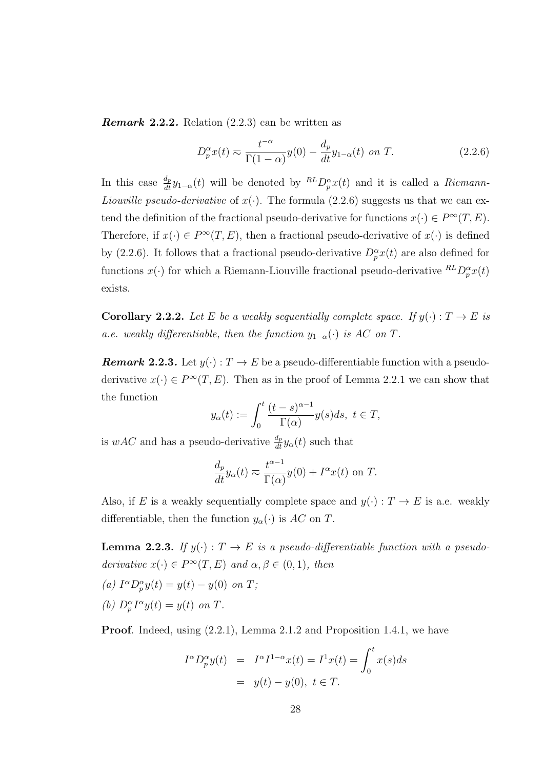***Remark* 2.2.2.** Relation (2.2.3) can be written as

$$D_p^\alpha x(t) \eqsim \frac{t^{-\alpha}}{\Gamma(1-\alpha)} y(0) - \frac{d_p}{dt} y_{1-\alpha}(t) \text{ on } T. \tag{2.2.6}$$

In this case $\frac{d_p}{dt} y_{1-\alpha}(t)$ will be denoted by ${}^{RL}D_p^\alpha x(t)$ and it is called a *Riemann-Liouville pseudo-derivative* of $x(\cdot)$. The formula (2.2.6) suggests us that we can extend the definition of the fractional pseudo-derivative for functions $x(\cdot) \in P^\infty(T, E)$. Therefore, if $x(\cdot) \in P^\infty(T, E)$, then a fractional pseudo-derivative of $x(\cdot)$ is defined by (2.2.6). It follows that a fractional pseudo-derivative $D_p^\alpha x(t)$ are also defined for functions $x(\cdot)$ for which a Riemann-Liouville fractional pseudo-derivative ${}^{RL}D_p^\alpha x(t)$ exists.

**Corollary 2.2.2.** *Let $E$ be a weakly sequentially complete space. If $y(\cdot) : T \to E$ is a.e. weakly differentiable, then the function $y_{1-\alpha}(\cdot)$ is $AC$ on $T$.*

***Remark* 2.2.3.** Let $y(\cdot) : T \to E$ be a pseudo-differentiable function with a pseudo-derivative $x(\cdot) \in P^\infty(T, E)$. Then as in the proof of Lemma 2.2.1 we can show that the function

$$y_\alpha(t) := \int_0^t \frac{(t-s)^{\alpha-1}}{\Gamma(\alpha)} y(s) ds, \ t \in T,$$

is $wAC$ and has a pseudo-derivative $\frac{d_p}{dt} y_\alpha(t)$ such that

$$\frac{d_p}{dt} y_\alpha(t) \eqsim \frac{t^{\alpha-1}}{\Gamma(\alpha)} y(0) + I^\alpha x(t) \text{ on } T.$$

Also, if $E$ is a weakly sequentially complete space and $y(\cdot) : T \to E$ is a.e. weakly differentiable, then the function $y_\alpha(\cdot)$ is $AC$ on $T$.

**Lemma 2.2.3.** *If $y(\cdot) : T \to E$ is a pseudo-differentiable function with a pseudo-derivative $x(\cdot) \in P^\infty(T, E)$ and $\alpha, \beta \in (0, 1)$, then*

*(a) $I^\alpha D_p^\alpha y(t) = y(t) - y(0)$ on $T$;*

*(b) $D_p^\alpha I^\alpha y(t) = y(t)$ on $T$.*

**Proof**. Indeed, using (2.2.1), Lemma 2.1.2 and Proposition 1.4.1, we have

$$\begin{aligned} I^\alpha D_p^\alpha y(t) &= I^\alpha I^{1-\alpha} x(t) = I^1 x(t) = \int_0^t x(s) ds \\ &= y(t) - y(0), \ t \in T. \end{aligned}$$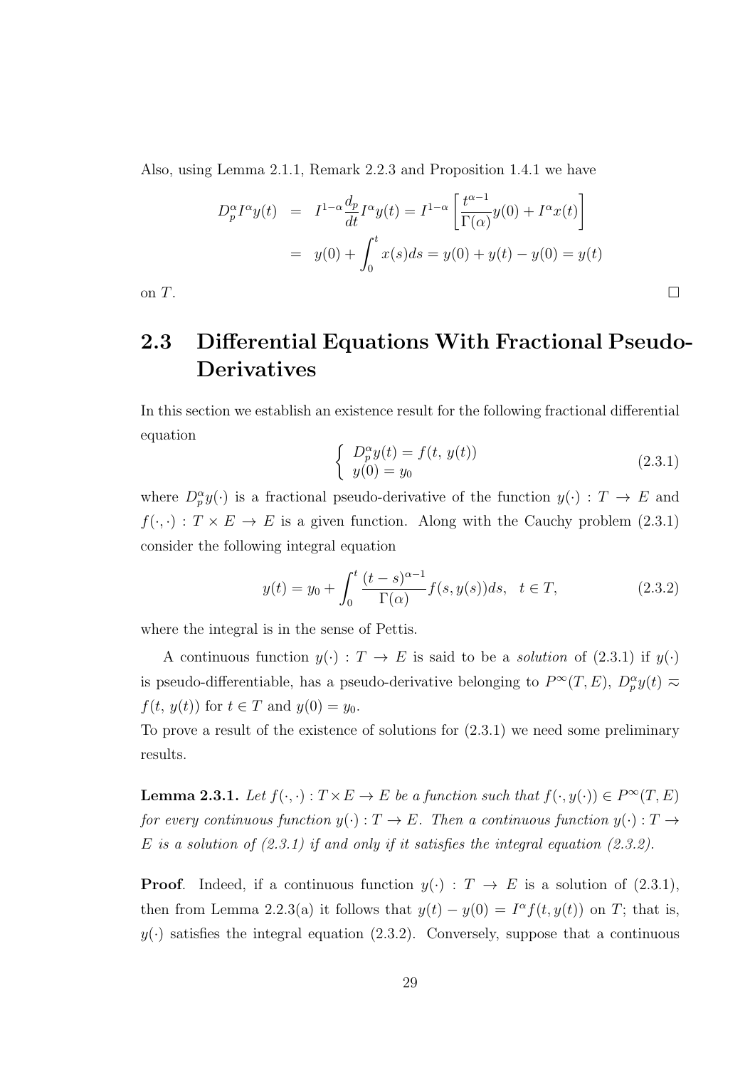Also, using Lemma 2.1.1, Remark 2.2.3 and Proposition 1.4.1 we have

$$
\begin{aligned}
D_p^\alpha I^\alpha y(t) &= I^{1-\alpha} \frac{d_p}{dt} I^\alpha y(t) = I^{1-\alpha} \left[ \frac{t^{\alpha-1}}{\Gamma(\alpha)} y(0) + I^\alpha x(t) \right] \\
&= y(0) + \int_0^t x(s) ds = y(0) + y(t) - y(0) = y(t)
\end{aligned}
$$

on $T$. □

## 2.3 Differential Equations With Fractional Pseudo-Derivatives

In this section we establish an existence result for the following fractional differential equation

$$
\begin{cases} D_p^\alpha y(t) = f(t, y(t)) \\ y(0) = y_0 \end{cases} \tag{2.3.1}
$$

where $D_p^\alpha y(\cdot)$ is a fractional pseudo-derivative of the function $y(\cdot) : T \to E$ and $f(\cdot, \cdot) : T \times E \to E$ is a given function. Along with the Cauchy problem (2.3.1) consider the following integral equation

$$
y(t) = y_0 + \int_0^t \frac{(t-s)^{\alpha-1}}{\Gamma(\alpha)} f(s, y(s)) ds, \quad t \in T, \tag{2.3.2}
$$

where the integral is in the sense of Pettis.

A continuous function $y(\cdot) : T \to E$ is said to be a *solution* of (2.3.1) if $y(\cdot)$ is pseudo-differentiable, has a pseudo-derivative belonging to $P^\infty(T, E)$, $D_p^\alpha y(t) \approx f(t, y(t))$ for $t \in T$ and $y(0) = y_0$.

To prove a result of the existence of solutions for (2.3.1) we need some preliminary results.

**Lemma 2.3.1.** *Let $f(\cdot, \cdot) : T \times E \to E$ be a function such that $f(\cdot, y(\cdot)) \in P^\infty(T, E)$ for every continuous function $y(\cdot) : T \to E$. Then a continuous function $y(\cdot) : T \to E$ is a solution of (2.3.1) if and only if it satisfies the integral equation (2.3.2).*

**Proof**. Indeed, if a continuous function $y(\cdot) : T \to E$ is a solution of (2.3.1), then from Lemma 2.2.3(a) it follows that $y(t) - y(0) = I^\alpha f(t, y(t))$ on $T$; that is, $y(\cdot)$ satisfies the integral equation (2.3.2). Conversely, suppose that a continuous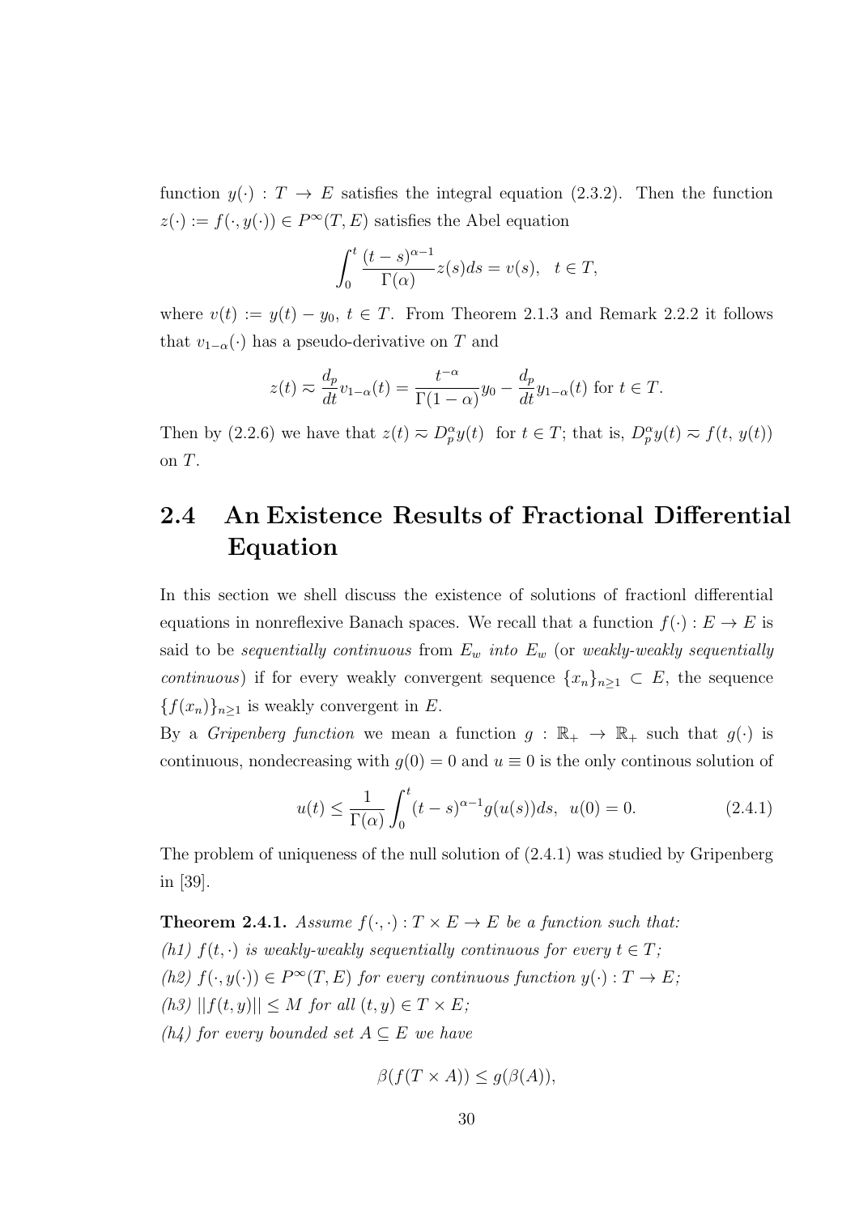function $y(\cdot) : T \to E$ satisfies the integral equation (2.3.2). Then the function $z(\cdot) := f(\cdot, y(\cdot)) \in P^{\infty}(T, E)$ satisfies the Abel equation

$$\int_0^t \frac{(t-s)^{\alpha-1}}{\Gamma(\alpha)} z(s) ds = v(s), \quad t \in T,$$

where $v(t) := y(t) - y_0$, $t \in T$. From Theorem 2.1.3 and Remark 2.2.2 it follows that $v_{1-\alpha}(\cdot)$ has a pseudo-derivative on $T$ and

$$z(t) \approx \frac{d_p}{dt} v_{1-\alpha}(t) = \frac{t^{-\alpha}}{\Gamma(1-\alpha)} y_0 - \frac{d_p}{dt} y_{1-\alpha}(t) \text{ for } t \in T.$$

Then by (2.2.6) we have that $z(t) \approx D_p^{\alpha} y(t)$ for $t \in T$; that is, $D_p^{\alpha} y(t) \approx f(t, y(t))$ on $T$.

## 2.4 An Existence Results of Fractional Differential Equation

In this section we shell discuss the existence of solutions of fractionl differential equations in nonreflexive Banach spaces. We recall that a function $f(\cdot) : E \to E$ is said to be *sequentially continuous* from $E_w$ *into* $E_w$ (or *weakly-weakly sequentially continuous*) if for every weakly convergent sequence $\{x_n\}_{n \geq 1} \subset E$, the sequence $\{f(x_n)\}_{n \geq 1}$ is weakly convergent in $E$.

By a *Gripenberg function* we mean a function $g : \mathbb{R}_+ \to \mathbb{R}_+$ such that $g(\cdot)$ is continuous, nondecreasing with $g(0) = 0$ and $u \equiv 0$ is the only continous solution of

$$u(t) \leq \frac{1}{\Gamma(\alpha)} \int_0^t (t-s)^{\alpha-1} g(u(s)) ds, \;\; u(0) = 0. \tag{2.4.1}$$

The problem of uniqueness of the null solution of (2.4.1) was studied by Gripenberg in [39].

**Theorem 2.4.1.** *Assume $f(\cdot, \cdot) : T \times E \to E$ be a function such that:*
*(h1) $f(t, \cdot)$ is weakly-weakly sequentially continuous for every $t \in T$;*
*(h2) $f(\cdot, y(\cdot)) \in P^{\infty}(T, E)$ for every continuous function $y(\cdot) : T \to E$;*
*(h3) $||f(t, y)|| \leq M$ for all $(t, y) \in T \times E$;*
*(h4) for every bounded set $A \subseteq E$ we have*

$$\beta(f(T \times A)) \leq g(\beta(A)),$$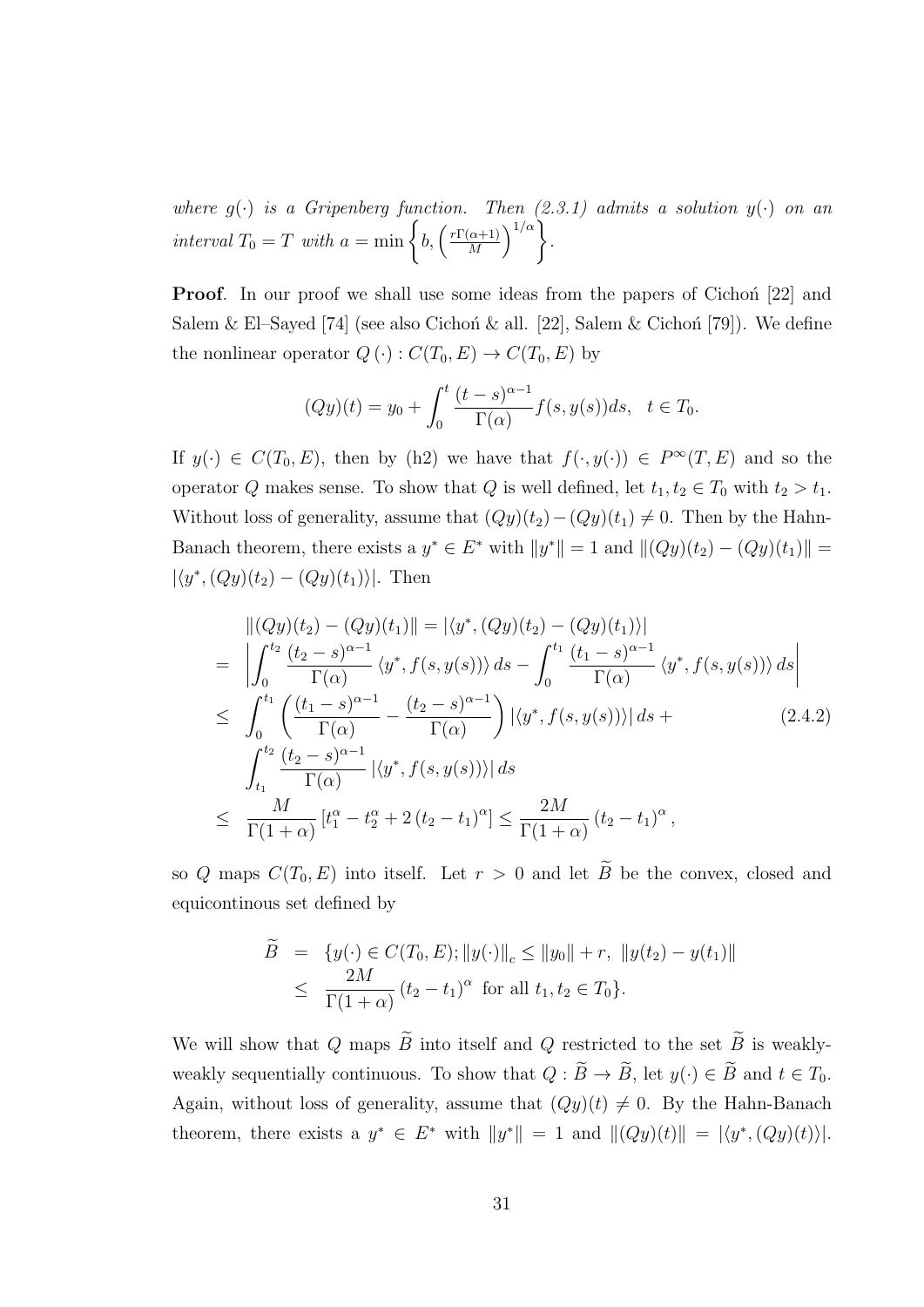*where $g(\cdot)$ is a Gripenberg function. Then (2.3.1) admits a solution $y(\cdot)$ on an interval $T_0 = T$ with $a = \min\left\{b, \left(\frac{r\Gamma(\alpha+1)}{M}\right)^{1/\alpha}\right\}$.*

**Proof**. In our proof we shall use some ideas from the papers of Cichoń [22] and Salem & El–Sayed [74] (see also Cichoń & all. [22], Salem & Cichoń [79]). We define the nonlinear operator $Q(\cdot) : C(T_0, E) \to C(T_0, E)$ by

$$(Qy)(t) = y_0 + \int_0^t \frac{(t-s)^{\alpha-1}}{\Gamma(\alpha)} f(s, y(s))ds, \quad t \in T_0.$$

If $y(\cdot) \in C(T_0, E)$, then by (h2) we have that $f(\cdot, y(\cdot)) \in P^\infty(T, E)$ and so the operator $Q$ makes sense. To show that $Q$ is well defined, let $t_1, t_2 \in T_0$ with $t_2 > t_1$. Without loss of generality, assume that $(Qy)(t_2) - (Qy)(t_1) \neq 0$. Then by the Hahn-Banach theorem, there exists a $y^* \in E^*$ with $\|y^*\| = 1$ and $\|(Qy)(t_2) - (Qy)(t_1)\| = |\langle y^*, (Qy)(t_2) - (Qy)(t_1)\rangle|$. Then

$$\begin{aligned}
&\|(Qy)(t_2) - (Qy)(t_1)\| = |\langle y^*, (Qy)(t_2) - (Qy)(t_1)\rangle| \\
= \ & \left|\int_0^{t_2} \frac{(t_2-s)^{\alpha-1}}{\Gamma(\alpha)} \langle y^*, f(s, y(s))\rangle \, ds - \int_0^{t_1} \frac{(t_1-s)^{\alpha-1}}{\Gamma(\alpha)} \langle y^*, f(s, y(s))\rangle \, ds\right| \\
\leq \ & \int_0^{t_1} \left(\frac{(t_1-s)^{\alpha-1}}{\Gamma(\alpha)} - \frac{(t_2-s)^{\alpha-1}}{\Gamma(\alpha)}\right) |\langle y^*, f(s, y(s))\rangle| \, ds + \\
& \int_{t_1}^{t_2} \frac{(t_2-s)^{\alpha-1}}{\Gamma(\alpha)} |\langle y^*, f(s, y(s))\rangle| \, ds \\
\leq \ & \frac{M}{\Gamma(1+\alpha)} \left[t_1^\alpha - t_2^\alpha + 2(t_2 - t_1)^\alpha\right] \leq \frac{2M}{\Gamma(1+\alpha)} (t_2 - t_1)^\alpha,
\end{aligned} \tag{2.4.2}$$

so $Q$ maps $C(T_0, E)$ into itself. Let $r > 0$ and let $\widetilde{B}$ be the convex, closed and equicontinous set defined by

$$\begin{aligned}
\widetilde{B} \ &= \ \{y(\cdot) \in C(T_0, E); \|y(\cdot)\|_c \leq \|y_0\| + r, \ \|y(t_2) - y(t_1)\| \\
&\leq \ \frac{2M}{\Gamma(1+\alpha)} (t_2 - t_1)^\alpha \text{ for all } t_1, t_2 \in T_0\}.
\end{aligned}$$

We will show that $Q$ maps $\widetilde{B}$ into itself and $Q$ restricted to the set $\widetilde{B}$ is weakly-weakly sequentially continuous. To show that $Q : \widetilde{B} \to \widetilde{B}$, let $y(\cdot) \in \widetilde{B}$ and $t \in T_0$. Again, without loss of generality, assume that $(Qy)(t) \neq 0$. By the Hahn-Banach theorem, there exists a $y^* \in E^*$ with $\|y^*\| = 1$ and $\|(Qy)(t)\| = |\langle y^*, (Qy)(t)\rangle|$.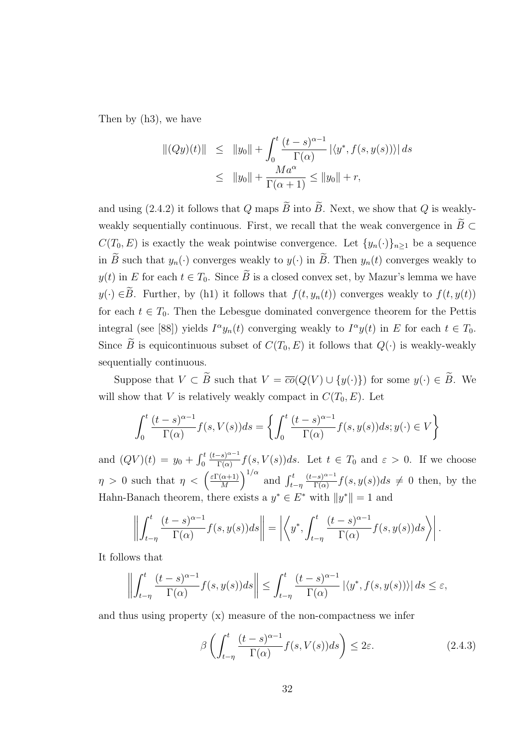Then by (h3), we have

$$\begin{aligned}
\|(Qy)(t)\| &\leq \|y_0\| + \int_0^t \frac{(t-s)^{\alpha-1}}{\Gamma(\alpha)} |\langle y^*, f(s, y(s)) \rangle| \, ds \\
&\leq \|y_0\| + \frac{Ma^\alpha}{\Gamma(\alpha+1)} \leq \|y_0\| + r,
\end{aligned}$$

and using (2.4.2) it follows that $Q$ maps $\widetilde{B}$ into $\widetilde{B}$. Next, we show that $Q$ is weakly-weakly sequentially continuous. First, we recall that the weak convergence in $\widetilde{B} \subset C(T_0, E)$ is exactly the weak pointwise convergence. Let $\{y_n(\cdot)\}_{n\geq 1}$ be a sequence in $\widetilde{B}$ such that $y_n(\cdot)$ converges weakly to $y(\cdot)$ in $\widetilde{B}$. Then $y_n(t)$ converges weakly to $y(t)$ in $E$ for each $t \in T_0$. Since $\widetilde{B}$ is a closed convex set, by Mazur's lemma we have $y(\cdot) \in \widetilde{B}$. Further, by (h1) it follows that $f(t, y_n(t))$ converges weakly to $f(t, y(t))$ for each $t \in T_0$. Then the Lebesgue dominated convergence theorem for the Pettis integral (see [88]) yields $I^\alpha y_n(t)$ converging weakly to $I^\alpha y(t)$ in $E$ for each $t \in T_0$. Since $\widetilde{B}$ is equicontinuous subset of $C(T_0, E)$ it follows that $Q(\cdot)$ is weakly-weakly sequentially continuous.

Suppose that $V \subset \widetilde{B}$ such that $V = \overline{co}(Q(V) \cup \{y(\cdot)\})$ for some $y(\cdot) \in \widetilde{B}$. We will show that $V$ is relatively weakly compact in $C(T_0, E)$. Let

$$\int_0^t \frac{(t-s)^{\alpha-1}}{\Gamma(\alpha)} f(s, V(s)) ds = \left\{ \int_0^t \frac{(t-s)^{\alpha-1}}{\Gamma(\alpha)} f(s, y(s)) ds; y(\cdot) \in V \right\}$$

and $(QV)(t) = y_0 + \int_0^t \frac{(t-s)^{\alpha-1}}{\Gamma(\alpha)} f(s, V(s)) ds$. Let $t \in T_0$ and $\varepsilon > 0$. If we choose $\eta > 0$ such that $\eta < \left(\frac{\varepsilon \Gamma(\alpha+1)}{M}\right)^{1/\alpha}$ and $\int_{t-\eta}^t \frac{(t-s)^{\alpha-1}}{\Gamma(\alpha)} f(s, y(s)) ds \neq 0$ then, by the Hahn-Banach theorem, there exists a $y^* \in E^*$ with $\|y^*\| = 1$ and

$$\left\| \int_{t-\eta}^t \frac{(t-s)^{\alpha-1}}{\Gamma(\alpha)} f(s, y(s)) ds \right\| = \left| \left\langle y^*, \int_{t-\eta}^t \frac{(t-s)^{\alpha-1}}{\Gamma(\alpha)} f(s, y(s)) ds \right\rangle \right|.$$

It follows that

$$\left\| \int_{t-\eta}^t \frac{(t-s)^{\alpha-1}}{\Gamma(\alpha)} f(s, y(s)) ds \right\| \leq \int_{t-\eta}^t \frac{(t-s)^{\alpha-1}}{\Gamma(\alpha)} |\langle y^*, f(s, y(s)) \rangle| \, ds \leq \varepsilon,$$

and thus using property (x) measure of the non-compactness we infer

$$\beta \left( \int_{t-\eta}^t \frac{(t-s)^{\alpha-1}}{\Gamma(\alpha)} f(s, V(s)) ds \right) \leq 2\varepsilon. \tag{2.4.3}$$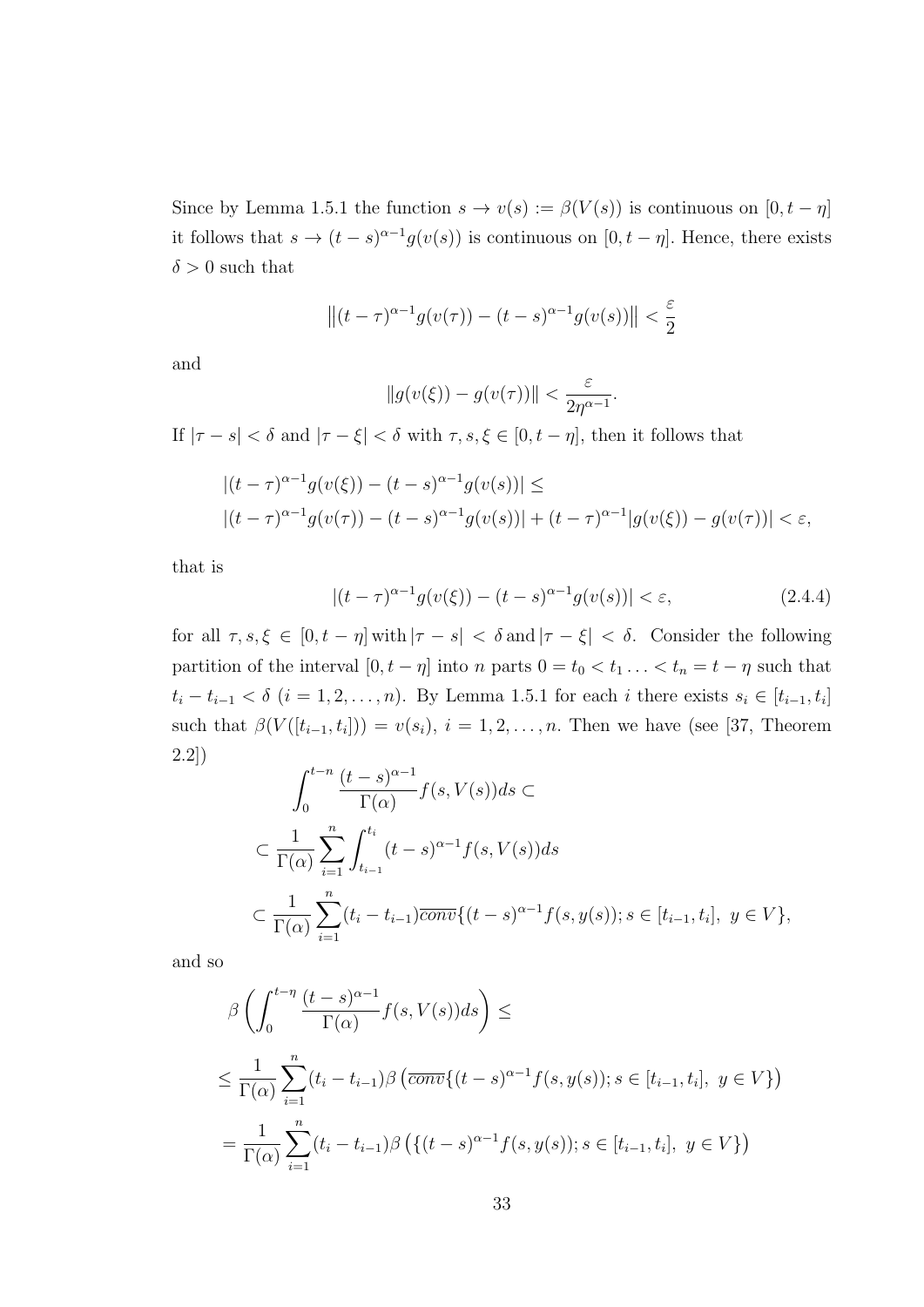Since by Lemma 1.5.1 the function $s \to v(s) := \beta(V(s))$ is continuous on $[0, t-\eta]$ it follows that $s \to (t-s)^{\alpha-1} g(v(s))$ is continuous on $[0, t-\eta]$. Hence, there exists $\delta > 0$ such that

$$\left\|(t-\tau)^{\alpha-1} g(v(\tau)) - (t-s)^{\alpha-1} g(v(s))\right\| < \frac{\varepsilon}{2}$$

and

$$\|g(v(\xi)) - g(v(\tau))\| < \frac{\varepsilon}{2\eta^{\alpha-1}}.$$

If $|\tau - s| < \delta$ and $|\tau - \xi| < \delta$ with $\tau, s, \xi \in [0, t-\eta]$, then it follows that

$$\begin{aligned}
&|(t-\tau)^{\alpha-1} g(v(\xi)) - (t-s)^{\alpha-1} g(v(s))| \leq \\
&|(t-\tau)^{\alpha-1} g(v(\tau)) - (t-s)^{\alpha-1} g(v(s))| + (t-\tau)^{\alpha-1} |g(v(\xi)) - g(v(\tau))| < \varepsilon,
\end{aligned}$$

that is

$$|(t-\tau)^{\alpha-1} g(v(\xi)) - (t-s)^{\alpha-1} g(v(s))| < \varepsilon, \tag{2.4.4}$$

for all $\tau, s, \xi \in [0, t-\eta]$ with $|\tau - s| < \delta$ and $|\tau - \xi| < \delta$. Consider the following partition of the interval $[0, t-\eta]$ into $n$ parts $0 = t_0 < t_1 \ldots < t_n = t - \eta$ such that $t_i - t_{i-1} < \delta$ $(i = 1, 2, \ldots, n)$. By Lemma 1.5.1 for each $i$ there exists $s_i \in [t_{i-1}, t_i]$ such that $\beta(V([t_{i-1}, t_i])) = v(s_i)$, $i = 1, 2, \ldots, n$. Then we have (see [37, Theorem 2.2])

$$\begin{aligned}
&\int_0^{t-n} \frac{(t-s)^{\alpha-1}}{\Gamma(\alpha)} f(s, V(s)) ds \subset \\
&\subset \frac{1}{\Gamma(\alpha)} \sum_{i=1}^{n} \int_{t_{i-1}}^{t_i} (t-s)^{\alpha-1} f(s, V(s)) ds \\
&\subset \frac{1}{\Gamma(\alpha)} \sum_{i=1}^{n} (t_i - t_{i-1}) \overline{conv} \{(t-s)^{\alpha-1} f(s, y(s)); s \in [t_{i-1}, t_i],\ y \in V\},
\end{aligned}$$

and so

$$\begin{aligned}
&\beta\left(\int_0^{t-\eta} \frac{(t-s)^{\alpha-1}}{\Gamma(\alpha)} f(s, V(s)) ds\right) \leq \\
&\leq \frac{1}{\Gamma(\alpha)} \sum_{i=1}^{n} (t_i - t_{i-1}) \beta\left(\overline{conv}\{(t-s)^{\alpha-1} f(s, y(s)); s \in [t_{i-1}, t_i],\ y \in V\}\right) \\
&= \frac{1}{\Gamma(\alpha)} \sum_{i=1}^{n} (t_i - t_{i-1}) \beta\left(\{(t-s)^{\alpha-1} f(s, y(s)); s \in [t_{i-1}, t_i],\ y \in V\}\right)
\end{aligned}$$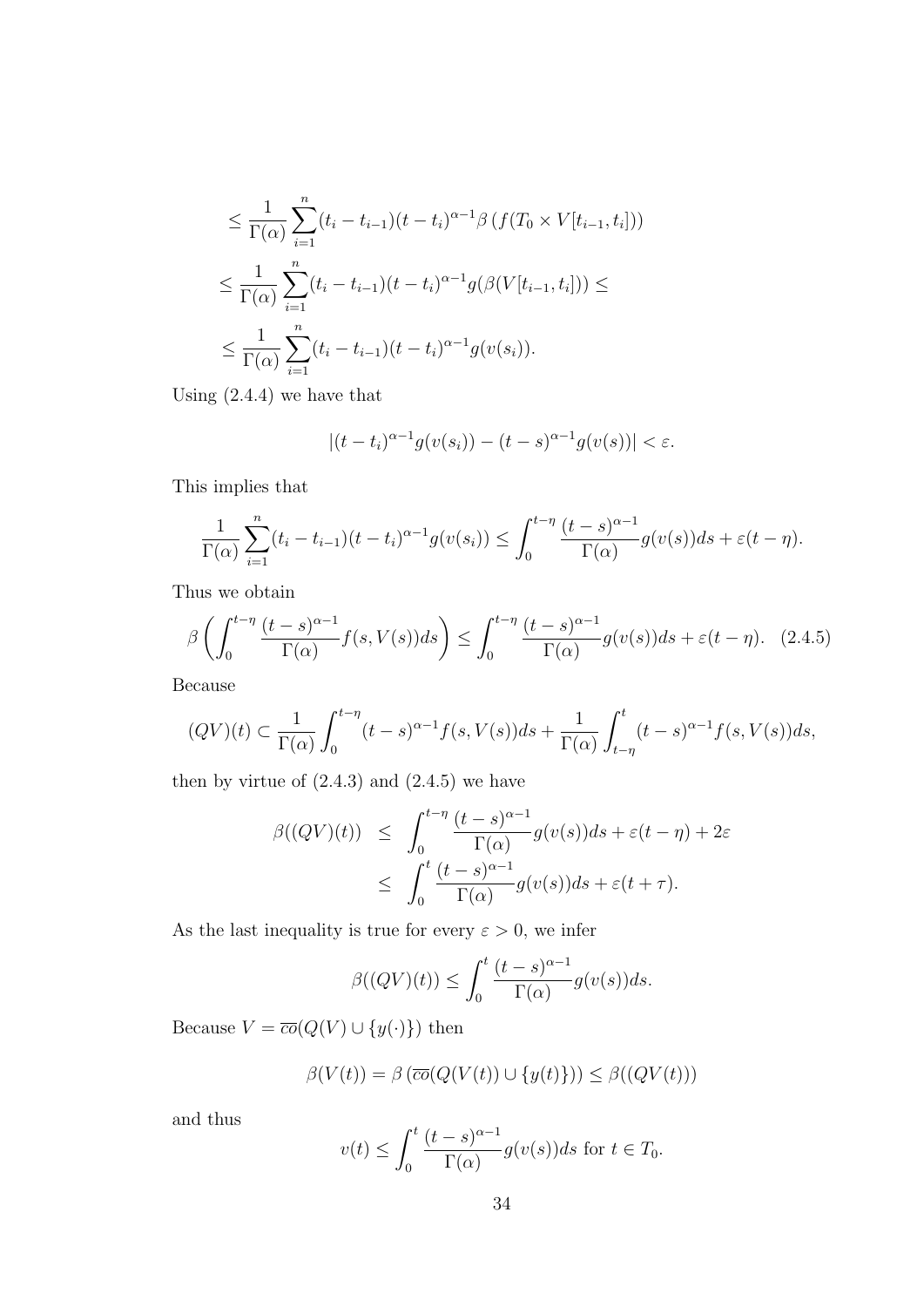$$\leq \frac{1}{\Gamma(\alpha)} \sum_{i=1}^{n} (t_i - t_{i-1})(t - t_i)^{\alpha-1} \beta \left( f(T_0 \times V[t_{i-1}, t_i]) \right)$$

$$\leq \frac{1}{\Gamma(\alpha)} \sum_{i=1}^{n} (t_i - t_{i-1})(t - t_i)^{\alpha-1} g(\beta(V[t_{i-1}, t_i])) \leq$$

$$\leq \frac{1}{\Gamma(\alpha)} \sum_{i=1}^{n} (t_i - t_{i-1})(t - t_i)^{\alpha-1} g(v(s_i)).$$

Using (2.4.4) we have that

$$|(t - t_i)^{\alpha-1} g(v(s_i)) - (t - s)^{\alpha-1} g(v(s))| < \varepsilon.$$

This implies that

$$\frac{1}{\Gamma(\alpha)} \sum_{i=1}^{n} (t_i - t_{i-1})(t - t_i)^{\alpha-1} g(v(s_i)) \leq \int_0^{t-\eta} \frac{(t-s)^{\alpha-1}}{\Gamma(\alpha)} g(v(s)) ds + \varepsilon(t - \eta).$$

Thus we obtain

$$\beta \left( \int_0^{t-\eta} \frac{(t-s)^{\alpha-1}}{\Gamma(\alpha)} f(s, V(s)) ds \right) \leq \int_0^{t-\eta} \frac{(t-s)^{\alpha-1}}{\Gamma(\alpha)} g(v(s)) ds + \varepsilon(t - \eta). \quad (2.4.5)$$

Because

$$(QV)(t) \subset \frac{1}{\Gamma(\alpha)} \int_0^{t-\eta} (t-s)^{\alpha-1} f(s, V(s)) ds + \frac{1}{\Gamma(\alpha)} \int_{t-\eta}^{t} (t-s)^{\alpha-1} f(s, V(s)) ds,$$

then by virtue of (2.4.3) and (2.4.5) we have

$$\begin{aligned}
\beta((QV)(t)) &\leq \int_0^{t-\eta} \frac{(t-s)^{\alpha-1}}{\Gamma(\alpha)} g(v(s)) ds + \varepsilon(t - \eta) + 2\varepsilon \\
&\leq \int_0^{t} \frac{(t-s)^{\alpha-1}}{\Gamma(\alpha)} g(v(s)) ds + \varepsilon(t + \tau).
\end{aligned}$$

As the last inequality is true for every $\varepsilon > 0$, we infer

$$\beta((QV)(t)) \leq \int_0^{t} \frac{(t-s)^{\alpha-1}}{\Gamma(\alpha)} g(v(s)) ds.$$

Because $V = \overline{co}(Q(V) \cup \{y(\cdot)\})$ then

$$\beta(V(t)) = \beta \left( \overline{co}(Q(V(t)) \cup \{y(t)\}) \right) \leq \beta((QV(t)))$$

and thus

$$v(t) \leq \int_0^{t} \frac{(t-s)^{\alpha-1}}{\Gamma(\alpha)} g(v(s)) ds \text{ for } t \in T_0.$$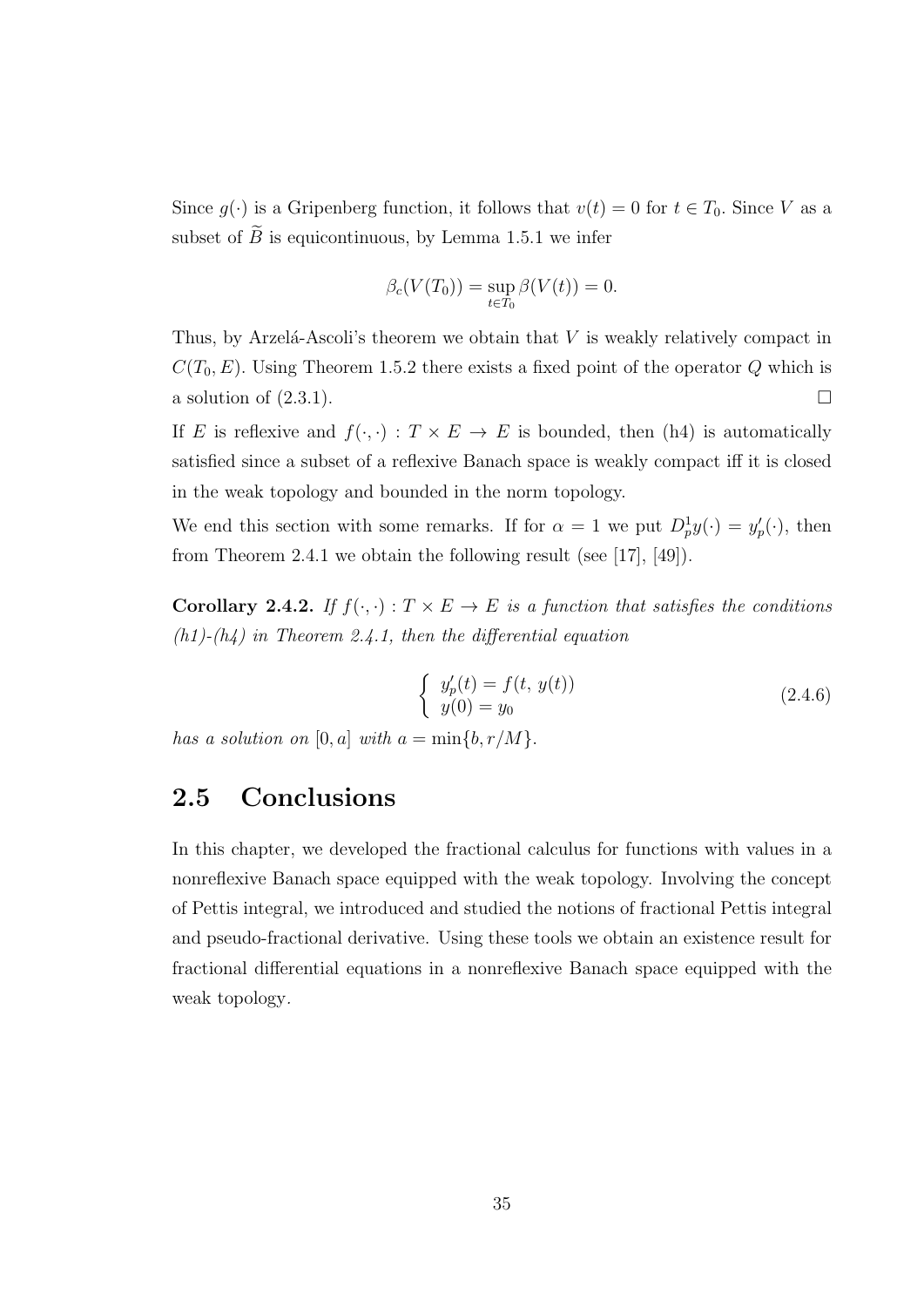Since $g(\cdot)$ is a Gripenberg function, it follows that $v(t) = 0$ for $t \in T_0$. Since $V$ as a subset of $\widetilde{B}$ is equicontinuous, by Lemma 1.5.1 we infer

$$\beta_c(V(T_0)) = \sup_{t \in T_0} \beta(V(t)) = 0.$$

Thus, by Arzelá-Ascoli's theorem we obtain that $V$ is weakly relatively compact in $C(T_0, E)$. Using Theorem 1.5.2 there exists a fixed point of the operator $Q$ which is a solution of (2.3.1). $\square$

If $E$ is reflexive and $f(\cdot, \cdot) : T \times E \to E$ is bounded, then (h4) is automatically satisfied since a subset of a reflexive Banach space is weakly compact iff it is closed in the weak topology and bounded in the norm topology.

We end this section with some remarks. If for $\alpha = 1$ we put $D_p^1 y(\cdot) = y_p'(\cdot)$, then from Theorem 2.4.1 we obtain the following result (see [17], [49]).

**Corollary 2.4.2.** *If $f(\cdot, \cdot) : T \times E \to E$ is a function that satisfies the conditions (h1)-(h4) in Theorem 2.4.1, then the differential equation*

$$\begin{cases} y_p'(t) = f(t,\, y(t)) \\ y(0) = y_0 \end{cases} \tag{2.4.6}$$

*has a solution on $[0, a]$ with $a = \min\{b, r/M\}$.*

## 2.5 Conclusions

In this chapter, we developed the fractional calculus for functions with values in a nonreflexive Banach space equipped with the weak topology. Involving the concept of Pettis integral, we introduced and studied the notions of fractional Pettis integral and pseudo-fractional derivative. Using these tools we obtain an existence result for fractional differential equations in a nonreflexive Banach space equipped with the weak topology.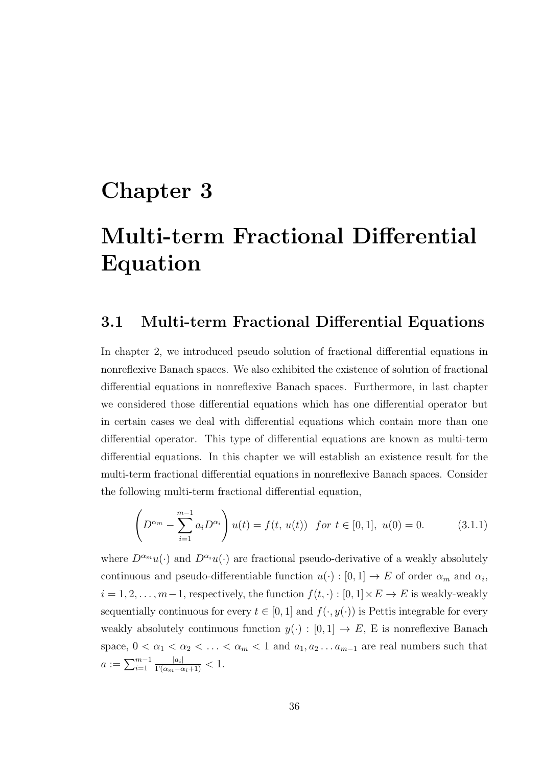# Chapter 3

# Multi-term Fractional Differential Equation

## 3.1 Multi-term Fractional Differential Equations

In chapter 2, we introduced pseudo solution of fractional differential equations in nonreflexive Banach spaces. We also exhibited the existence of solution of fractional differential equations in nonreflexive Banach spaces. Furthermore, in last chapter we considered those differential equations which has one differential operator but in certain cases we deal with differential equations which contain more than one differential operator. This type of differential equations are known as multi-term differential equations. In this chapter we will establish an existence result for the multi-term fractional differential equations in nonreflexive Banach spaces. Consider the following multi-term fractional differential equation,

$$\left(D^{\alpha_m} - \sum_{i=1}^{m-1} a_i D^{\alpha_i}\right) u(t) = f(t,\, u(t)) \quad for\ t \in [0,1],\ u(0) = 0. \tag{3.1.1}$$

where $D^{\alpha_m}u(\cdot)$ and $D^{\alpha_i}u(\cdot)$ are fractional pseudo-derivative of a weakly absolutely continuous and pseudo-differentiable function $u(\cdot) : [0,1] \to E$ of order $\alpha_m$ and $\alpha_i$, $i = 1, 2, \ldots, m-1$, respectively, the function $f(t, \cdot) : [0,1] \times E \to E$ is weakly-weakly sequentially continuous for every $t \in [0,1]$ and $f(\cdot, y(\cdot))$ is Pettis integrable for every weakly absolutely continuous function $y(\cdot) : [0,1] \to E$, E is nonreflexive Banach space, $0 < \alpha_1 < \alpha_2 < \ldots < \alpha_m < 1$ and $a_1, a_2 \ldots a_{m-1}$ are real numbers such that $a := \sum_{i=1}^{m-1} \frac{|a_i|}{\Gamma(\alpha_m - \alpha_i + 1)} < 1$.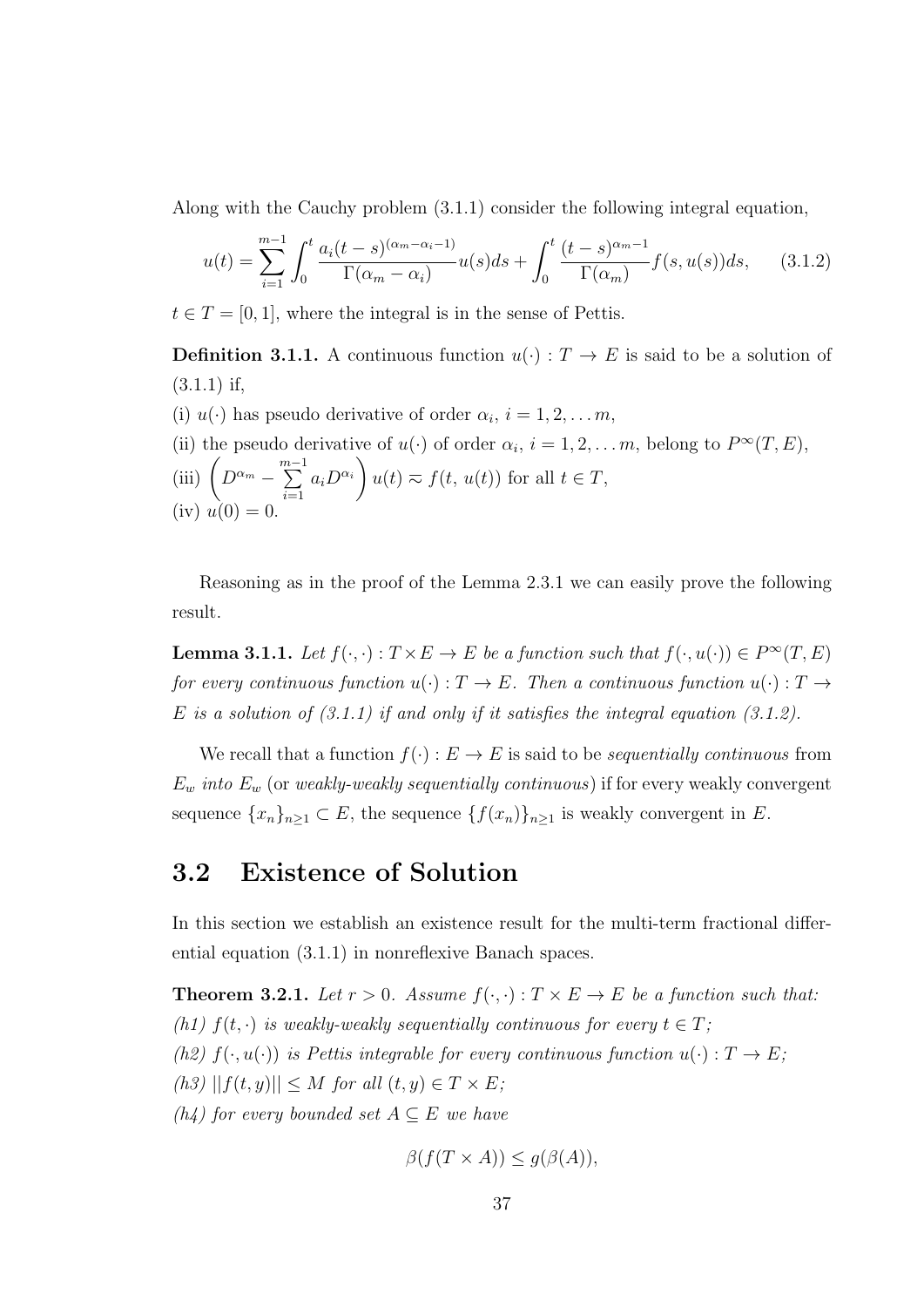Along with the Cauchy problem (3.1.1) consider the following integral equation,

$$u(t) = \sum_{i=1}^{m-1} \int_0^t \frac{a_i(t-s)^{(\alpha_m - \alpha_i - 1)}}{\Gamma(\alpha_m - \alpha_i)} u(s)ds + \int_0^t \frac{(t-s)^{\alpha_m - 1}}{\Gamma(\alpha_m)} f(s, u(s))ds, \qquad (3.1.2)$$

$t \in T = [0, 1]$, where the integral is in the sense of Pettis.

**Definition 3.1.1.** A continuous function $u(\cdot) : T \to E$ is said to be a solution of (3.1.1) if,

(i) $u(\cdot)$ has pseudo derivative of order $\alpha_i$, $i = 1, 2, \ldots m$,

(ii) the pseudo derivative of $u(\cdot)$ of order $\alpha_i$, $i = 1, 2, \ldots m$, belong to $P^\infty(T, E)$,

(iii) $\left( D^{\alpha_m} - \sum_{i=1}^{m-1} a_i D^{\alpha_i} \right) u(t) \approx f(t, u(t))$ for all $t \in T$,

(iv) $u(0) = 0$.

Reasoning as in the proof of the Lemma 2.3.1 we can easily prove the following result.

**Lemma 3.1.1.** *Let $f(\cdot, \cdot) : T \times E \to E$ be a function such that $f(\cdot, u(\cdot)) \in P^\infty(T, E)$ for every continuous function $u(\cdot) : T \to E$. Then a continuous function $u(\cdot) : T \to E$ is a solution of (3.1.1) if and only if it satisfies the integral equation (3.1.2).*

We recall that a function $f(\cdot) : E \to E$ is said to be *sequentially continuous* from $E_w$ *into* $E_w$ (or *weakly-weakly sequentially continuous*) if for every weakly convergent sequence $\{x_n\}_{n \geq 1} \subset E$, the sequence $\{f(x_n)\}_{n \geq 1}$ is weakly convergent in $E$.

## 3.2 Existence of Solution

In this section we establish an existence result for the multi-term fractional differential equation (3.1.1) in nonreflexive Banach spaces.

**Theorem 3.2.1.** *Let $r > 0$. Assume $f(\cdot, \cdot) : T \times E \to E$ be a function such that:*

*(h1) $f(t, \cdot)$ is weakly-weakly sequentially continuous for every $t \in T$;*

*(h2) $f(\cdot, u(\cdot))$ is Pettis integrable for every continuous function $u(\cdot) : T \to E$;*

*(h3) $||f(t, y)|| \leq M$ for all $(t, y) \in T \times E$;*

*(h4) for every bounded set $A \subseteq E$ we have*

$$\beta(f(T \times A)) \leq g(\beta(A)),$$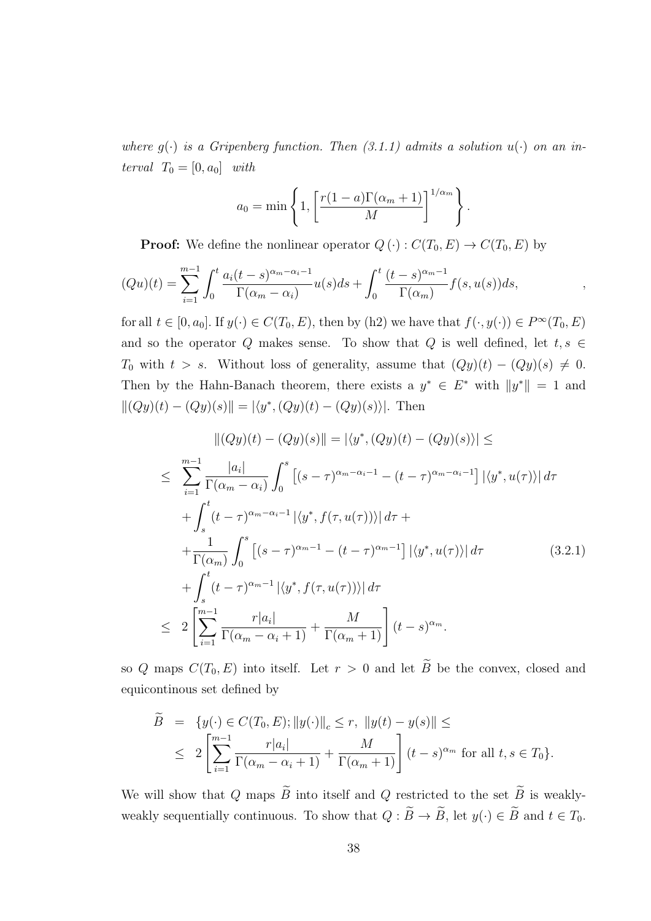*where $g(\cdot)$ is a Gripenberg function. Then (3.1.1) admits a solution $u(\cdot)$ on an interval $T_0 = [0, a_0]$ with*

$$a_0 = \min\left\{1, \left[\frac{r(1-a)\Gamma(\alpha_m+1)}{M}\right]^{1/\alpha_m}\right\}.$$

**Proof:** We define the nonlinear operator $Q(\cdot) : C(T_0, E) \to C(T_0, E)$ by

$$(Qu)(t) = \sum_{i=1}^{m-1} \int_0^t \frac{a_i(t-s)^{\alpha_m-\alpha_i-1}}{\Gamma(\alpha_m-\alpha_i)} u(s)ds + \int_0^t \frac{(t-s)^{\alpha_m-1}}{\Gamma(\alpha_m)} f(s, u(s))ds, \qquad ,$$

for all $t \in [0, a_0]$. If $y(\cdot) \in C(T_0, E)$, then by (h2) we have that $f(\cdot, y(\cdot)) \in P^\infty(T_0, E)$ and so the operator $Q$ makes sense. To show that $Q$ is well defined, let $t, s \in T_0$ with $t > s$. Without loss of generality, assume that $(Qy)(t) - (Qy)(s) \neq 0$. Then by the Hahn-Banach theorem, there exists a $y^* \in E^*$ with $\|y^*\| = 1$ and $\|(Qy)(t) - (Qy)(s)\| = |\langle y^*, (Qy)(t) - (Qy)(s)\rangle|$. Then

$$\begin{aligned}
&\|(Qy)(t) - (Qy)(s)\| = |\langle y^*, (Qy)(t) - (Qy)(s)\rangle| \leq \\
\leq\ & \sum_{i=1}^{m-1} \frac{|a_i|}{\Gamma(\alpha_m-\alpha_i)} \int_0^s \left[(s-\tau)^{\alpha_m-\alpha_i-1} - (t-\tau)^{\alpha_m-\alpha_i-1}\right] |\langle y^*, u(\tau)\rangle| \, d\tau \\
& + \int_s^t (t-\tau)^{\alpha_m-\alpha_i-1} |\langle y^*, f(\tau, u(\tau))\rangle| \, d\tau + \\
& + \frac{1}{\Gamma(\alpha_m)} \int_0^s \left[(s-\tau)^{\alpha_m-1} - (t-\tau)^{\alpha_m-1}\right] |\langle y^*, u(\tau)\rangle| \, d\tau \qquad (3.2.1) \\
& + \int_s^t (t-\tau)^{\alpha_m-1} |\langle y^*, f(\tau, u(\tau))\rangle| \, d\tau \\
\leq\ & 2\left[\sum_{i=1}^{m-1} \frac{r|a_i|}{\Gamma(\alpha_m-\alpha_i+1)} + \frac{M}{\Gamma(\alpha_m+1)}\right](t-s)^{\alpha_m}.
\end{aligned}$$

so $Q$ maps $C(T_0, E)$ into itself. Let $r > 0$ and let $\widetilde{B}$ be the convex, closed and equicontinous set defined by

$$\begin{aligned}
\widetilde{B} &= \{y(\cdot) \in C(T_0, E); \|y(\cdot)\|_c \leq r,\ \|y(t) - y(s)\| \leq \\
&\leq 2\left[\sum_{i=1}^{m-1} \frac{r|a_i|}{\Gamma(\alpha_m-\alpha_i+1)} + \frac{M}{\Gamma(\alpha_m+1)}\right](t-s)^{\alpha_m} \text{ for all } t, s \in T_0\}.
\end{aligned}$$

We will show that $Q$ maps $\widetilde{B}$ into itself and $Q$ restricted to the set $\widetilde{B}$ is weakly-weakly sequentially continuous. To show that $Q : \widetilde{B} \to \widetilde{B}$, let $y(\cdot) \in \widetilde{B}$ and $t \in T_0$.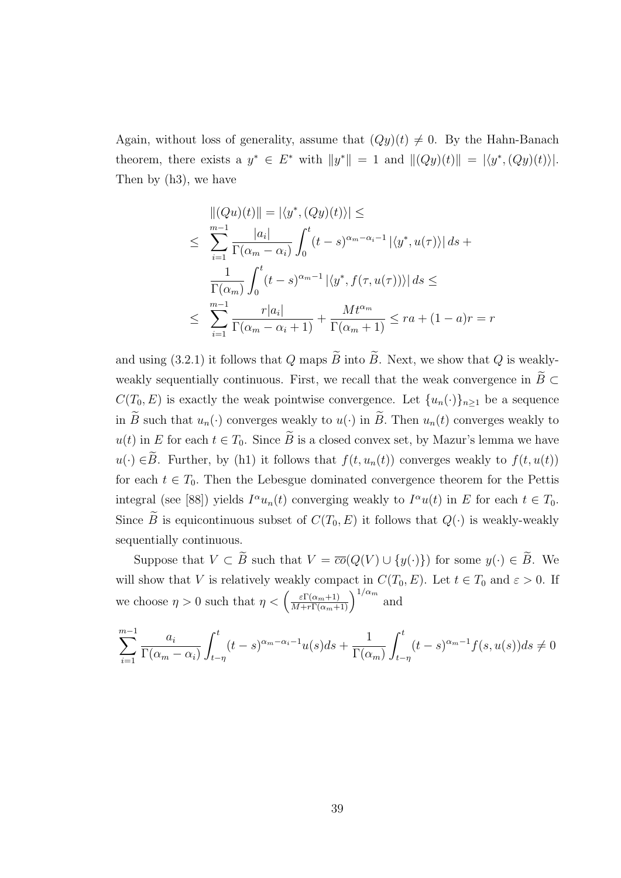Again, without loss of generality, assume that $(Qy)(t) \neq 0$. By the Hahn-Banach theorem, there exists a $y^* \in E^*$ with $\|y^*\| = 1$ and $\|(Qy)(t)\| = |\langle y^*, (Qy)(t)\rangle|$. Then by (h3), we have

$$
\begin{aligned}
&\|(Qu)(t)\| = |\langle y^*, (Qy)(t)\rangle| \leq \\
\leq \; & \sum_{i=1}^{m-1} \frac{|a_i|}{\Gamma(\alpha_m - \alpha_i)} \int_0^t (t-s)^{\alpha_m - \alpha_i - 1} |\langle y^*, u(\tau)\rangle| \, ds + \\
& \frac{1}{\Gamma(\alpha_m)} \int_0^t (t-s)^{\alpha_m - 1} |\langle y^*, f(\tau, u(\tau))\rangle| \, ds \leq \\
\leq \; & \sum_{i=1}^{m-1} \frac{r|a_i|}{\Gamma(\alpha_m - \alpha_i + 1)} + \frac{Mt^{\alpha_m}}{\Gamma(\alpha_m + 1)} \leq ra + (1-a)r = r
\end{aligned}
$$

and using (3.2.1) it follows that $Q$ maps $\widetilde{B}$ into $\widetilde{B}$. Next, we show that $Q$ is weakly-weakly sequentially continuous. First, we recall that the weak convergence in $\widetilde{B} \subset C(T_0, E)$ is exactly the weak pointwise convergence. Let $\{u_n(\cdot)\}_{n\geq 1}$ be a sequence in $\widetilde{B}$ such that $u_n(\cdot)$ converges weakly to $u(\cdot)$ in $\widetilde{B}$. Then $u_n(t)$ converges weakly to $u(t)$ in $E$ for each $t \in T_0$. Since $\widetilde{B}$ is a closed convex set, by Mazur's lemma we have $u(\cdot) \in \widetilde{B}$. Further, by (h1) it follows that $f(t, u_n(t))$ converges weakly to $f(t, u(t))$ for each $t \in T_0$. Then the Lebesgue dominated convergence theorem for the Pettis integral (see [88]) yields $I^\alpha u_n(t)$ converging weakly to $I^\alpha u(t)$ in $E$ for each $t \in T_0$. Since $\widetilde{B}$ is equicontinuous subset of $C(T_0, E)$ it follows that $Q(\cdot)$ is weakly-weakly sequentially continuous.

Suppose that $V \subset \widetilde{B}$ such that $V = \overline{co}(Q(V) \cup \{y(\cdot)\})$ for some $y(\cdot) \in \widetilde{B}$. We will show that $V$ is relatively weakly compact in $C(T_0, E)$. Let $t \in T_0$ and $\varepsilon > 0$. If we choose $\eta > 0$ such that $\eta < \left(\frac{\varepsilon \Gamma(\alpha_m + 1)}{M + r\Gamma(\alpha_m + 1)}\right)^{1/\alpha_m}$ and

$$
\sum_{i=1}^{m-1} \frac{a_i}{\Gamma(\alpha_m - \alpha_i)} \int_{t-\eta}^t (t-s)^{\alpha_m - \alpha_i - 1} u(s) ds + \frac{1}{\Gamma(\alpha_m)} \int_{t-\eta}^t (t-s)^{\alpha_m - 1} f(s, u(s)) ds \neq 0
$$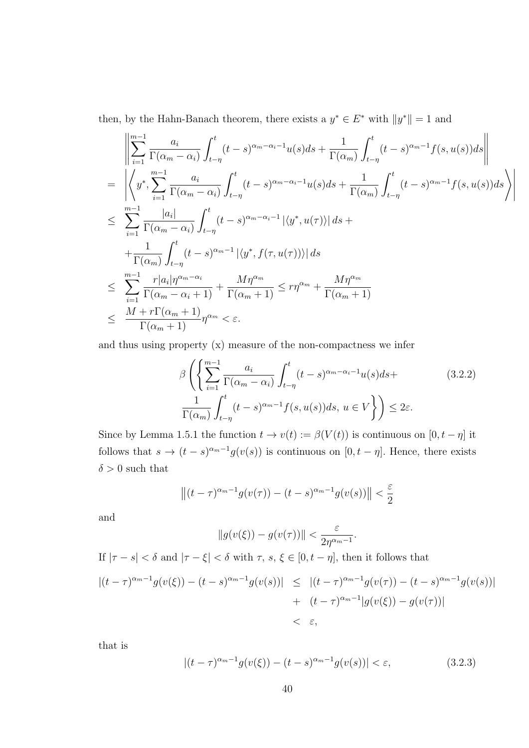then, by the Hahn-Banach theorem, there exists a $y^* \in E^*$ with $\|y^*\| = 1$ and

$$
\begin{aligned}
& \left\| \sum_{i=1}^{m-1} \frac{a_i}{\Gamma(\alpha_m - \alpha_i)} \int_{t-\eta}^{t} (t-s)^{\alpha_m - \alpha_i - 1} u(s) ds + \frac{1}{\Gamma(\alpha_m)} \int_{t-\eta}^{t} (t-s)^{\alpha_m - 1} f(s, u(s)) ds \right\| \\
= & \left| \left\langle y^*, \sum_{i=1}^{m-1} \frac{a_i}{\Gamma(\alpha_m - \alpha_i)} \int_{t-\eta}^{t} (t-s)^{\alpha_m - \alpha_i - 1} u(s) ds + \frac{1}{\Gamma(\alpha_m)} \int_{t-\eta}^{t} (t-s)^{\alpha_m - 1} f(s, u(s)) ds \right\rangle \right| \\
\leq & \sum_{i=1}^{m-1} \frac{|a_i|}{\Gamma(\alpha_m - \alpha_i)} \int_{t-\eta}^{t} (t-s)^{\alpha_m - \alpha_i - 1} \left| \langle y^*, u(\tau) \rangle \right| ds + \\
& + \frac{1}{\Gamma(\alpha_m)} \int_{t-\eta}^{t} (t-s)^{\alpha_m - 1} \left| \langle y^*, f(\tau, u(\tau)) \rangle \right| ds \\
\leq & \sum_{i=1}^{m-1} \frac{r|a_i| \eta^{\alpha_m - \alpha_i}}{\Gamma(\alpha_m - \alpha_i + 1)} + \frac{M \eta^{\alpha_m}}{\Gamma(\alpha_m + 1)} \leq r\eta^{\alpha_m} + \frac{M\eta^{\alpha_m}}{\Gamma(\alpha_m + 1)} \\
\leq & \frac{M + r\Gamma(\alpha_m + 1)}{\Gamma(\alpha_m + 1)} \eta^{\alpha_m} < \varepsilon.
\end{aligned}
$$

and thus using property (x) measure of the non-compactness we infer

$$
\beta \left( \left\{ \sum_{i=1}^{m-1} \frac{a_i}{\Gamma(\alpha_m - \alpha_i)} \int_{t-\eta}^{t} (t-s)^{\alpha_m - \alpha_i - 1} u(s) ds + \frac{1}{\Gamma(\alpha_m)} \int_{t-\eta}^{t} (t-s)^{\alpha_m - 1} f(s, u(s)) ds, \; u \in V \right\} \right) \leq 2\varepsilon. \tag{3.2.2}
$$

Since by Lemma 1.5.1 the function $t \to v(t) := \beta(V(t))$ is continuous on $[0, t-\eta]$ it follows that $s \to (t-s)^{\alpha_m - 1} g(v(s))$ is continuous on $[0, t-\eta]$. Hence, there exists $\delta > 0$ such that

$$
\left\| (t-\tau)^{\alpha_m - 1} g(v(\tau)) - (t-s)^{\alpha_m - 1} g(v(s)) \right\| < \frac{\varepsilon}{2}
$$

and

$$
\| g(v(\xi)) - g(v(\tau)) \| < \frac{\varepsilon}{2\eta^{\alpha_m - 1}}.
$$

If $|\tau - s| < \delta$ and $|\tau - \xi| < \delta$ with $\tau, s, \xi \in [0, t-\eta]$, then it follows that

$$
\begin{aligned}
|(t-\tau)^{\alpha_m - 1} g(v(\xi)) - (t-s)^{\alpha_m - 1} g(v(s))| & \leq |(t-\tau)^{\alpha_m - 1} g(v(\tau)) - (t-s)^{\alpha_m - 1} g(v(s))| \\
& + (t-\tau)^{\alpha_m - 1} |g(v(\xi)) - g(v(\tau))| \\
& < \varepsilon,
\end{aligned}
$$

that is

$$
|(t-\tau)^{\alpha_m - 1} g(v(\xi)) - (t-s)^{\alpha_m - 1} g(v(s))| < \varepsilon, \tag{3.2.3}
$$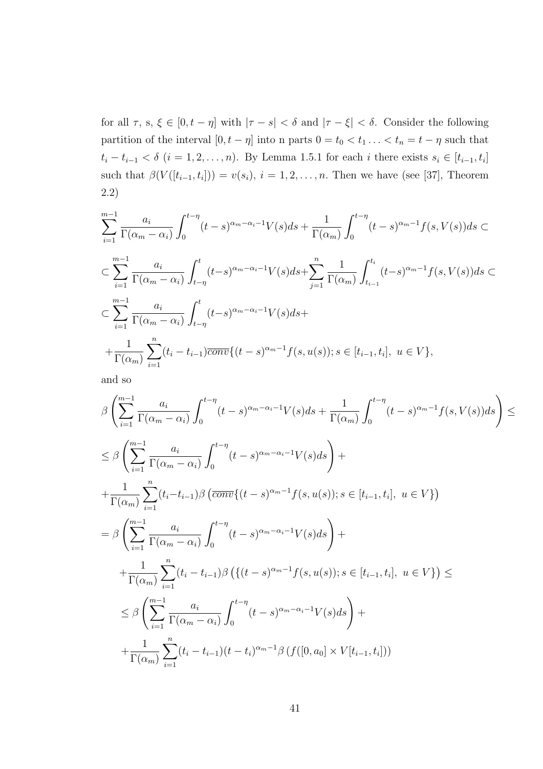for all $\tau$, s, $\xi \in [0, t-\eta]$ with $|\tau - s| < \delta$ and $|\tau - \xi| < \delta$. Consider the following partition of the interval $[0, t-\eta]$ into n parts $0 = t_0 < t_1 \ldots < t_n = t - \eta$ such that $t_i - t_{i-1} < \delta$ $(i = 1, 2, \ldots, n)$. By Lemma 1.5.1 for each $i$ there exists $s_i \in [t_{i-1}, t_i]$ such that $\beta(V([t_{i-1}, t_i])) = v(s_i)$, $i = 1, 2, \ldots, n$. Then we have (see [37], Theorem 2.2)

$$
\begin{aligned}
&\sum_{i=1}^{m-1} \frac{a_i}{\Gamma(\alpha_m - \alpha_i)} \int_0^{t-\eta} (t-s)^{\alpha_m - \alpha_i - 1} V(s) ds + \frac{1}{\Gamma(\alpha_m)} \int_0^{t-\eta} (t-s)^{\alpha_m - 1} f(s, V(s)) ds \subset \\
&\subset \sum_{i=1}^{m-1} \frac{a_i}{\Gamma(\alpha_m - \alpha_i)} \int_{t-\eta}^{t} (t-s)^{\alpha_m - \alpha_i - 1} V(s) ds + \sum_{j=1}^{n} \frac{1}{\Gamma(\alpha_m)} \int_{t_{i-1}}^{t_i} (t-s)^{\alpha_m - 1} f(s, V(s)) ds \subset \\
&\subset \sum_{i=1}^{m-1} \frac{a_i}{\Gamma(\alpha_m - \alpha_i)} \int_{t-\eta}^{t} (t-s)^{\alpha_m - \alpha_i - 1} V(s) ds + \\
&+ \frac{1}{\Gamma(\alpha_m)} \sum_{i=1}^{n} (t_i - t_{i-1}) \overline{conv} \{ (t-s)^{\alpha_m - 1} f(s, u(s)); s \in [t_{i-1}, t_i],\ u \in V \},
\end{aligned}
$$

and so

$$
\begin{aligned}
&\beta \left( \sum_{i=1}^{m-1} \frac{a_i}{\Gamma(\alpha_m - \alpha_i)} \int_0^{t-\eta} (t-s)^{\alpha_m - \alpha_i - 1} V(s) ds + \frac{1}{\Gamma(\alpha_m)} \int_0^{t-\eta} (t-s)^{\alpha_m - 1} f(s, V(s)) ds \right) \leq \\
&\leq \beta \left( \sum_{i=1}^{m-1} \frac{a_i}{\Gamma(\alpha_m - \alpha_i)} \int_0^{t-\eta} (t-s)^{\alpha_m - \alpha_i - 1} V(s) ds \right) + \\
&+ \frac{1}{\Gamma(\alpha_m)} \sum_{i=1}^{n} (t_i - t_{i-1}) \beta \left( \overline{conv} \{ (t-s)^{\alpha_m - 1} f(s, u(s)); s \in [t_{i-1}, t_i],\ u \in V \} \right) \\
&= \beta \left( \sum_{i=1}^{m-1} \frac{a_i}{\Gamma(\alpha_m - \alpha_i)} \int_0^{t-\eta} (t-s)^{\alpha_m - \alpha_i - 1} V(s) ds \right) + \\
&\quad + \frac{1}{\Gamma(\alpha_m)} \sum_{i=1}^{n} (t_i - t_{i-1}) \beta \left( \{ (t-s)^{\alpha_m - 1} f(s, u(s)); s \in [t_{i-1}, t_i],\ u \in V \} \right) \leq \\
&\quad \leq \beta \left( \sum_{i=1}^{m-1} \frac{a_i}{\Gamma(\alpha_m - \alpha_i)} \int_0^{t-\eta} (t-s)^{\alpha_m - \alpha_i - 1} V(s) ds \right) + \\
&\quad + \frac{1}{\Gamma(\alpha_m)} \sum_{i=1}^{n} (t_i - t_{i-1}) (t - t_i)^{\alpha_m - 1} \beta \left( f([0, a_0] \times V[t_{i-1}, t_i]) \right)
\end{aligned}
$$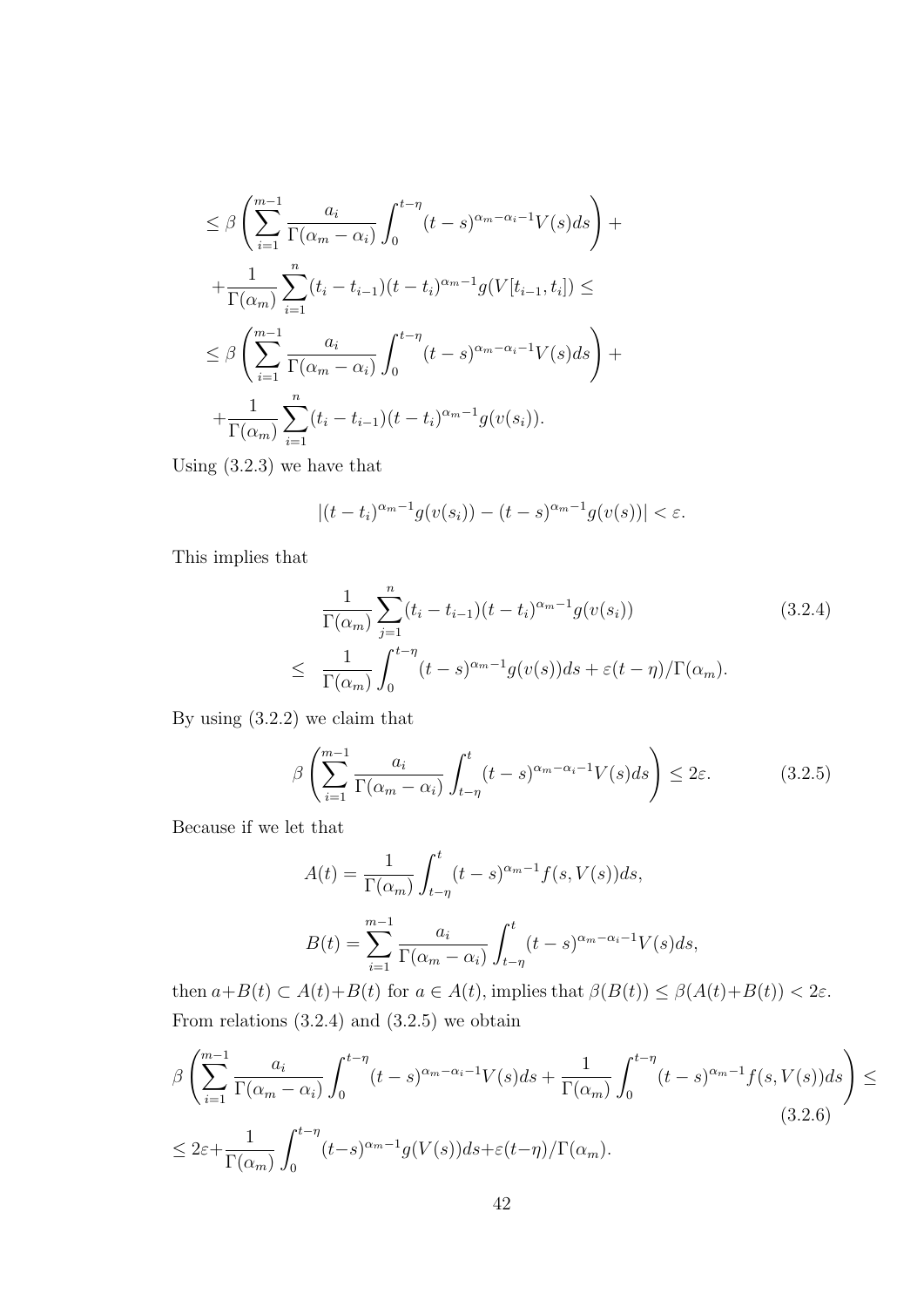$$\leq \beta\left(\sum_{i=1}^{m-1}\frac{a_i}{\Gamma(\alpha_m-\alpha_i)}\int_0^{t-\eta}(t-s)^{\alpha_m-\alpha_i-1}V(s)ds\right)+$$

$$+\frac{1}{\Gamma(\alpha_m)}\sum_{i=1}^{n}(t_i-t_{i-1})(t-t_i)^{\alpha_m-1}g(V[t_{i-1},t_i])\leq$$

$$\leq \beta\left(\sum_{i=1}^{m-1}\frac{a_i}{\Gamma(\alpha_m-\alpha_i)}\int_0^{t-\eta}(t-s)^{\alpha_m-\alpha_i-1}V(s)ds\right)+$$

$$+\frac{1}{\Gamma(\alpha_m)}\sum_{i=1}^{n}(t_i-t_{i-1})(t-t_i)^{\alpha_m-1}g(v(s_i)).$$

Using (3.2.3) we have that

$$|(t-t_i)^{\alpha_m-1}g(v(s_i))-(t-s)^{\alpha_m-1}g(v(s))|<\varepsilon.$$

This implies that

$$\begin{aligned}
&\frac{1}{\Gamma(\alpha_m)}\sum_{j=1}^{n}(t_i-t_{i-1})(t-t_i)^{\alpha_m-1}g(v(s_i)) \qquad (3.2.4)\\
\leq\ &\frac{1}{\Gamma(\alpha_m)}\int_0^{t-\eta}(t-s)^{\alpha_m-1}g(v(s))ds+\varepsilon(t-\eta)/\Gamma(\alpha_m).
\end{aligned}$$

By using (3.2.2) we claim that

$$\beta\left(\sum_{i=1}^{m-1}\frac{a_i}{\Gamma(\alpha_m-\alpha_i)}\int_{t-\eta}^{t}(t-s)^{\alpha_m-\alpha_i-1}V(s)ds\right)\leq 2\varepsilon. \qquad (3.2.5)$$

Because if we let that

$$A(t)=\frac{1}{\Gamma(\alpha_m)}\int_{t-\eta}^{t}(t-s)^{\alpha_m-1}f(s,V(s))ds,$$

$$B(t)=\sum_{i=1}^{m-1}\frac{a_i}{\Gamma(\alpha_m-\alpha_i)}\int_{t-\eta}^{t}(t-s)^{\alpha_m-\alpha_i-1}V(s)ds,$$

then $a+B(t)\subset A(t)+B(t)$ for $a\in A(t)$, implies that $\beta(B(t))\leq\beta(A(t)+B(t))<2\varepsilon$. From relations (3.2.4) and (3.2.5) we obtain

$$\beta\left(\sum_{i=1}^{m-1}\frac{a_i}{\Gamma(\alpha_m-\alpha_i)}\int_0^{t-\eta}(t-s)^{\alpha_m-\alpha_i-1}V(s)ds+\frac{1}{\Gamma(\alpha_m)}\int_0^{t-\eta}(t-s)^{\alpha_m-1}f(s,V(s))ds\right)\leq \qquad (3.2.6)$$

$$\leq 2\varepsilon+\frac{1}{\Gamma(\alpha_m)}\int_0^{t-\eta}(t-s)^{\alpha_m-1}g(V(s))ds+\varepsilon(t-\eta)/\Gamma(\alpha_m).$$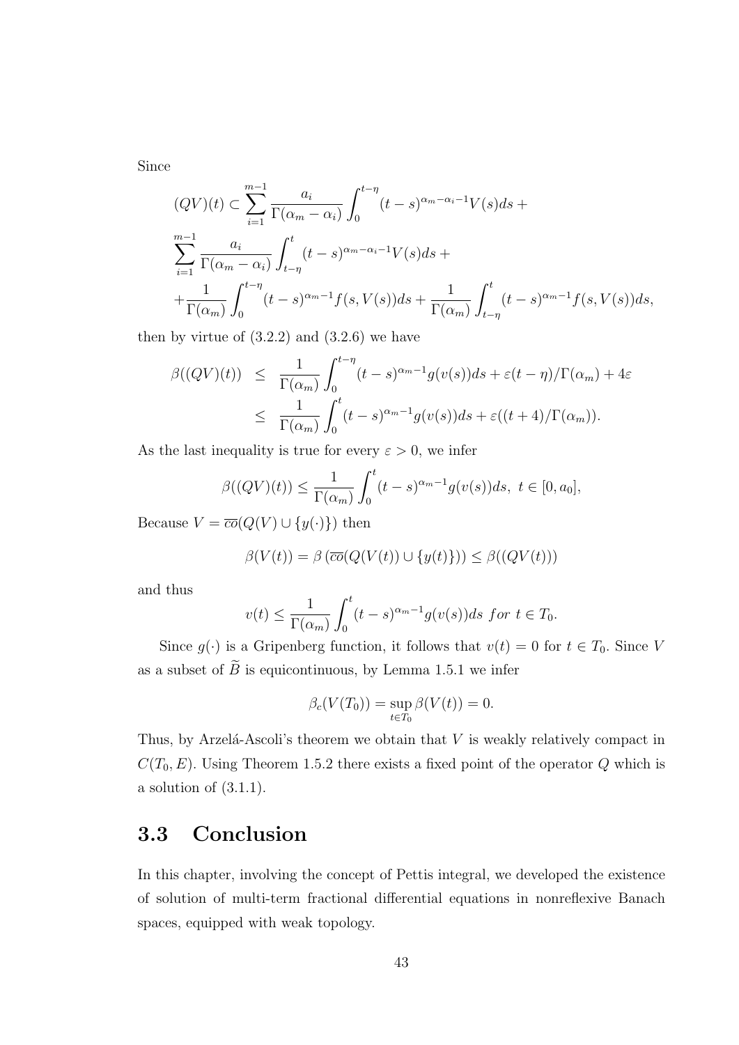Since

$$
\begin{aligned}
&(QV)(t) \subset \sum_{i=1}^{m-1} \frac{a_i}{\Gamma(\alpha_m - \alpha_i)} \int_0^{t-\eta} (t-s)^{\alpha_m - \alpha_i - 1} V(s) ds + \\
&\sum_{i=1}^{m-1} \frac{a_i}{\Gamma(\alpha_m - \alpha_i)} \int_{t-\eta}^{t} (t-s)^{\alpha_m - \alpha_i - 1} V(s) ds + \\
&+ \frac{1}{\Gamma(\alpha_m)} \int_0^{t-\eta} (t-s)^{\alpha_m - 1} f(s, V(s)) ds + \frac{1}{\Gamma(\alpha_m)} \int_{t-\eta}^{t} (t-s)^{\alpha_m - 1} f(s, V(s)) ds,
\end{aligned}
$$

then by virtue of (3.2.2) and (3.2.6) we have

$$
\begin{aligned}
\beta((QV)(t)) &\leq \frac{1}{\Gamma(\alpha_m)} \int_0^{t-\eta} (t-s)^{\alpha_m - 1} g(v(s)) ds + \varepsilon(t-\eta)/\Gamma(\alpha_m) + 4\varepsilon \\
&\leq \frac{1}{\Gamma(\alpha_m)} \int_0^{t} (t-s)^{\alpha_m - 1} g(v(s)) ds + \varepsilon((t+4)/\Gamma(\alpha_m)).
\end{aligned}
$$

As the last inequality is true for every $\varepsilon > 0$, we infer

$$
\beta((QV)(t)) \leq \frac{1}{\Gamma(\alpha_m)} \int_0^{t} (t-s)^{\alpha_m - 1} g(v(s)) ds, \ t \in [0, a_0],
$$

Because $V = \overline{co}(Q(V) \cup \{y(\cdot)\})$ then

$$
\beta(V(t)) = \beta\left(\overline{co}(Q(V(t)) \cup \{y(t)\})\right) \leq \beta((QV(t)))
$$

and thus

$$
v(t) \leq \frac{1}{\Gamma(\alpha_m)} \int_0^{t} (t-s)^{\alpha_m - 1} g(v(s)) ds \ for \ t \in T_0.
$$

Since $g(\cdot)$ is a Gripenberg function, it follows that $v(t) = 0$ for $t \in T_0$. Since $V$ as a subset of $\widetilde{B}$ is equicontinuous, by Lemma 1.5.1 we infer

$$
\beta_c(V(T_0)) = \sup_{t \in T_0} \beta(V(t)) = 0.
$$

Thus, by Arzelá-Ascoli's theorem we obtain that $V$ is weakly relatively compact in $C(T_0, E)$. Using Theorem 1.5.2 there exists a fixed point of the operator $Q$ which is a solution of (3.1.1).

## 3.3 Conclusion

In this chapter, involving the concept of Pettis integral, we developed the existence of solution of multi-term fractional differential equations in nonreflexive Banach spaces, equipped with weak topology.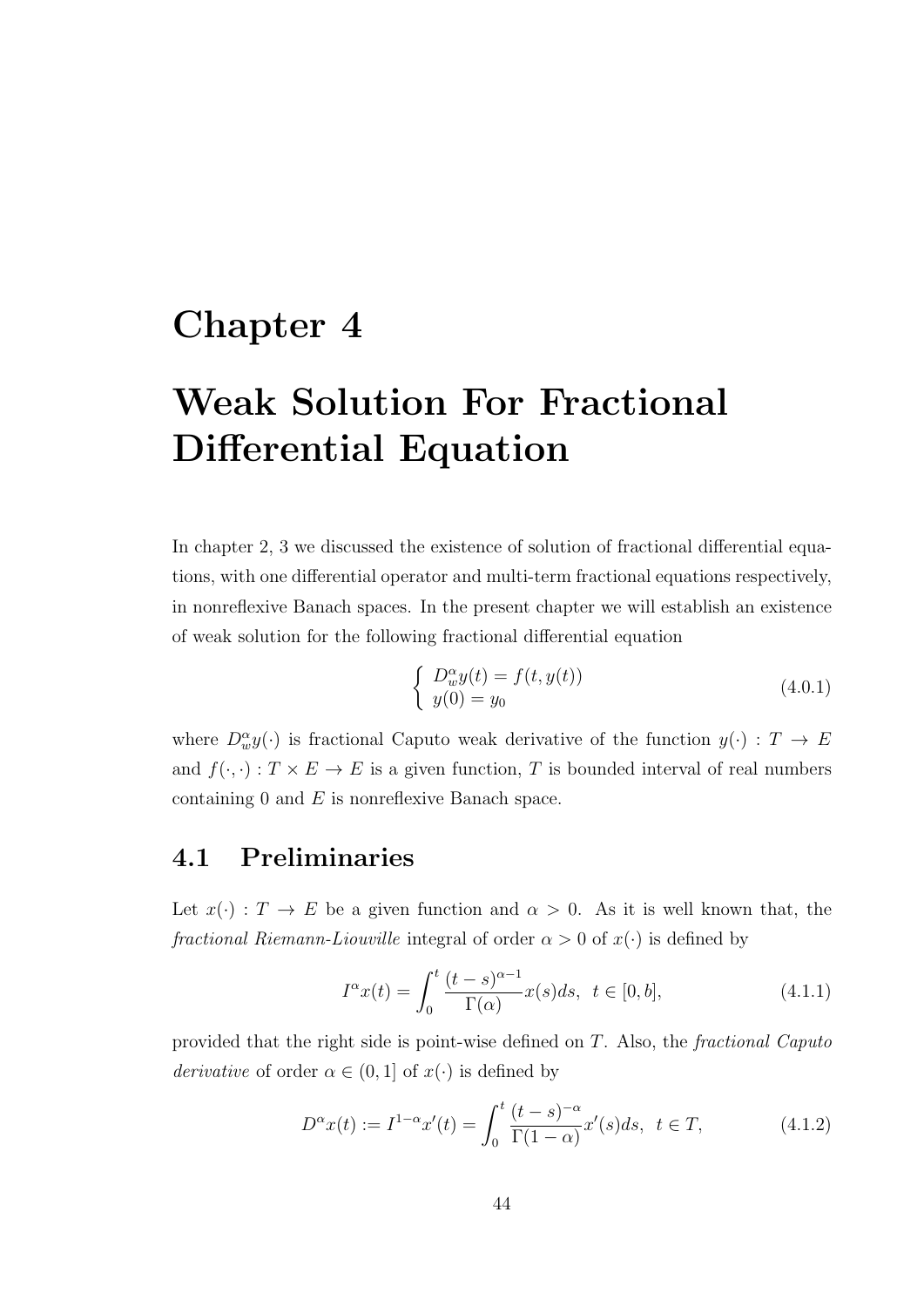# Chapter 4

# Weak Solution For Fractional Differential Equation

In chapter 2, 3 we discussed the existence of solution of fractional differential equations, with one differential operator and multi-term fractional equations respectively, in nonreflexive Banach spaces. In the present chapter we will establish an existence of weak solution for the following fractional differential equation

$$\begin{cases} D_w^\alpha y(t) = f(t, y(t)) \\ y(0) = y_0 \end{cases} \tag{4.0.1}$$

where $D_w^\alpha y(\cdot)$ is fractional Caputo weak derivative of the function $y(\cdot) : T \to E$ and $f(\cdot, \cdot) : T \times E \to E$ is a given function, $T$ is bounded interval of real numbers containing 0 and $E$ is nonreflexive Banach space.

## 4.1 Preliminaries

Let $x(\cdot) : T \to E$ be a given function and $\alpha > 0$. As it is well known that, the *fractional Riemann-Liouville* integral of order $\alpha > 0$ of $x(\cdot)$ is defined by

$$I^\alpha x(t) = \int_0^t \frac{(t-s)^{\alpha-1}}{\Gamma(\alpha)} x(s) ds, \;\; t \in [0, b], \tag{4.1.1}$$

provided that the right side is point-wise defined on $T$. Also, the *fractional Caputo derivative* of order $\alpha \in (0, 1]$ of $x(\cdot)$ is defined by

$$D^\alpha x(t) := I^{1-\alpha} x'(t) = \int_0^t \frac{(t-s)^{-\alpha}}{\Gamma(1-\alpha)} x'(s) ds, \;\; t \in T, \tag{4.1.2}$$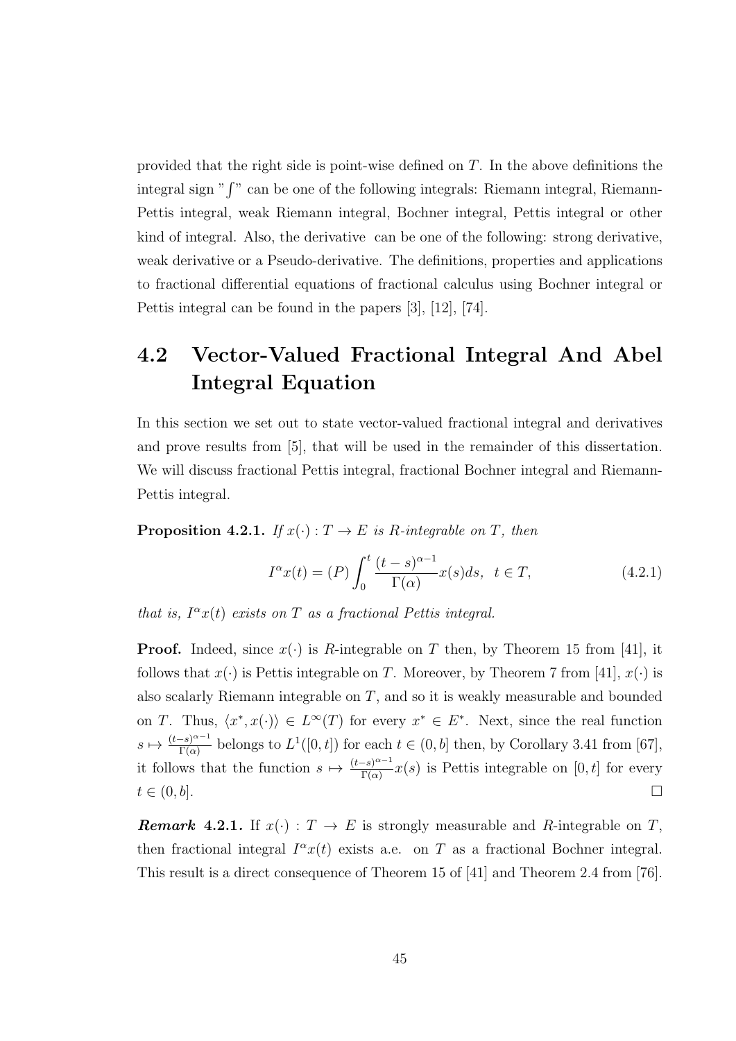provided that the right side is point-wise defined on $T$. In the above definitions the integral sign "$\int$" can be one of the following integrals: Riemann integral, Riemann-Pettis integral, weak Riemann integral, Bochner integral, Pettis integral or other kind of integral. Also, the derivative can be one of the following: strong derivative, weak derivative or a Pseudo-derivative. The definitions, properties and applications to fractional differential equations of fractional calculus using Bochner integral or Pettis integral can be found in the papers [3], [12], [74].

## 4.2 Vector-Valued Fractional Integral And Abel Integral Equation

In this section we set out to state vector-valued fractional integral and derivatives and prove results from [5], that will be used in the remainder of this dissertation. We will discuss fractional Pettis integral, fractional Bochner integral and Riemann-Pettis integral.

**Proposition 4.2.1.** *If $x(\cdot) : T \to E$ is R-integrable on $T$, then*

$$I^{\alpha}x(t) = (P)\int_0^t \frac{(t-s)^{\alpha-1}}{\Gamma(\alpha)}x(s)ds, \;\; t \in T, \tag{4.2.1}$$

*that is, $I^{\alpha}x(t)$ exists on $T$ as a fractional Pettis integral.*

**Proof.** Indeed, since $x(\cdot)$ is $R$-integrable on $T$ then, by Theorem 15 from [41], it follows that $x(\cdot)$ is Pettis integrable on $T$. Moreover, by Theorem 7 from [41], $x(\cdot)$ is also scalarly Riemann integrable on $T$, and so it is weakly measurable and bounded on $T$. Thus, $\langle x^*, x(\cdot)\rangle \in L^{\infty}(T)$ for every $x^* \in E^*$. Next, since the real function $s \mapsto \frac{(t-s)^{\alpha-1}}{\Gamma(\alpha)}$ belongs to $L^1([0,t])$ for each $t \in (0,b]$ then, by Corollary 3.41 from [67], it follows that the function $s \mapsto \frac{(t-s)^{\alpha-1}}{\Gamma(\alpha)}x(s)$ is Pettis integrable on $[0,t]$ for every $t \in (0,b]$. □

***Remark* 4.2.1.** If $x(\cdot) : T \to E$ is strongly measurable and $R$-integrable on $T$, then fractional integral $I^{\alpha}x(t)$ exists a.e. on $T$ as a fractional Bochner integral. This result is a direct consequence of Theorem 15 of [41] and Theorem 2.4 from [76].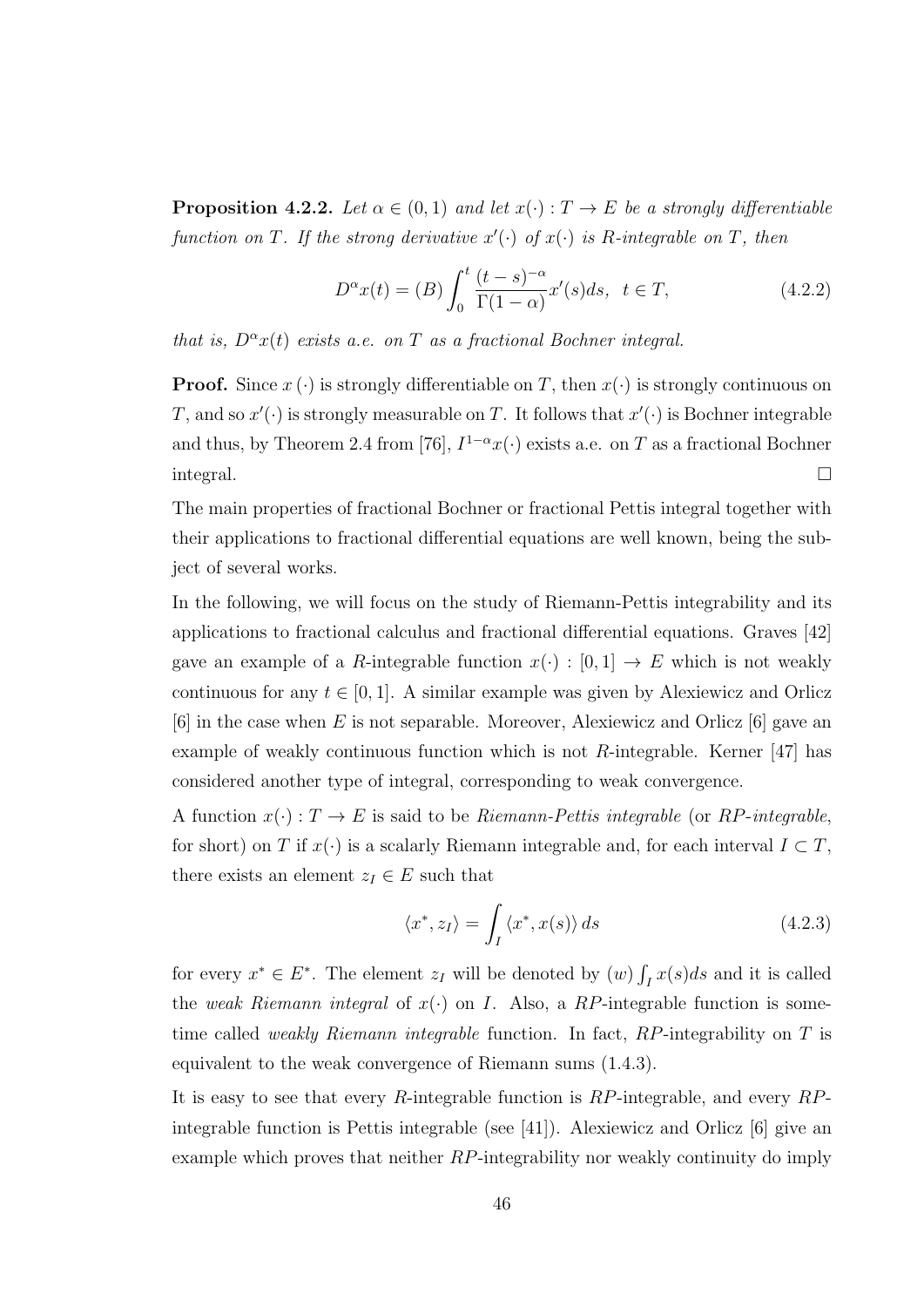**Proposition 4.2.2.** *Let $\alpha \in (0,1)$ and let $x(\cdot) : T \to E$ be a strongly differentiable function on $T$. If the strong derivative $x'(\cdot)$ of $x(\cdot)$ is R-integrable on $T$, then*

$$D^\alpha x(t) = (B) \int_0^t \frac{(t-s)^{-\alpha}}{\Gamma(1-\alpha)} x'(s) ds, \quad t \in T, \tag{4.2.2}$$

*that is, $D^\alpha x(t)$ exists a.e. on $T$ as a fractional Bochner integral.*

**Proof.** Since $x(\cdot)$ is strongly differentiable on $T$, then $x(\cdot)$ is strongly continuous on $T$, and so $x'(\cdot)$ is strongly measurable on $T$. It follows that $x'(\cdot)$ is Bochner integrable and thus, by Theorem 2.4 from [76], $I^{1-\alpha}x(\cdot)$ exists a.e. on $T$ as a fractional Bochner integral. $\square$

The main properties of fractional Bochner or fractional Pettis integral together with their applications to fractional differential equations are well known, being the subject of several works.

In the following, we will focus on the study of Riemann-Pettis integrability and its applications to fractional calculus and fractional differential equations. Graves [42] gave an example of a $R$-integrable function $x(\cdot) : [0,1] \to E$ which is not weakly continuous for any $t \in [0,1]$. A similar example was given by Alexiewicz and Orlicz [6] in the case when $E$ is not separable. Moreover, Alexiewicz and Orlicz [6] gave an example of weakly continuous function which is not $R$-integrable. Kerner [47] has considered another type of integral, corresponding to weak convergence.

A function $x(\cdot) : T \to E$ is said to be *Riemann-Pettis integrable* (or *$RP$-integrable*, for short) on $T$ if $x(\cdot)$ is a scalarly Riemann integrable and, for each interval $I \subset T$, there exists an element $z_I \in E$ such that

$$\langle x^*, z_I \rangle = \int_I \langle x^*, x(s) \rangle \, ds \tag{4.2.3}$$

for every $x^* \in E^*$. The element $z_I$ will be denoted by $(w) \int_I x(s) ds$ and it is called the *weak Riemann integral* of $x(\cdot)$ on $I$. Also, a $RP$-integrable function is sometime called *weakly Riemann integrable* function. In fact, $RP$-integrability on $T$ is equivalent to the weak convergence of Riemann sums (1.4.3).

It is easy to see that every $R$-integrable function is $RP$-integrable, and every $RP$-integrable function is Pettis integrable (see [41]). Alexiewicz and Orlicz [6] give an example which proves that neither $RP$-integrability nor weakly continuity do imply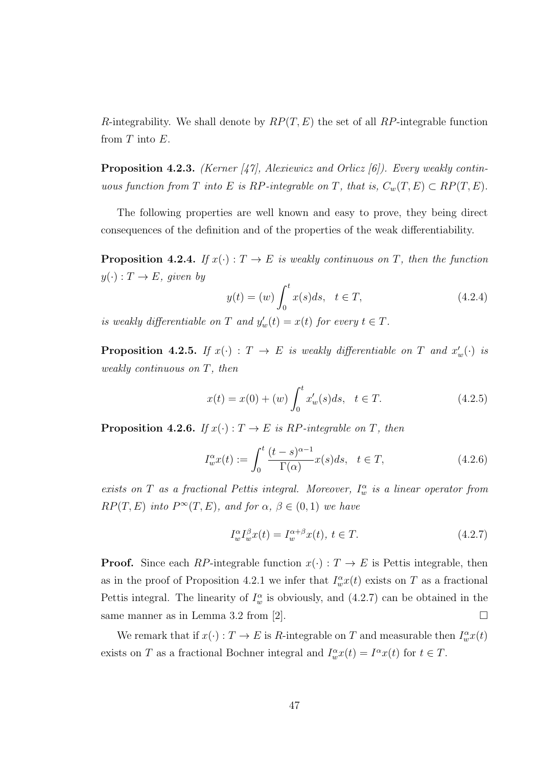$R$-integrability. We shall denote by $RP(T, E)$ the set of all $RP$-integrable function from $T$ into $E$.

**Proposition 4.2.3.** *(Kerner [47], Alexiewicz and Orlicz [6]). Every weakly continuous function from $T$ into $E$ is $RP$-integrable on $T$, that is, $C_w(T, E) \subset RP(T, E)$.*

The following properties are well known and easy to prove, they being direct consequences of the definition and of the properties of the weak differentiability.

**Proposition 4.2.4.** *If $x(\cdot) : T \to E$ is weakly continuous on $T$, then the function $y(\cdot) : T \to E$, given by*

$$y(t) = (w) \int_0^t x(s)ds, \quad t \in T, \tag{4.2.4}$$

*is weakly differentiable on $T$ and $y'_w(t) = x(t)$ for every $t \in T$.*

**Proposition 4.2.5.** *If $x(\cdot) : T \to E$ is weakly differentiable on $T$ and $x'_w(\cdot)$ is weakly continuous on $T$, then*

$$x(t) = x(0) + (w) \int_0^t x'_w(s)ds, \quad t \in T. \tag{4.2.5}$$

**Proposition 4.2.6.** *If $x(\cdot) : T \to E$ is $RP$-integrable on $T$, then*

$$I_w^\alpha x(t) := \int_0^t \frac{(t-s)^{\alpha-1}}{\Gamma(\alpha)} x(s)ds, \quad t \in T, \tag{4.2.6}$$

*exists on $T$ as a fractional Pettis integral. Moreover, $I_w^\alpha$ is a linear operator from $RP(T, E)$ into $P^\infty(T, E)$, and for $\alpha$, $\beta \in (0, 1)$ we have*

$$I_w^\alpha I_w^\beta x(t) = I_w^{\alpha+\beta} x(t), \; t \in T. \tag{4.2.7}$$

**Proof.** Since each $RP$-integrable function $x(\cdot) : T \to E$ is Pettis integrable, then as in the proof of Proposition 4.2.1 we infer that $I_w^\alpha x(t)$ exists on $T$ as a fractional Pettis integral. The linearity of $I_w^\alpha$ is obviously, and (4.2.7) can be obtained in the same manner as in Lemma 3.2 from [2]. $\square$

We remark that if $x(\cdot) : T \to E$ is $R$-integrable on $T$ and measurable then $I_w^\alpha x(t)$ exists on $T$ as a fractional Bochner integral and $I_w^\alpha x(t) = I^\alpha x(t)$ for $t \in T$.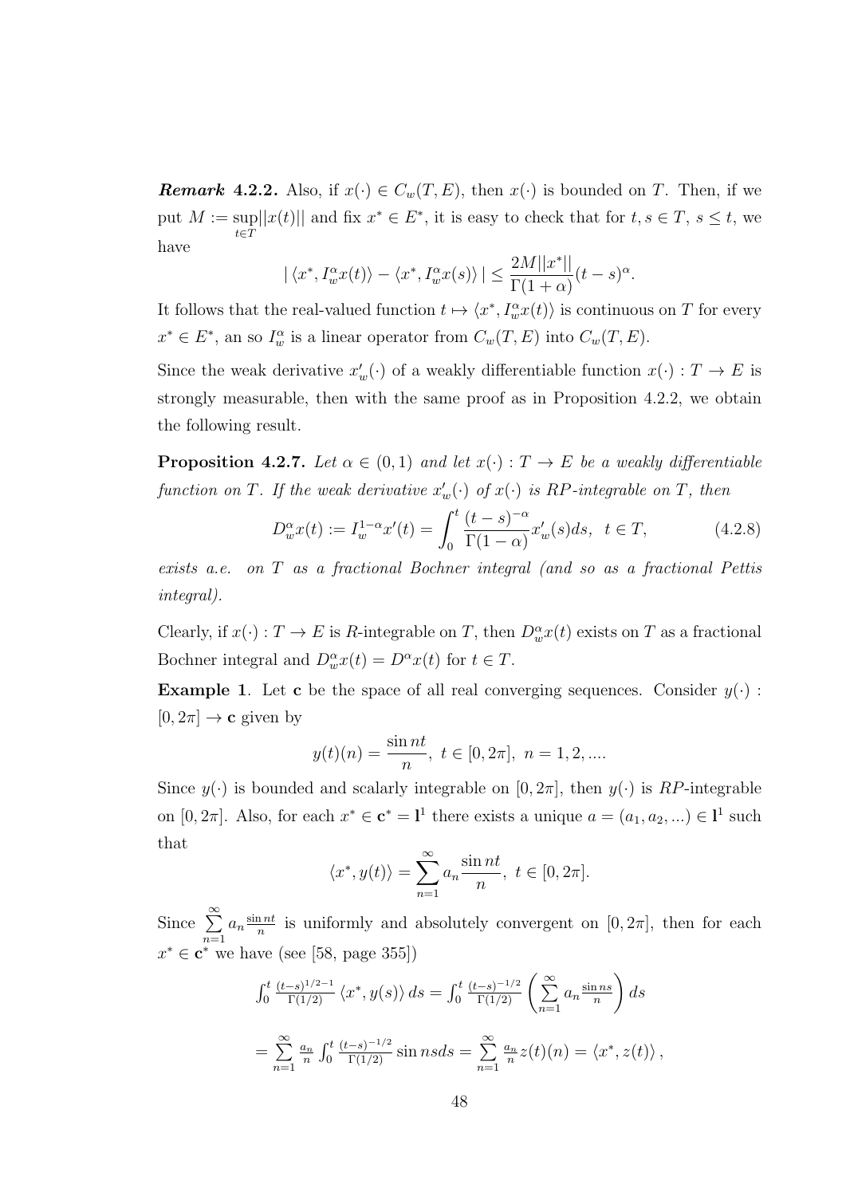***Remark* 4.2.2.** Also, if $x(\cdot) \in C_w(T,E)$, then $x(\cdot)$ is bounded on $T$. Then, if we put $M := \sup\limits_{t\in T}||x(t)||$ and fix $x^* \in E^*$, it is easy to check that for $t, s \in T$, $s \leq t$, we have

$$|\langle x^*, I_w^\alpha x(t)\rangle - \langle x^*, I_w^\alpha x(s)\rangle| \leq \frac{2M||x^*||}{\Gamma(1+\alpha)}(t-s)^\alpha.$$

It follows that the real-valued function $t \mapsto \langle x^*, I_w^\alpha x(t)\rangle$ is continuous on $T$ for every $x^* \in E^*$, an so $I_w^\alpha$ is a linear operator from $C_w(T,E)$ into $C_w(T,E)$.

Since the weak derivative $x'_w(\cdot)$ of a weakly differentiable function $x(\cdot) : T \to E$ is strongly measurable, then with the same proof as in Proposition 4.2.2, we obtain the following result.

**Proposition 4.2.7.** *Let $\alpha \in (0,1)$ and let $x(\cdot) : T \to E$ be a weakly differentiable function on $T$. If the weak derivative $x'_w(\cdot)$ of $x(\cdot)$ is RP-integrable on $T$, then*

$$D_w^\alpha x(t) := I_w^{1-\alpha} x'(t) = \int_0^t \frac{(t-s)^{-\alpha}}{\Gamma(1-\alpha)} x'_w(s)ds, \ \ t \in T, \tag{4.2.8}$$

*exists a.e. on $T$ as a fractional Bochner integral (and so as a fractional Pettis integral).*

Clearly, if $x(\cdot) : T \to E$ is $R$-integrable on $T$, then $D_w^\alpha x(t)$ exists on $T$ as a fractional Bochner integral and $D_w^\alpha x(t) = D^\alpha x(t)$ for $t \in T$.

**Example 1**. Let $\mathbf{c}$ be the space of all real converging sequences. Consider $y(\cdot) : [0, 2\pi] \to \mathbf{c}$ given by

$$y(t)(n) = \frac{\sin nt}{n}, \ t \in [0, 2\pi], \ n = 1, 2, ....$$

Since $y(\cdot)$ is bounded and scalarly integrable on $[0, 2\pi]$, then $y(\cdot)$ is $RP$-integrable on $[0, 2\pi]$. Also, for each $x^* \in \mathbf{c}^* = \mathbf{l}^1$ there exists a unique $a = (a_1, a_2, ...) \in \mathbf{l}^1$ such that

$$\langle x^*, y(t)\rangle = \sum_{n=1}^{\infty} a_n \frac{\sin nt}{n}, \ t \in [0, 2\pi].$$

Since $\sum\limits_{n=1}^{\infty} a_n \frac{\sin nt}{n}$ is uniformly and absolutely convergent on $[0, 2\pi]$, then for each $x^* \in \mathbf{c}^*$ we have (see [58, page 355])

$$\int_0^t \frac{(t-s)^{1/2-1}}{\Gamma(1/2)} \langle x^*, y(s)\rangle ds = \int_0^t \frac{(t-s)^{-1/2}}{\Gamma(1/2)} \left(\sum_{n=1}^{\infty} a_n \frac{\sin ns}{n}\right) ds$$

$$= \sum_{n=1}^{\infty} \frac{a_n}{n} \int_0^t \frac{(t-s)^{-1/2}}{\Gamma(1/2)} \sin ns ds = \sum_{n=1}^{\infty} \frac{a_n}{n} z(t)(n) = \langle x^*, z(t)\rangle,$$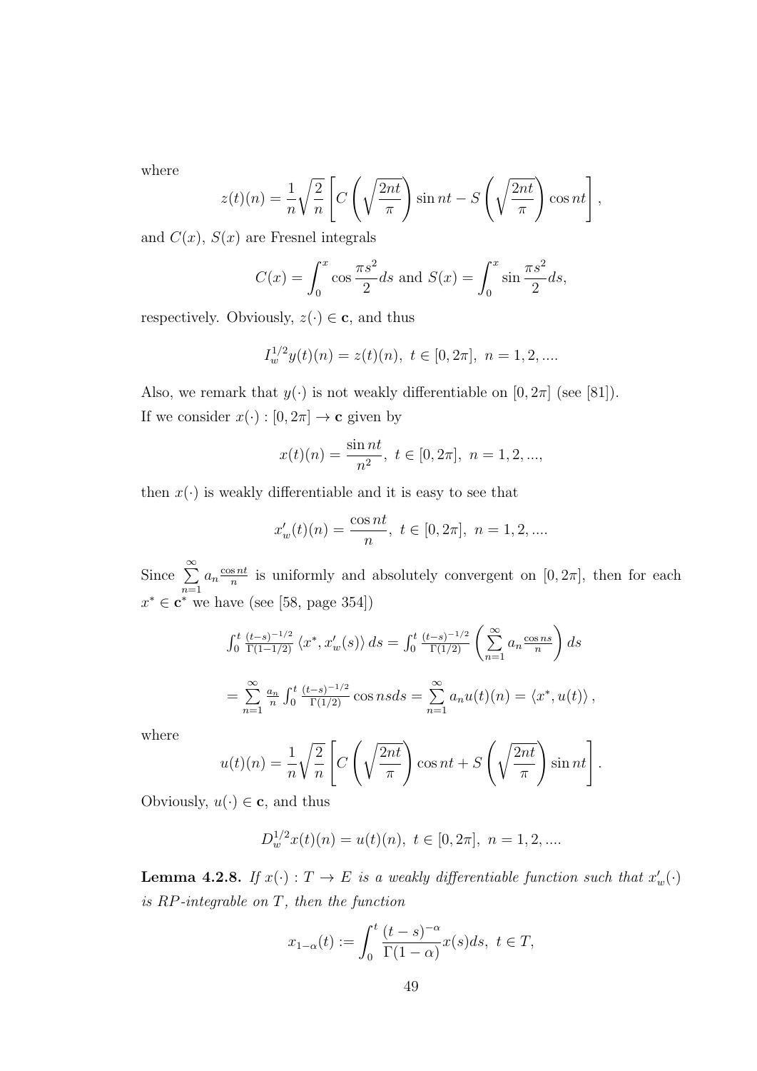where

$$z(t)(n) = \frac{1}{n}\sqrt{\frac{2}{n}}\left[C\left(\sqrt{\frac{2nt}{\pi}}\right)\sin nt - S\left(\sqrt{\frac{2nt}{\pi}}\right)\cos nt\right],$$

and $C(x)$, $S(x)$ are Fresnel integrals

$$C(x) = \int_0^x \cos\frac{\pi s^2}{2}ds \text{ and } S(x) = \int_0^x \sin\frac{\pi s^2}{2}ds,$$

respectively. Obviously, $z(\cdot) \in \mathbf{c}$, and thus

$$I_w^{1/2}y(t)(n) = z(t)(n),\ t \in [0, 2\pi],\ n = 1, 2, ....$$

Also, we remark that $y(\cdot)$ is not weakly differentiable on $[0, 2\pi]$ (see [81]).
If we consider $x(\cdot) : [0, 2\pi] \to \mathbf{c}$ given by

$$x(t)(n) = \frac{\sin nt}{n^2},\ t \in [0, 2\pi],\ n = 1, 2, ...,$$

then $x(\cdot)$ is weakly differentiable and it is easy to see that

$$x_w'(t)(n) = \frac{\cos nt}{n},\ t \in [0, 2\pi],\ n = 1, 2, ....$$

Since $\sum\limits_{n=1}^{\infty} a_n \frac{\cos nt}{n}$ is uniformly and absolutely convergent on $[0, 2\pi]$, then for each $x^* \in \mathbf{c}^*$ we have (see [58, page 354])

$$\int_0^t \frac{(t-s)^{-1/2}}{\Gamma(1-1/2)} \langle x^*, x_w'(s)\rangle\, ds = \int_0^t \frac{(t-s)^{-1/2}}{\Gamma(1/2)}\left(\sum_{n=1}^{\infty} a_n \frac{\cos ns}{n}\right) ds$$

$$= \sum_{n=1}^{\infty} \frac{a_n}{n}\int_0^t \frac{(t-s)^{-1/2}}{\Gamma(1/2)}\cos ns ds = \sum_{n=1}^{\infty} a_n u(t)(n) = \langle x^*, u(t)\rangle,$$

where

$$u(t)(n) = \frac{1}{n}\sqrt{\frac{2}{n}}\left[C\left(\sqrt{\frac{2nt}{\pi}}\right)\cos nt + S\left(\sqrt{\frac{2nt}{\pi}}\right)\sin nt\right].$$

Obviously, $u(\cdot) \in \mathbf{c}$, and thus

$$D_w^{1/2}x(t)(n) = u(t)(n),\ t \in [0, 2\pi],\ n = 1, 2, ....$$

**Lemma 4.2.8.** *If $x(\cdot) : T \to E$ is a weakly differentiable function such that $x_w'(\cdot)$ is RP-integrable on $T$, then the function*

$$x_{1-\alpha}(t) := \int_0^t \frac{(t-s)^{-\alpha}}{\Gamma(1-\alpha)}x(s)ds,\ t \in T,$$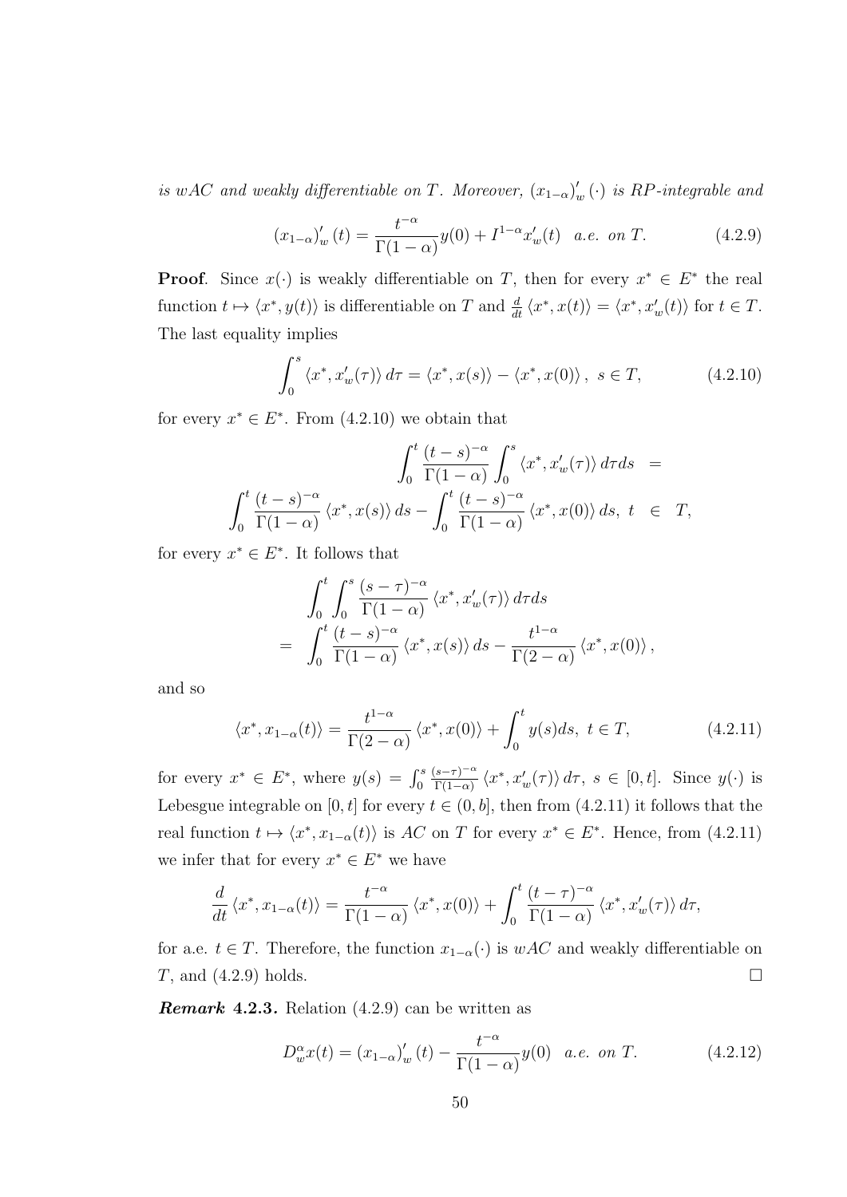*is wAC and weakly differentiable on T. Moreover, $(x_{1-\alpha})'_w(\cdot)$ is RP-integrable and*

$$(x_{1-\alpha})'_w(t) = \frac{t^{-\alpha}}{\Gamma(1-\alpha)}y(0) + I^{1-\alpha}x'_w(t) \quad a.e. \text{ on } T. \tag{4.2.9}$$

**Proof**. Since $x(\cdot)$ is weakly differentiable on $T$, then for every $x^* \in E^*$ the real function $t \mapsto \langle x^*, y(t)\rangle$ is differentiable on $T$ and $\frac{d}{dt}\langle x^*, x(t)\rangle = \langle x^*, x'_w(t)\rangle$ for $t \in T$. The last equality implies

$$\int_0^s \langle x^*, x'_w(\tau)\rangle \, d\tau = \langle x^*, x(s)\rangle - \langle x^*, x(0)\rangle, \ s \in T, \tag{4.2.10}$$

for every $x^* \in E^*$. From (4.2.10) we obtain that

$$\int_0^t \frac{(t-s)^{-\alpha}}{\Gamma(1-\alpha)} \int_0^s \langle x^*, x'_w(\tau)\rangle \, d\tau ds \;=\; \int_0^t \frac{(t-s)^{-\alpha}}{\Gamma(1-\alpha)} \langle x^*, x(s)\rangle \, ds - \int_0^t \frac{(t-s)^{-\alpha}}{\Gamma(1-\alpha)} \langle x^*, x(0)\rangle \, ds, \ t \;\in\; T,$$

for every $x^* \in E^*$. It follows that

$$\begin{aligned} &\int_0^t \int_0^s \frac{(s-\tau)^{-\alpha}}{\Gamma(1-\alpha)} \langle x^*, x'_w(\tau)\rangle \, d\tau ds \\ =\;& \int_0^t \frac{(t-s)^{-\alpha}}{\Gamma(1-\alpha)} \langle x^*, x(s)\rangle \, ds - \frac{t^{1-\alpha}}{\Gamma(2-\alpha)} \langle x^*, x(0)\rangle, \end{aligned}$$

and so

$$\langle x^*, x_{1-\alpha}(t)\rangle = \frac{t^{1-\alpha}}{\Gamma(2-\alpha)} \langle x^*, x(0)\rangle + \int_0^t y(s)ds, \ t \in T, \tag{4.2.11}$$

for every $x^* \in E^*$, where $y(s) = \int_0^s \frac{(s-\tau)^{-\alpha}}{\Gamma(1-\alpha)} \langle x^*, x'_w(\tau)\rangle \, d\tau$, $s \in [0,t]$. Since $y(\cdot)$ is Lebesgue integrable on $[0,t]$ for every $t \in (0,b]$, then from (4.2.11) it follows that the real function $t \mapsto \langle x^*, x_{1-\alpha}(t)\rangle$ is $AC$ on $T$ for every $x^* \in E^*$. Hence, from (4.2.11) we infer that for every $x^* \in E^*$ we have

$$\frac{d}{dt}\langle x^*, x_{1-\alpha}(t)\rangle = \frac{t^{-\alpha}}{\Gamma(1-\alpha)} \langle x^*, x(0)\rangle + \int_0^t \frac{(t-\tau)^{-\alpha}}{\Gamma(1-\alpha)} \langle x^*, x'_w(\tau)\rangle \, d\tau,$$

for a.e. $t \in T$. Therefore, the function $x_{1-\alpha}(\cdot)$ is $wAC$ and weakly differentiable on $T$, and (4.2.9) holds. □

***Remark* 4.2.3.** Relation (4.2.9) can be written as

$$D_w^\alpha x(t) = (x_{1-\alpha})'_w(t) - \frac{t^{-\alpha}}{\Gamma(1-\alpha)}y(0) \quad a.e. \text{ on } T. \tag{4.2.12}$$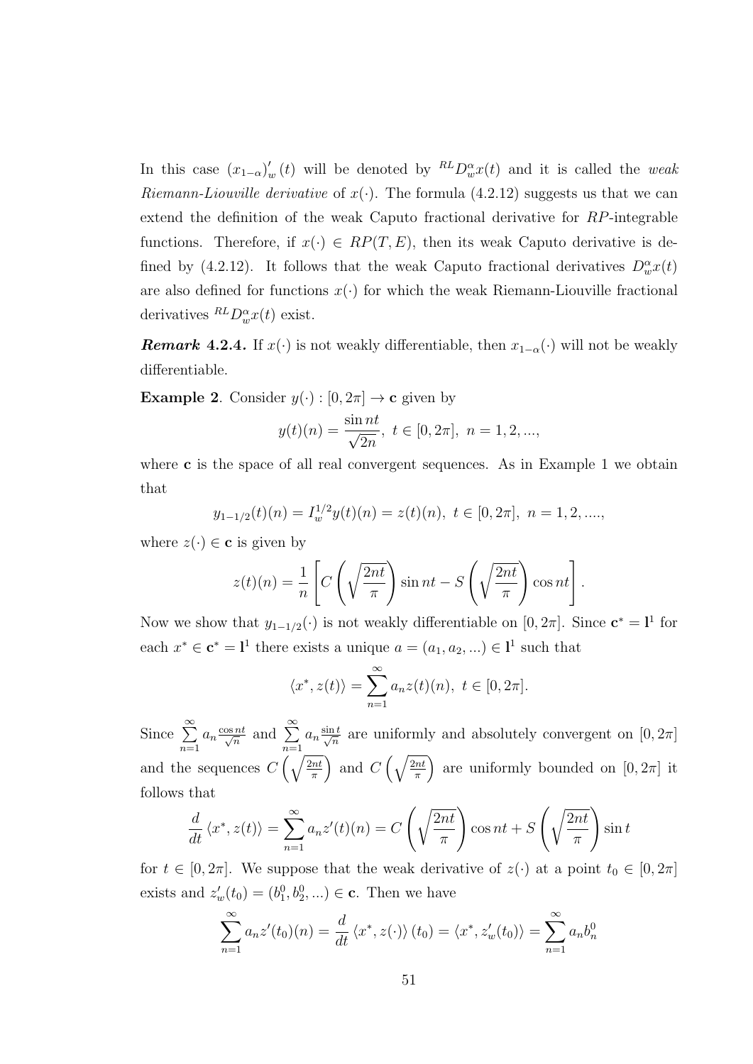In this case $(x_{1-\alpha})'_w(t)$ will be denoted by ${}^{RL}D^{\alpha}_w x(t)$ and it is called the *weak Riemann-Liouville derivative* of $x(\cdot)$. The formula (4.2.12) suggests us that we can extend the definition of the weak Caputo fractional derivative for $RP$-integrable functions. Therefore, if $x(\cdot) \in RP(T, E)$, then its weak Caputo derivative is defined by (4.2.12). It follows that the weak Caputo fractional derivatives $D^{\alpha}_w x(t)$ are also defined for functions $x(\cdot)$ for which the weak Riemann-Liouville fractional derivatives ${}^{RL}D^{\alpha}_w x(t)$ exist.

***Remark* 4.2.4.** If $x(\cdot)$ is not weakly differentiable, then $x_{1-\alpha}(\cdot)$ will not be weakly differentiable.

**Example 2**. Consider $y(\cdot) : [0, 2\pi] \to \mathbf{c}$ given by

$$y(t)(n) = \frac{\sin nt}{\sqrt{2n}},\ t \in [0, 2\pi],\ n = 1, 2, ...,$$

where $\mathbf{c}$ is the space of all real convergent sequences. As in Example 1 we obtain that

$$y_{1-1/2}(t)(n) = I^{1/2}_w y(t)(n) = z(t)(n),\ t \in [0, 2\pi],\ n = 1, 2, ....,$$

where $z(\cdot) \in \mathbf{c}$ is given by

$$z(t)(n) = \frac{1}{n}\left[C\left(\sqrt{\frac{2nt}{\pi}}\right)\sin nt - S\left(\sqrt{\frac{2nt}{\pi}}\right)\cos nt\right].$$

Now we show that $y_{1-1/2}(\cdot)$ is not weakly differentiable on $[0, 2\pi]$. Since $\mathbf{c}^* = \mathbf{l}^1$ for each $x^* \in \mathbf{c}^* = \mathbf{l}^1$ there exists a unique $a = (a_1, a_2, ...) \in \mathbf{l}^1$ such that

$$\langle x^*, z(t)\rangle = \sum_{n=1}^{\infty} a_n z(t)(n),\ t \in [0, 2\pi].$$

Since $\sum\limits_{n=1}^{\infty} a_n \frac{\cos nt}{\sqrt{n}}$ and $\sum\limits_{n=1}^{\infty} a_n \frac{\sin t}{\sqrt{n}}$ are uniformly and absolutely convergent on $[0, 2\pi]$ and the sequences $C\left(\sqrt{\frac{2nt}{\pi}}\right)$ and $C\left(\sqrt{\frac{2nt}{\pi}}\right)$ are uniformly bounded on $[0, 2\pi]$ it follows that

$$\frac{d}{dt}\langle x^*, z(t)\rangle = \sum_{n=1}^{\infty} a_n z'(t)(n) = C\left(\sqrt{\frac{2nt}{\pi}}\right)\cos nt + S\left(\sqrt{\frac{2nt}{\pi}}\right)\sin t$$

for $t \in [0, 2\pi]$. We suppose that the weak derivative of $z(\cdot)$ at a point $t_0 \in [0, 2\pi]$ exists and $z'_w(t_0) = (b^0_1, b^0_2, ...) \in \mathbf{c}$. Then we have

$$\sum_{n=1}^{\infty} a_n z'(t_0)(n) = \frac{d}{dt}\langle x^*, z(\cdot)\rangle(t_0) = \langle x^*, z'_w(t_0)\rangle = \sum_{n=1}^{\infty} a_n b^0_n$$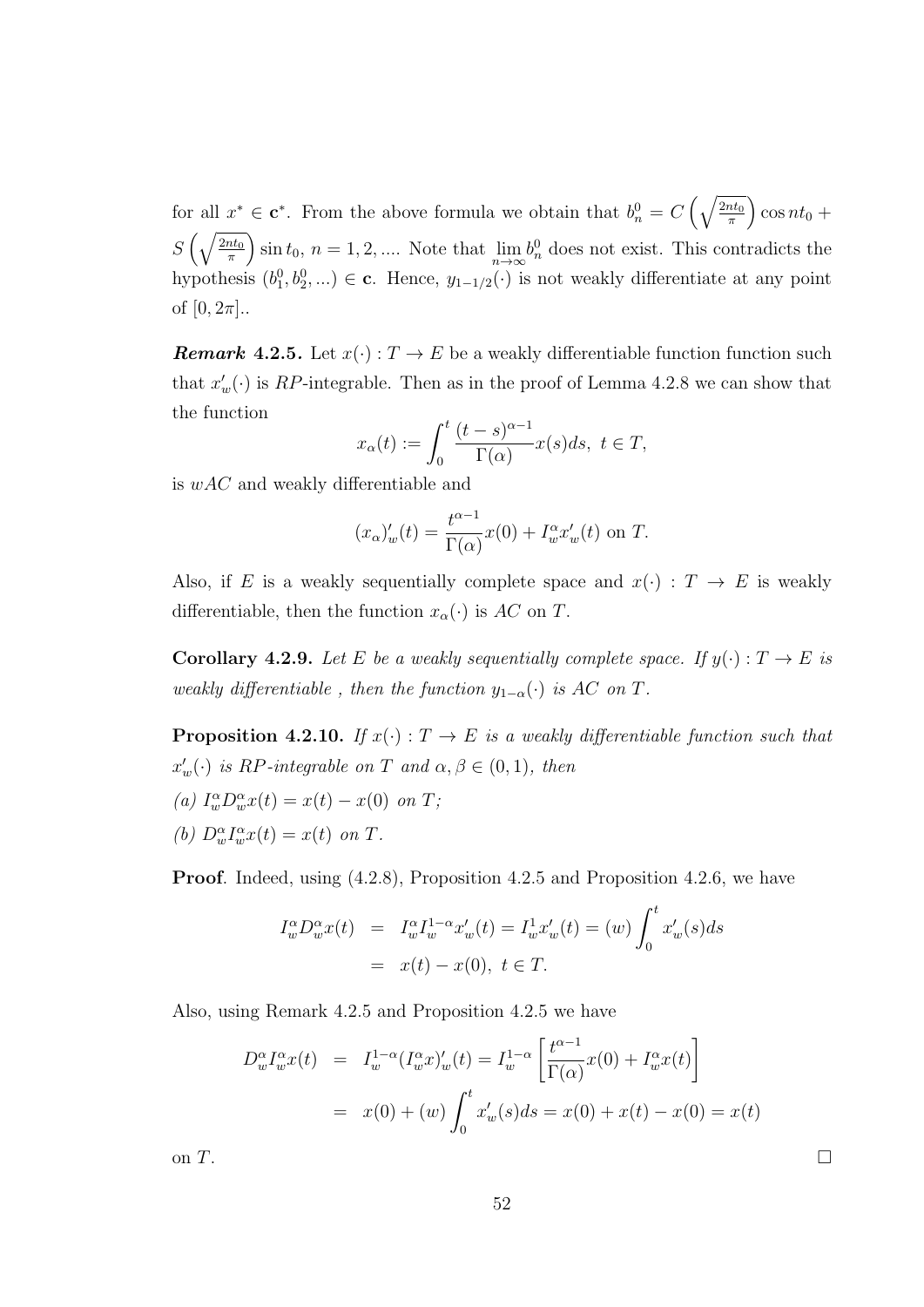for all $x^* \in \mathbf{c}^*$. From the above formula we obtain that $b_n^0 = C\left(\sqrt{\frac{2nt_0}{\pi}}\right)\cos nt_0 + S\left(\sqrt{\frac{2nt_0}{\pi}}\right)\sin t_0$, $n = 1, 2, ....$ Note that $\lim_{n\to\infty} b_n^0$ does not exist. This contradicts the hypothesis $(b_1^0, b_2^0, ...) \in \mathbf{c}$. Hence, $y_{1-1/2}(\cdot)$ is not weakly differentiate at any point of $[0, 2\pi]$..

***Remark* 4.2.5.** Let $x(\cdot) : T \to E$ be a weakly differentiable function function such that $x'_w(\cdot)$ is $RP$-integrable. Then as in the proof of Lemma 4.2.8 we can show that the function

$$x_\alpha(t) := \int_0^t \frac{(t-s)^{\alpha-1}}{\Gamma(\alpha)} x(s)ds, \ t \in T,$$

is $wAC$ and weakly differentiable and

$$(x_\alpha)'_w(t) = \frac{t^{\alpha-1}}{\Gamma(\alpha)} x(0) + I_w^\alpha x'_w(t) \text{ on } T.$$

Also, if $E$ is a weakly sequentially complete space and $x(\cdot) : T \to E$ is weakly differentiable, then the function $x_\alpha(\cdot)$ is $AC$ on $T$.

**Corollary 4.2.9.** *Let $E$ be a weakly sequentially complete space. If $y(\cdot) : T \to E$ is weakly differentiable , then the function $y_{1-\alpha}(\cdot)$ is $AC$ on $T$.*

**Proposition 4.2.10.** *If $x(\cdot) : T \to E$ is a weakly differentiable function such that $x'_w(\cdot)$ is $RP$-integrable on $T$ and $\alpha, \beta \in (0, 1)$, then*

*(a) $I_w^\alpha D_w^\alpha x(t) = x(t) - x(0)$ on $T$;*

*(b) $D_w^\alpha I_w^\alpha x(t) = x(t)$ on $T$.*

**Proof**. Indeed, using (4.2.8), Proposition 4.2.5 and Proposition 4.2.6, we have

$$\begin{aligned} I_w^\alpha D_w^\alpha x(t) &= I_w^\alpha I_w^{1-\alpha} x'_w(t) = I_w^1 x'_w(t) = (w)\int_0^t x'_w(s)ds \\ &= x(t) - x(0), \ t \in T. \end{aligned}$$

Also, using Remark 4.2.5 and Proposition 4.2.5 we have

$$\begin{aligned} D_w^\alpha I_w^\alpha x(t) &= I_w^{1-\alpha}(I_w^\alpha x)'_w(t) = I_w^{1-\alpha}\left[\frac{t^{\alpha-1}}{\Gamma(\alpha)} x(0) + I_w^\alpha x(t)\right] \\ &= x(0) + (w)\int_0^t x'_w(s)ds = x(0) + x(t) - x(0) = x(t) \end{aligned}$$

on $T$. □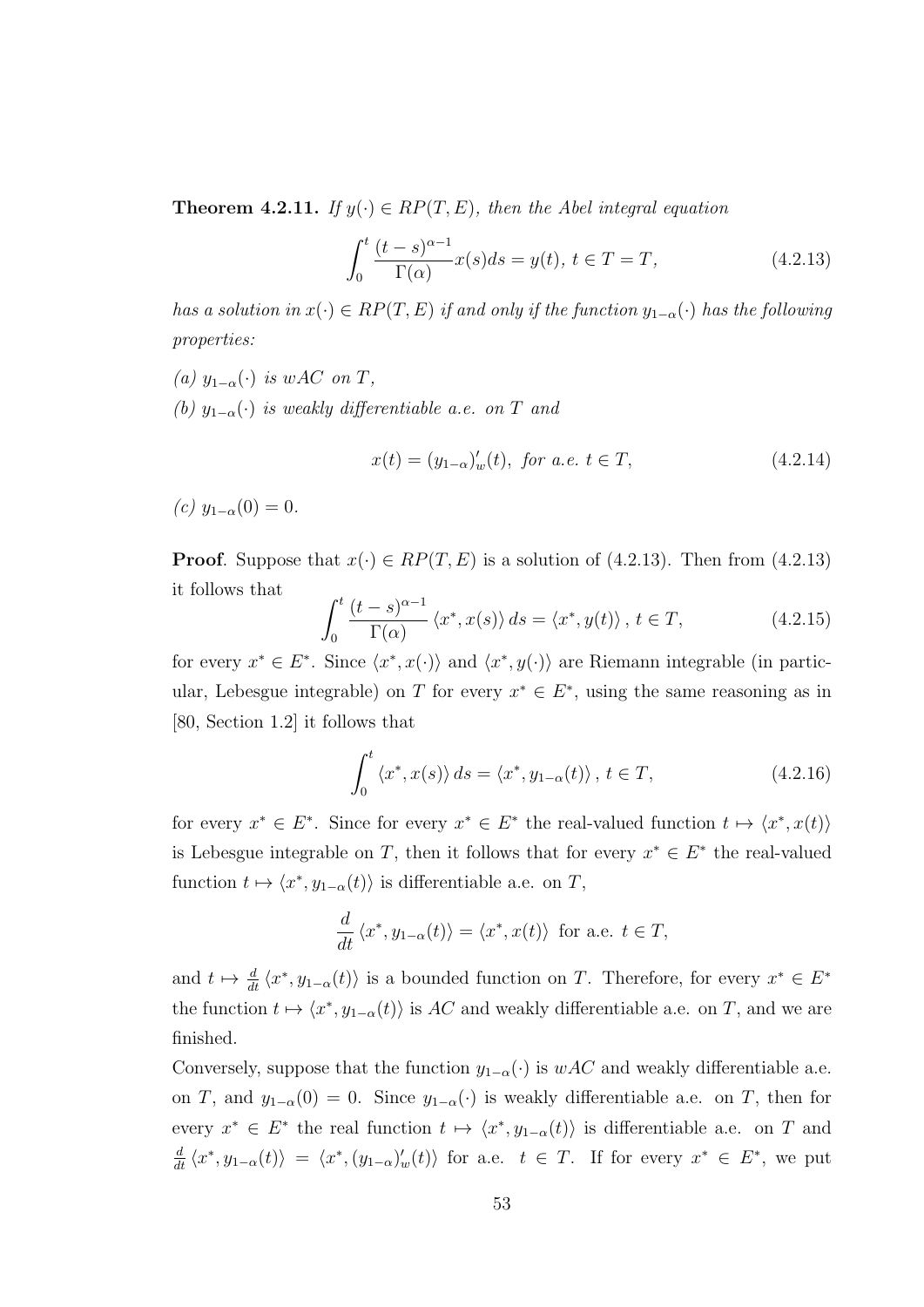**Theorem 4.2.11.** *If $y(\cdot) \in RP(T, E)$, then the Abel integral equation*

$$\int_0^t \frac{(t-s)^{\alpha-1}}{\Gamma(\alpha)} x(s) ds = y(t),\ t \in T = T, \tag{4.2.13}$$

*has a solution in $x(\cdot) \in RP(T, E)$ if and only if the function $y_{1-\alpha}(\cdot)$ has the following properties:*

*(a) $y_{1-\alpha}(\cdot)$ is $wAC$ on $T$,*

*(b) $y_{1-\alpha}(\cdot)$ is weakly differentiable a.e. on $T$ and*

$$x(t) = (y_{1-\alpha})'_w(t),\ \text{for a.e. } t \in T, \tag{4.2.14}$$

*(c) $y_{1-\alpha}(0) = 0$.*

**Proof**. Suppose that $x(\cdot) \in RP(T, E)$ is a solution of (4.2.13). Then from (4.2.13) it follows that

$$\int_0^t \frac{(t-s)^{\alpha-1}}{\Gamma(\alpha)} \langle x^*, x(s) \rangle ds = \langle x^*, y(t) \rangle,\ t \in T, \tag{4.2.15}$$

for every $x^* \in E^*$. Since $\langle x^*, x(\cdot) \rangle$ and $\langle x^*, y(\cdot) \rangle$ are Riemann integrable (in particular, Lebesgue integrable) on $T$ for every $x^* \in E^*$, using the same reasoning as in [80, Section 1.2] it follows that

$$\int_0^t \langle x^*, x(s) \rangle ds = \langle x^*, y_{1-\alpha}(t) \rangle,\ t \in T, \tag{4.2.16}$$

for every $x^* \in E^*$. Since for every $x^* \in E^*$ the real-valued function $t \mapsto \langle x^*, x(t) \rangle$ is Lebesgue integrable on $T$, then it follows that for every $x^* \in E^*$ the real-valued function $t \mapsto \langle x^*, y_{1-\alpha}(t) \rangle$ is differentiable a.e. on $T$,

$$\frac{d}{dt} \langle x^*, y_{1-\alpha}(t) \rangle = \langle x^*, x(t) \rangle \text{ for a.e. } t \in T,$$

and $t \mapsto \frac{d}{dt} \langle x^*, y_{1-\alpha}(t) \rangle$ is a bounded function on $T$. Therefore, for every $x^* \in E^*$ the function $t \mapsto \langle x^*, y_{1-\alpha}(t) \rangle$ is $AC$ and weakly differentiable a.e. on $T$, and we are finished.

Conversely, suppose that the function $y_{1-\alpha}(\cdot)$ is $wAC$ and weakly differentiable a.e. on $T$, and $y_{1-\alpha}(0) = 0$. Since $y_{1-\alpha}(\cdot)$ is weakly differentiable a.e. on $T$, then for every $x^* \in E^*$ the real function $t \mapsto \langle x^*, y_{1-\alpha}(t) \rangle$ is differentiable a.e. on $T$ and $\frac{d}{dt} \langle x^*, y_{1-\alpha}(t) \rangle = \langle x^*, (y_{1-\alpha})'_w(t) \rangle$ for a.e. $t \in T$. If for every $x^* \in E^*$, we put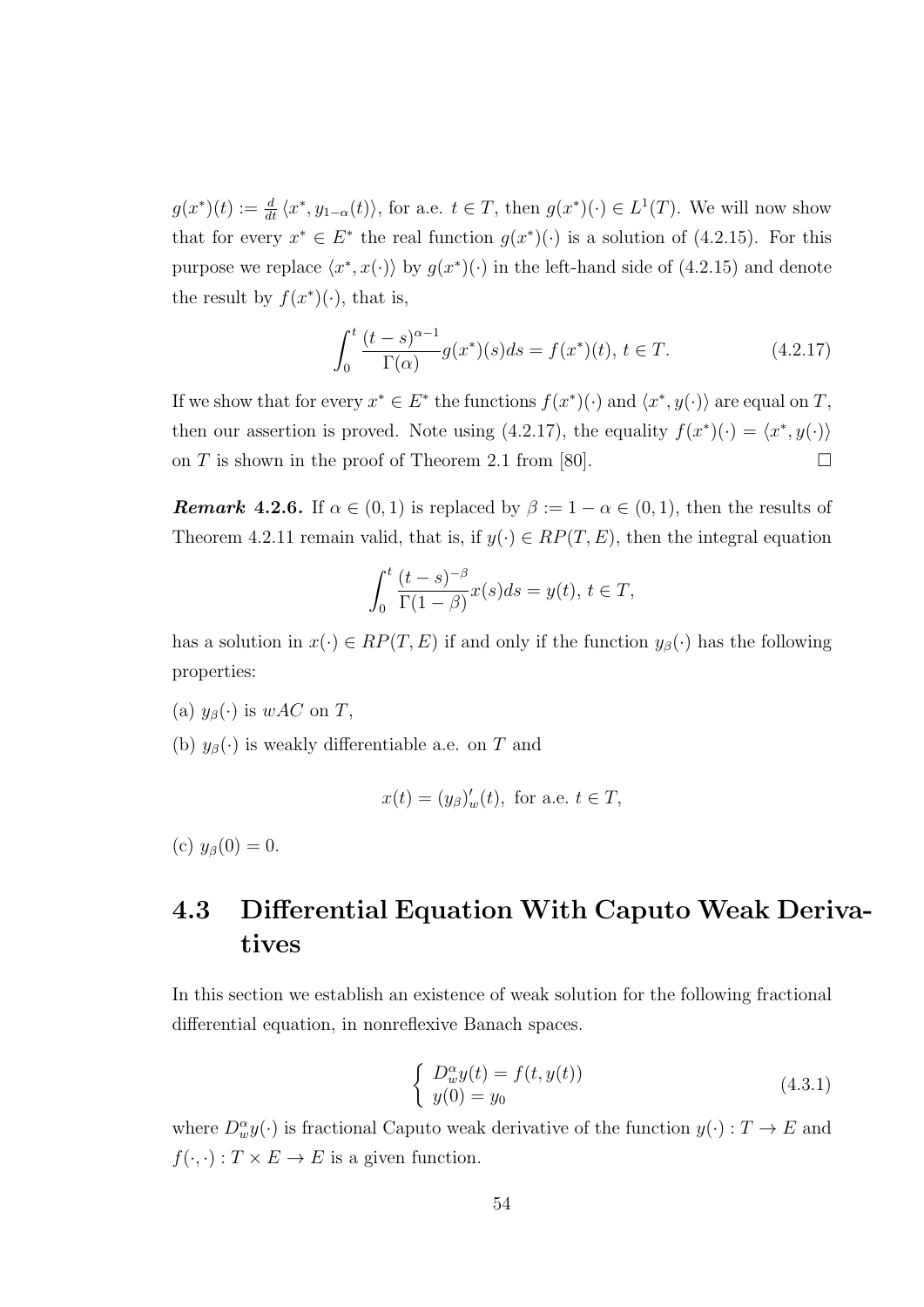$g(x^*)(t) := \frac{d}{dt}\langle x^*, y_{1-\alpha}(t)\rangle$, for a.e. $t \in T$, then $g(x^*)(\cdot) \in L^1(T)$. We will now show that for every $x^* \in E^*$ the real function $g(x^*)(\cdot)$ is a solution of (4.2.15). For this purpose we replace $\langle x^*, x(\cdot)\rangle$ by $g(x^*)(\cdot)$ in the left-hand side of (4.2.15) and denote the result by $f(x^*)(\cdot)$, that is,

$$\int_0^t \frac{(t-s)^{\alpha-1}}{\Gamma(\alpha)} g(x^*)(s)ds = f(x^*)(t),\ t \in T. \tag{4.2.17}$$

If we show that for every $x^* \in E^*$ the functions $f(x^*)(\cdot)$ and $\langle x^*, y(\cdot)\rangle$ are equal on $T$, then our assertion is proved. Note using (4.2.17), the equality $f(x^*)(\cdot) = \langle x^*, y(\cdot)\rangle$ on $T$ is shown in the proof of Theorem 2.1 from [80]. □

***Remark* 4.2.6.** If $\alpha \in (0,1)$ is replaced by $\beta := 1-\alpha \in (0,1)$, then the results of Theorem 4.2.11 remain valid, that is, if $y(\cdot) \in RP(T,E)$, then the integral equation

$$\int_0^t \frac{(t-s)^{-\beta}}{\Gamma(1-\beta)} x(s)ds = y(t),\ t \in T,$$

has a solution in $x(\cdot) \in RP(T,E)$ if and only if the function $y_\beta(\cdot)$ has the following properties:

(a) $y_\beta(\cdot)$ is $wAC$ on $T$,

(b) $y_\beta(\cdot)$ is weakly differentiable a.e. on $T$ and

$$x(t) = (y_\beta)'_w(t),\ \text{for a.e. } t \in T,$$

(c) $y_\beta(0) = 0$.

## 4.3 Differential Equation With Caputo Weak Derivatives

In this section we establish an existence of weak solution for the following fractional differential equation, in nonreflexive Banach spaces.

$$\begin{cases} D_w^\alpha y(t) = f(t, y(t)) \\ y(0) = y_0 \end{cases} \tag{4.3.1}$$

where $D_w^\alpha y(\cdot)$ is fractional Caputo weak derivative of the function $y(\cdot) : T \to E$ and $f(\cdot,\cdot) : T \times E \to E$ is a given function.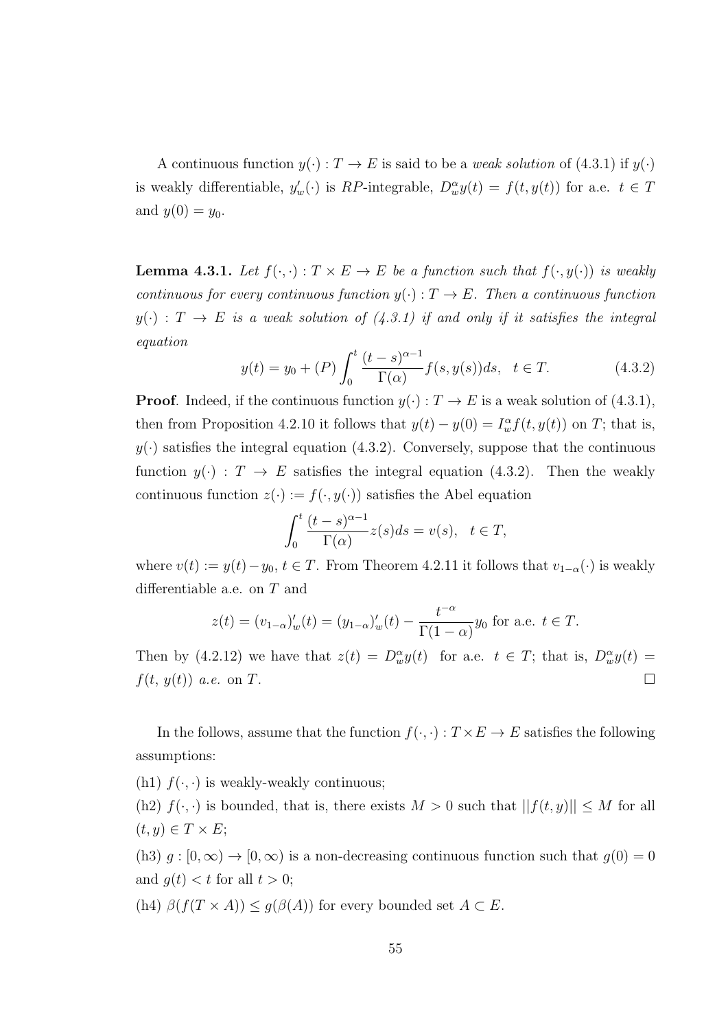A continuous function $y(\cdot) : T \to E$ is said to be a *weak solution* of (4.3.1) if $y(\cdot)$ is weakly differentiable, $y'_w(\cdot)$ is $RP$-integrable, $D^{\alpha}_w y(t) = f(t, y(t))$ for a.e. $t \in T$ and $y(0) = y_0$.

**Lemma 4.3.1.** *Let $f(\cdot,\cdot) : T \times E \to E$ be a function such that $f(\cdot, y(\cdot))$ is weakly continuous for every continuous function $y(\cdot) : T \to E$. Then a continuous function $y(\cdot) : T \to E$ is a weak solution of (4.3.1) if and only if it satisfies the integral equation*

$$y(t) = y_0 + (P)\int_0^t \frac{(t-s)^{\alpha-1}}{\Gamma(\alpha)} f(s, y(s))ds, \quad t \in T. \tag{4.3.2}$$

**Proof**. Indeed, if the continuous function $y(\cdot) : T \to E$ is a weak solution of (4.3.1), then from Proposition 4.2.10 it follows that $y(t) - y(0) = I^{\alpha}_w f(t, y(t))$ on $T$; that is, $y(\cdot)$ satisfies the integral equation (4.3.2). Conversely, suppose that the continuous function $y(\cdot) : T \to E$ satisfies the integral equation (4.3.2). Then the weakly continuous function $z(\cdot) := f(\cdot, y(\cdot))$ satisfies the Abel equation

$$\int_0^t \frac{(t-s)^{\alpha-1}}{\Gamma(\alpha)} z(s)ds = v(s), \quad t \in T,$$

where $v(t) := y(t) - y_0$, $t \in T$. From Theorem 4.2.11 it follows that $v_{1-\alpha}(\cdot)$ is weakly differentiable a.e. on $T$ and

$$z(t) = (v_{1-\alpha})'_w(t) = (y_{1-\alpha})'_w(t) - \frac{t^{-\alpha}}{\Gamma(1-\alpha)} y_0 \text{ for a.e. } t \in T.$$

Then by (4.2.12) we have that $z(t) = D^{\alpha}_w y(t)$ for a.e. $t \in T$; that is, $D^{\alpha}_w y(t) = f(t, y(t))$ *a.e.* on $T$. □

In the follows, assume that the function $f(\cdot,\cdot) : T \times E \to E$ satisfies the following assumptions:

(h1) $f(\cdot,\cdot)$ is weakly-weakly continuous;

(h2) $f(\cdot,\cdot)$ is bounded, that is, there exists $M > 0$ such that $||f(t, y)|| \leq M$ for all $(t, y) \in T \times E$;

(h3) $g : [0,\infty) \to [0,\infty)$ is a non-decreasing continuous function such that $g(0) = 0$ and $g(t) < t$ for all $t > 0$;

(h4) $\beta(f(T \times A)) \leq g(\beta(A))$ for every bounded set $A \subset E$.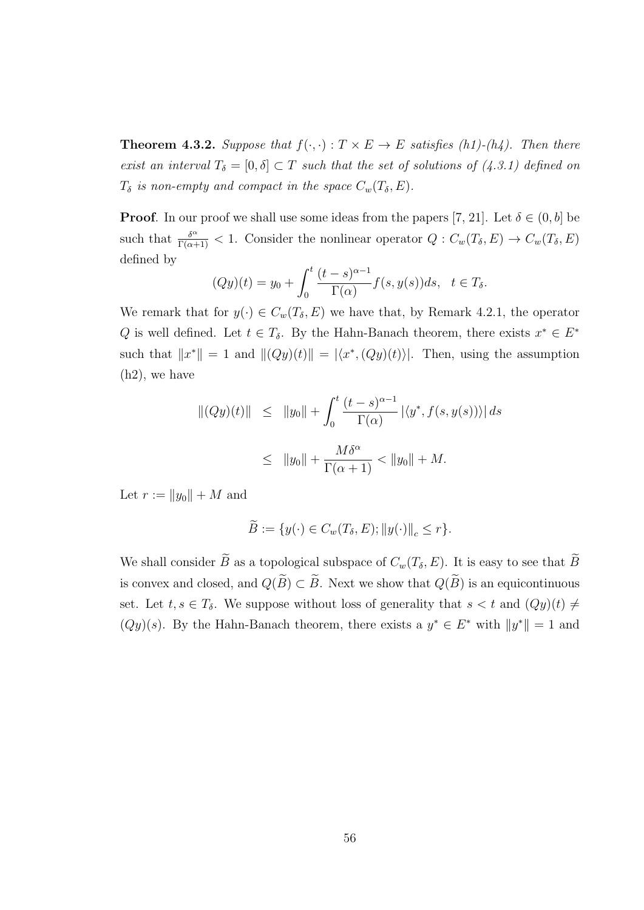**Theorem 4.3.2.** *Suppose that $f(\cdot,\cdot): T \times E \to E$ satisfies (h1)-(h4). Then there exist an interval $T_\delta = [0,\delta] \subset T$ such that the set of solutions of (4.3.1) defined on $T_\delta$ is non-empty and compact in the space $C_w(T_\delta, E)$.*

**Proof**. In our proof we shall use some ideas from the papers [7, 21]. Let $\delta \in (0, b]$ be such that $\frac{\delta^\alpha}{\Gamma(\alpha+1)} < 1$. Consider the nonlinear operator $Q : C_w(T_\delta, E) \to C_w(T_\delta, E)$ defined by

$$(Qy)(t) = y_0 + \int_0^t \frac{(t-s)^{\alpha-1}}{\Gamma(\alpha)} f(s, y(s)) ds, \quad t \in T_\delta.$$

We remark that for $y(\cdot) \in C_w(T_\delta, E)$ we have that, by Remark 4.2.1, the operator $Q$ is well defined. Let $t \in T_\delta$. By the Hahn-Banach theorem, there exists $x^* \in E^*$ such that $\|x^*\| = 1$ and $\|(Qy)(t)\| = |\langle x^*, (Qy)(t)\rangle|$. Then, using the assumption (h2), we have

$$\begin{aligned}
\|(Qy)(t)\| &\leq \|y_0\| + \int_0^t \frac{(t-s)^{\alpha-1}}{\Gamma(\alpha)} |\langle y^*, f(s, y(s))\rangle| \, ds \\
&\leq \|y_0\| + \frac{M\delta^\alpha}{\Gamma(\alpha+1)} < \|y_0\| + M.
\end{aligned}$$

Let $r := \|y_0\| + M$ and

$$\widetilde{B} := \{y(\cdot) \in C_w(T_\delta, E); \|y(\cdot)\|_c \leq r\}.$$

We shall consider $\widetilde{B}$ as a topological subspace of $C_w(T_\delta, E)$. It is easy to see that $\widetilde{B}$ is convex and closed, and $Q(\widetilde{B}) \subset \widetilde{B}$. Next we show that $Q(\widetilde{B})$ is an equicontinuous set. Let $t, s \in T_\delta$. We suppose without loss of generality that $s < t$ and $(Qy)(t) \neq (Qy)(s)$. By the Hahn-Banach theorem, there exists a $y^* \in E^*$ with $\|y^*\| = 1$ and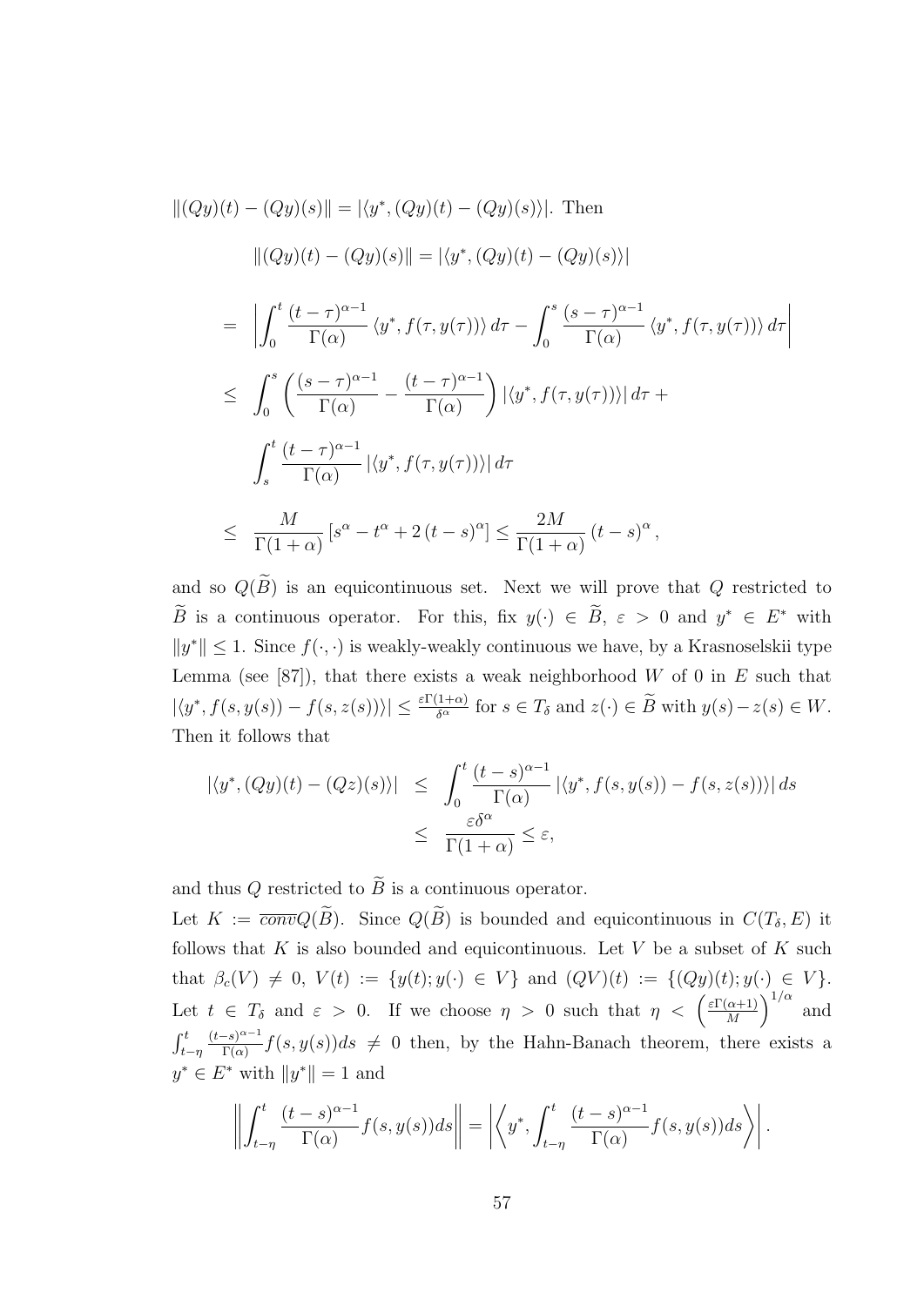$\|(Qy)(t) - (Qy)(s)\| = |\langle y^*, (Qy)(t) - (Qy)(s)\rangle|$. Then

$$
\begin{aligned}
\|(Qy)(t) - (Qy)(s)\| &= |\langle y^*, (Qy)(t) - (Qy)(s)\rangle| \\
&= \left| \int_0^t \frac{(t-\tau)^{\alpha-1}}{\Gamma(\alpha)} \langle y^*, f(\tau, y(\tau))\rangle \, d\tau - \int_0^s \frac{(s-\tau)^{\alpha-1}}{\Gamma(\alpha)} \langle y^*, f(\tau, y(\tau))\rangle \, d\tau \right| \\
&\leq \int_0^s \left( \frac{(s-\tau)^{\alpha-1}}{\Gamma(\alpha)} - \frac{(t-\tau)^{\alpha-1}}{\Gamma(\alpha)} \right) |\langle y^*, f(\tau, y(\tau))\rangle| \, d\tau + \\
&\quad \int_s^t \frac{(t-\tau)^{\alpha-1}}{\Gamma(\alpha)} |\langle y^*, f(\tau, y(\tau))\rangle| \, d\tau \\
&\leq \frac{M}{\Gamma(1+\alpha)} \left[ s^\alpha - t^\alpha + 2\,(t-s)^\alpha \right] \leq \frac{2M}{\Gamma(1+\alpha)} \,(t-s)^\alpha,
\end{aligned}
$$

and so $Q(\widetilde{B})$ is an equicontinuous set. Next we will prove that $Q$ restricted to $\widetilde{B}$ is a continuous operator. For this, fix $y(\cdot) \in \widetilde{B}$, $\varepsilon > 0$ and $y^* \in E^*$ with $\|y^*\| \leq 1$. Since $f(\cdot, \cdot)$ is weakly-weakly continuous we have, by a Krasnoselskii type Lemma (see [87]), that there exists a weak neighborhood $W$ of 0 in $E$ such that $|\langle y^*, f(s, y(s)) - f(s, z(s))\rangle| \leq \frac{\varepsilon \Gamma(1+\alpha)}{\delta^\alpha}$ for $s \in T_\delta$ and $z(\cdot) \in \widetilde{B}$ with $y(s) - z(s) \in W$. Then it follows that

$$
\begin{aligned}
|\langle y^*, (Qy)(t) - (Qz)(s)\rangle| &\leq \int_0^t \frac{(t-s)^{\alpha-1}}{\Gamma(\alpha)} |\langle y^*, f(s, y(s)) - f(s, z(s))\rangle| \, ds \\
&\leq \frac{\varepsilon \delta^\alpha}{\Gamma(1+\alpha)} \leq \varepsilon,
\end{aligned}
$$

and thus $Q$ restricted to $\widetilde{B}$ is a continuous operator.

Let $K := \overline{conv} Q(\widetilde{B})$. Since $Q(\widetilde{B})$ is bounded and equicontinuous in $C(T_\delta, E)$ it follows that $K$ is also bounded and equicontinuous. Let $V$ be a subset of $K$ such that $\beta_c(V) \neq 0$, $V(t) := \{y(t); y(\cdot) \in V\}$ and $(QV)(t) := \{(Qy)(t); y(\cdot) \in V\}$. Let $t \in T_\delta$ and $\varepsilon > 0$. If we choose $\eta > 0$ such that $\eta < \left( \frac{\varepsilon \Gamma(\alpha+1)}{M} \right)^{1/\alpha}$ and $\int_{t-\eta}^t \frac{(t-s)^{\alpha-1}}{\Gamma(\alpha)} f(s, y(s)) ds \neq 0$ then, by the Hahn-Banach theorem, there exists a $y^* \in E^*$ with $\|y^*\| = 1$ and

$$
\left\| \int_{t-\eta}^t \frac{(t-s)^{\alpha-1}}{\Gamma(\alpha)} f(s, y(s)) ds \right\| = \left| \left\langle y^*, \int_{t-\eta}^t \frac{(t-s)^{\alpha-1}}{\Gamma(\alpha)} f(s, y(s)) ds \right\rangle \right|.
$$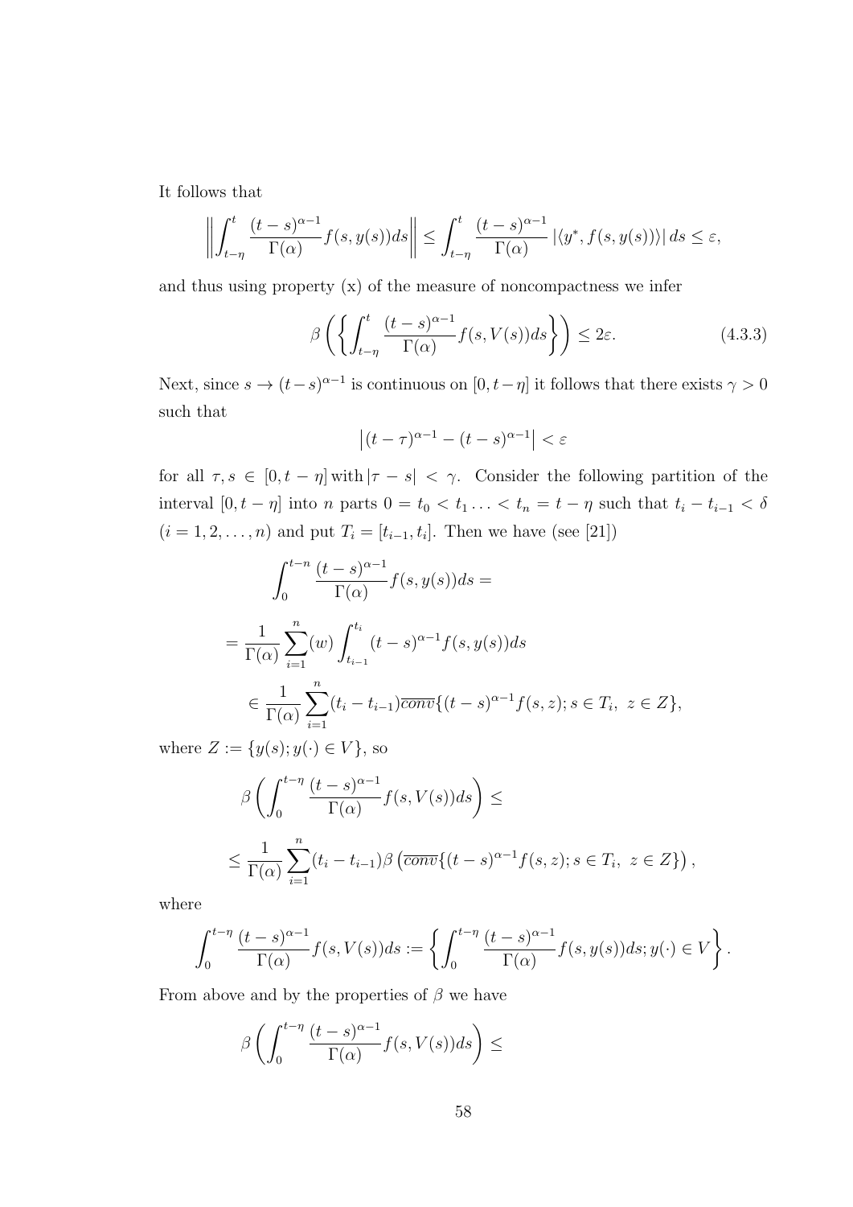It follows that

$$\left\| \int_{t-\eta}^{t} \frac{(t-s)^{\alpha-1}}{\Gamma(\alpha)} f(s,y(s))ds \right\| \leq \int_{t-\eta}^{t} \frac{(t-s)^{\alpha-1}}{\Gamma(\alpha)} \left| \langle y^*, f(s,y(s)) \rangle \right| ds \leq \varepsilon,$$

and thus using property (x) of the measure of noncompactness we infer

$$\beta\left( \left\{ \int_{t-\eta}^{t} \frac{(t-s)^{\alpha-1}}{\Gamma(\alpha)} f(s,V(s))ds \right\} \right) \leq 2\varepsilon. \tag{4.3.3}$$

Next, since $s \to (t-s)^{\alpha-1}$ is continuous on $[0, t-\eta]$ it follows that there exists $\gamma > 0$ such that

$$\left| (t-\tau)^{\alpha-1} - (t-s)^{\alpha-1} \right| < \varepsilon$$

for all $\tau, s \in [0, t-\eta]$ with $|\tau - s| < \gamma$. Consider the following partition of the interval $[0, t-\eta]$ into $n$ parts $0 = t_0 < t_1 \ldots < t_n = t-\eta$ such that $t_i - t_{i-1} < \delta$ $(i = 1, 2, \ldots, n)$ and put $T_i = [t_{i-1}, t_i]$. Then we have (see [21])

$$\int_{0}^{t-n} \frac{(t-s)^{\alpha-1}}{\Gamma(\alpha)} f(s,y(s))ds =$$

$$= \frac{1}{\Gamma(\alpha)} \sum_{i=1}^{n} (w) \int_{t_{i-1}}^{t_i} (t-s)^{\alpha-1} f(s,y(s))ds$$

$$\in \frac{1}{\Gamma(\alpha)} \sum_{i=1}^{n} (t_i - t_{i-1}) \overline{conv} \{ (t-s)^{\alpha-1} f(s,z); s \in T_i,\ z \in Z \},$$

where $Z := \{ y(s); y(\cdot) \in V \}$, so

$$\beta\left( \int_{0}^{t-\eta} \frac{(t-s)^{\alpha-1}}{\Gamma(\alpha)} f(s,V(s))ds \right) \leq$$

$$\leq \frac{1}{\Gamma(\alpha)} \sum_{i=1}^{n} (t_i - t_{i-1}) \beta\left( \overline{conv} \{ (t-s)^{\alpha-1} f(s,z); s \in T_i,\ z \in Z \} \right),$$

where

$$\int_{0}^{t-\eta} \frac{(t-s)^{\alpha-1}}{\Gamma(\alpha)} f(s,V(s))ds := \left\{ \int_{0}^{t-\eta} \frac{(t-s)^{\alpha-1}}{\Gamma(\alpha)} f(s,y(s))ds; y(\cdot) \in V \right\}.$$

From above and by the properties of $\beta$ we have

$$\beta\left( \int_{0}^{t-\eta} \frac{(t-s)^{\alpha-1}}{\Gamma(\alpha)} f(s,V(s))ds \right) \leq$$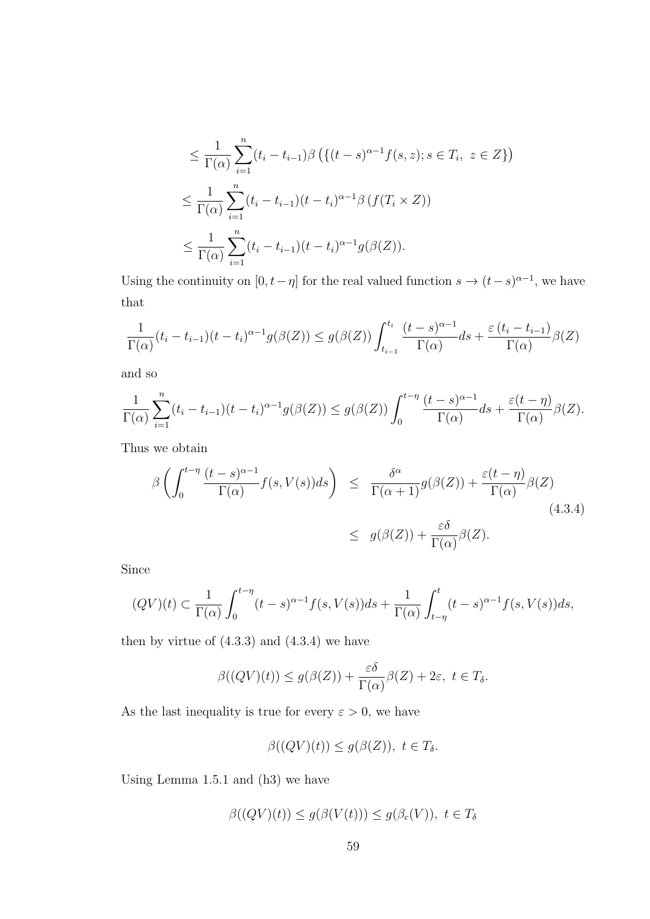$$\leq \frac{1}{\Gamma(\alpha)} \sum_{i=1}^{n} (t_i - t_{i-1}) \beta\left(\{(t-s)^{\alpha-1} f(s,z); s \in T_i,\ z \in Z\}\right)$$

$$\leq \frac{1}{\Gamma(\alpha)} \sum_{i=1}^{n} (t_i - t_{i-1})(t-t_i)^{\alpha-1} \beta\left(f(T_i \times Z)\right)$$

$$\leq \frac{1}{\Gamma(\alpha)} \sum_{i=1}^{n} (t_i - t_{i-1})(t-t_i)^{\alpha-1} g(\beta(Z)).$$

Using the continuity on $[0, t-\eta]$ for the real valued function $s \to (t-s)^{\alpha-1}$, we have that

$$\frac{1}{\Gamma(\alpha)}(t_i - t_{i-1})(t-t_i)^{\alpha-1} g(\beta(Z)) \leq g(\beta(Z)) \int_{t_{i-1}}^{t_i} \frac{(t-s)^{\alpha-1}}{\Gamma(\alpha)} ds + \frac{\varepsilon\,(t_i - t_{i-1})}{\Gamma(\alpha)} \beta(Z)$$

and so

$$\frac{1}{\Gamma(\alpha)} \sum_{i=1}^{n} (t_i - t_{i-1})(t-t_i)^{\alpha-1} g(\beta(Z)) \leq g(\beta(Z)) \int_{0}^{t-\eta} \frac{(t-s)^{\alpha-1}}{\Gamma(\alpha)} ds + \frac{\varepsilon(t-\eta)}{\Gamma(\alpha)} \beta(Z).$$

Thus we obtain

$$\begin{aligned} \beta\left(\int_0^{t-\eta} \frac{(t-s)^{\alpha-1}}{\Gamma(\alpha)} f(s, V(s)) ds\right) &\leq \frac{\delta^\alpha}{\Gamma(\alpha+1)} g(\beta(Z)) + \frac{\varepsilon(t-\eta)}{\Gamma(\alpha)} \beta(Z) \\ &\leq g(\beta(Z)) + \frac{\varepsilon\delta}{\Gamma(\alpha)} \beta(Z). \end{aligned} \tag{4.3.4}$$

Since

$$(QV)(t) \subset \frac{1}{\Gamma(\alpha)} \int_0^{t-\eta} (t-s)^{\alpha-1} f(s, V(s)) ds + \frac{1}{\Gamma(\alpha)} \int_{t-\eta}^{t} (t-s)^{\alpha-1} f(s, V(s)) ds,$$

then by virtue of (4.3.3) and (4.3.4) we have

$$\beta((QV)(t)) \leq g(\beta(Z)) + \frac{\varepsilon\delta}{\Gamma(\alpha)} \beta(Z) + 2\varepsilon,\ t \in T_\delta.$$

As the last inequality is true for every $\varepsilon > 0$, we have

$$\beta((QV)(t)) \leq g(\beta(Z)),\ t \in T_\delta.$$

Using Lemma 1.5.1 and (h3) we have

$$\beta((QV)(t)) \leq g(\beta(V(t))) \leq g(\beta_c(V)),\ t \in T_\delta$$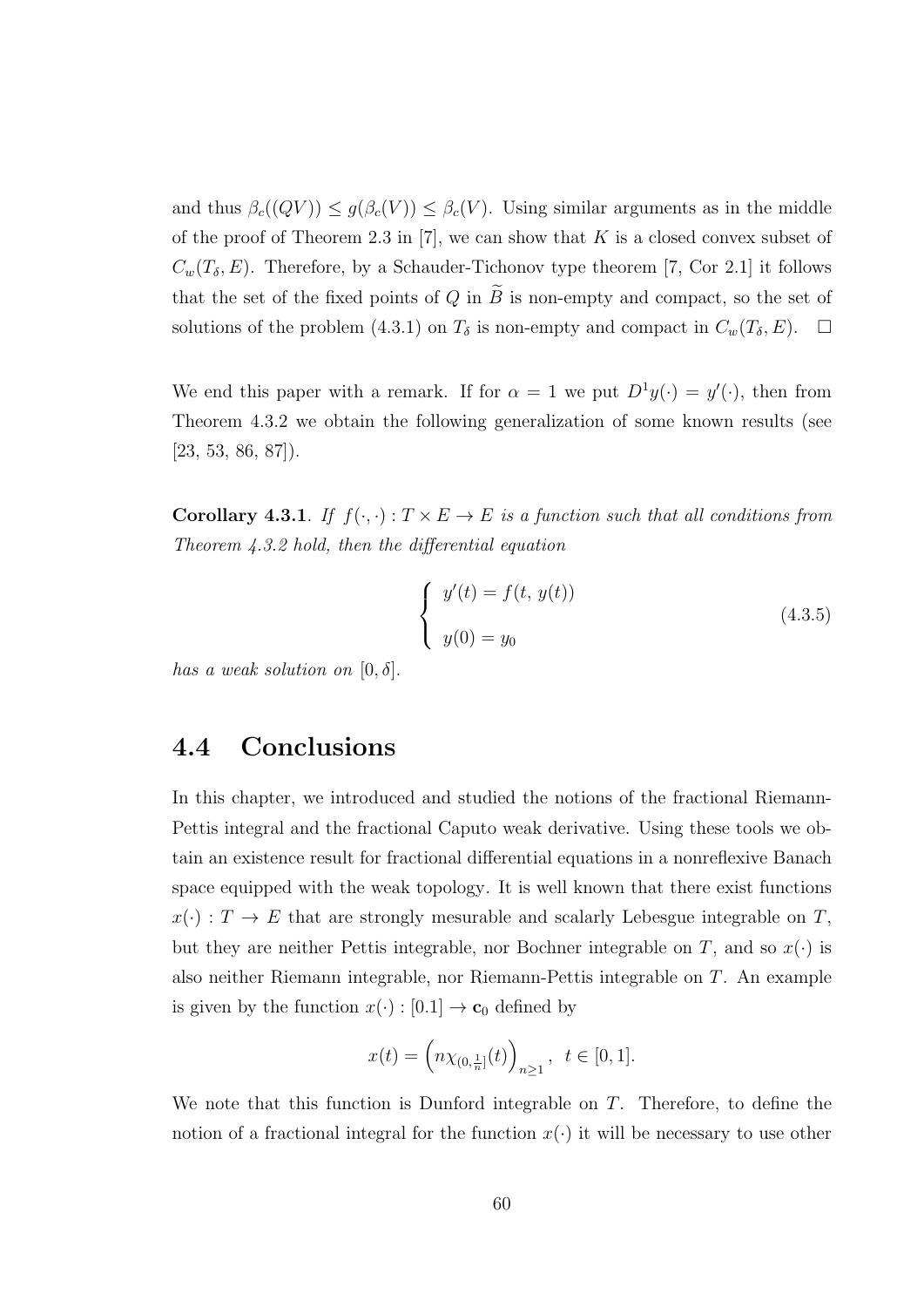and thus $\beta_c((QV)) \leq g(\beta_c(V)) \leq \beta_c(V)$. Using similar arguments as in the middle of the proof of Theorem 2.3 in [7], we can show that $K$ is a closed convex subset of $C_w(T_\delta, E)$. Therefore, by a Schauder-Tichonov type theorem [7, Cor 2.1] it follows that the set of the fixed points of $Q$ in $\widetilde{B}$ is non-empty and compact, so the set of solutions of the problem (4.3.1) on $T_\delta$ is non-empty and compact in $C_w(T_\delta, E)$. $\square$

We end this paper with a remark. If for $\alpha = 1$ we put $D^1 y(\cdot) = y'(\cdot)$, then from Theorem 4.3.2 we obtain the following generalization of some known results (see [23, 53, 86, 87]).

**Corollary 4.3.1**. *If $f(\cdot, \cdot) : T \times E \to E$ is a function such that all conditions from Theorem 4.3.2 hold, then the differential equation*

$$\begin{cases} y'(t) = f(t,\, y(t)) \\ \\ y(0) = y_0 \end{cases} \tag{4.3.5}$$

*has a weak solution on $[0, \delta]$.*

## 4.4 Conclusions

In this chapter, we introduced and studied the notions of the fractional Riemann-Pettis integral and the fractional Caputo weak derivative. Using these tools we obtain an existence result for fractional differential equations in a nonreflexive Banach space equipped with the weak topology. It is well known that there exist functions $x(\cdot) : T \to E$ that are strongly mesurable and scalarly Lebesgue integrable on $T$, but they are neither Pettis integrable, nor Bochner integrable on $T$, and so $x(\cdot)$ is also neither Riemann integrable, nor Riemann-Pettis integrable on $T$. An example is given by the function $x(\cdot) : [0.1] \to \mathbf{c}_0$ defined by

$$x(t) = \left( n\chi_{(0, \frac{1}{n}]}(t) \right)_{n \geq 1}, \;\; t \in [0, 1].$$

We note that this function is Dunford integrable on $T$. Therefore, to define the notion of a fractional integral for the function $x(\cdot)$ it will be necessary to use other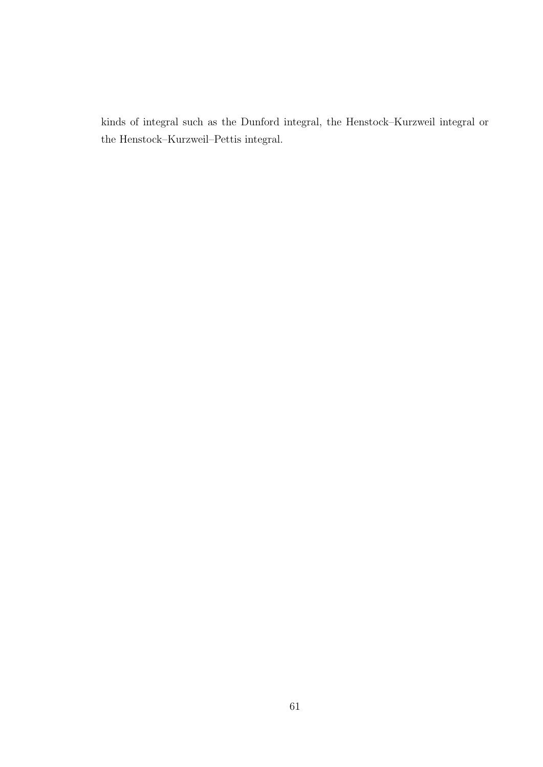kinds of integral such as the Dunford integral, the Henstock–Kurzweil integral or the Henstock–Kurzweil–Pettis integral.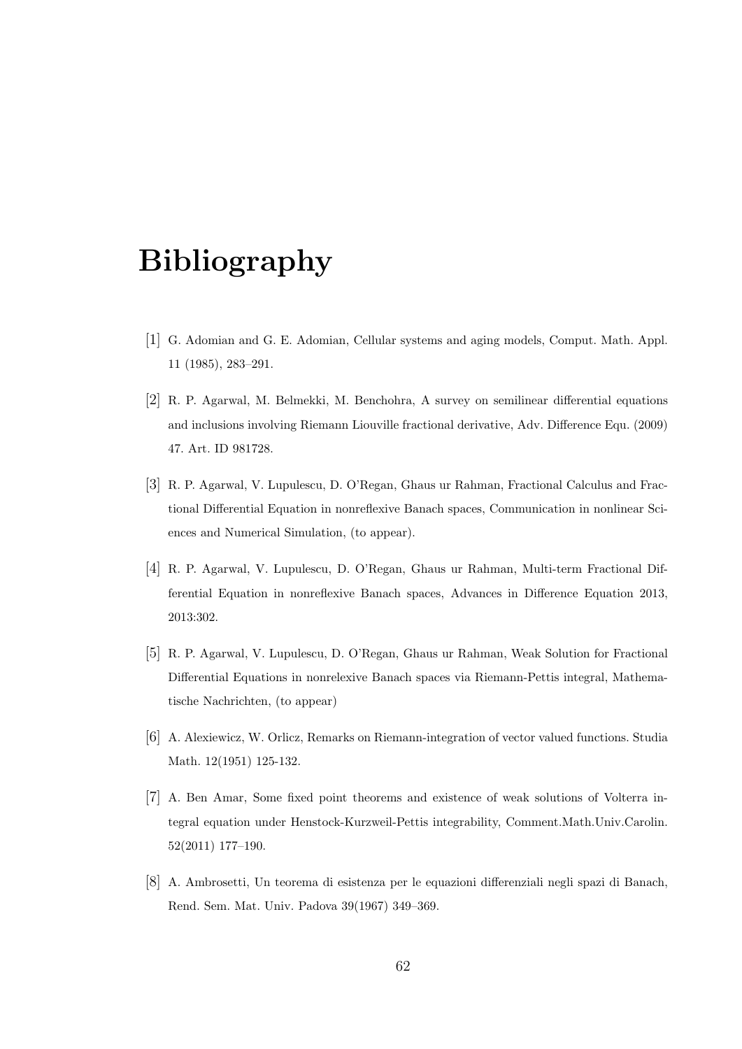# Bibliography

[1] G. Adomian and G. E. Adomian, Cellular systems and aging models, Comput. Math. Appl. 11 (1985), 283–291.

[2] R. P. Agarwal, M. Belmekki, M. Benchohra, A survey on semilinear differential equations and inclusions involving Riemann Liouville fractional derivative, Adv. Difference Equ. (2009) 47. Art. ID 981728.

[3] R. P. Agarwal, V. Lupulescu, D. O'Regan, Ghaus ur Rahman, Fractional Calculus and Fractional Differential Equation in nonreflexive Banach spaces, Communication in nonlinear Sciences and Numerical Simulation, (to appear).

[4] R. P. Agarwal, V. Lupulescu, D. O'Regan, Ghaus ur Rahman, Multi-term Fractional Differential Equation in nonreflexive Banach spaces, Advances in Difference Equation 2013, 2013:302.

[5] R. P. Agarwal, V. Lupulescu, D. O'Regan, Ghaus ur Rahman, Weak Solution for Fractional Differential Equations in nonrelexive Banach spaces via Riemann-Pettis integral, Mathematische Nachrichten, (to appear)

[6] A. Alexiewicz, W. Orlicz, Remarks on Riemann-integration of vector valued functions. Studia Math. 12(1951) 125-132.

[7] A. Ben Amar, Some fixed point theorems and existence of weak solutions of Volterra integral equation under Henstock-Kurzweil-Pettis integrability, Comment.Math.Univ.Carolin. 52(2011) 177–190.

[8] A. Ambrosetti, Un teorema di esistenza per le equazioni differenziali negli spazi di Banach, Rend. Sem. Mat. Univ. Padova 39(1967) 349–369.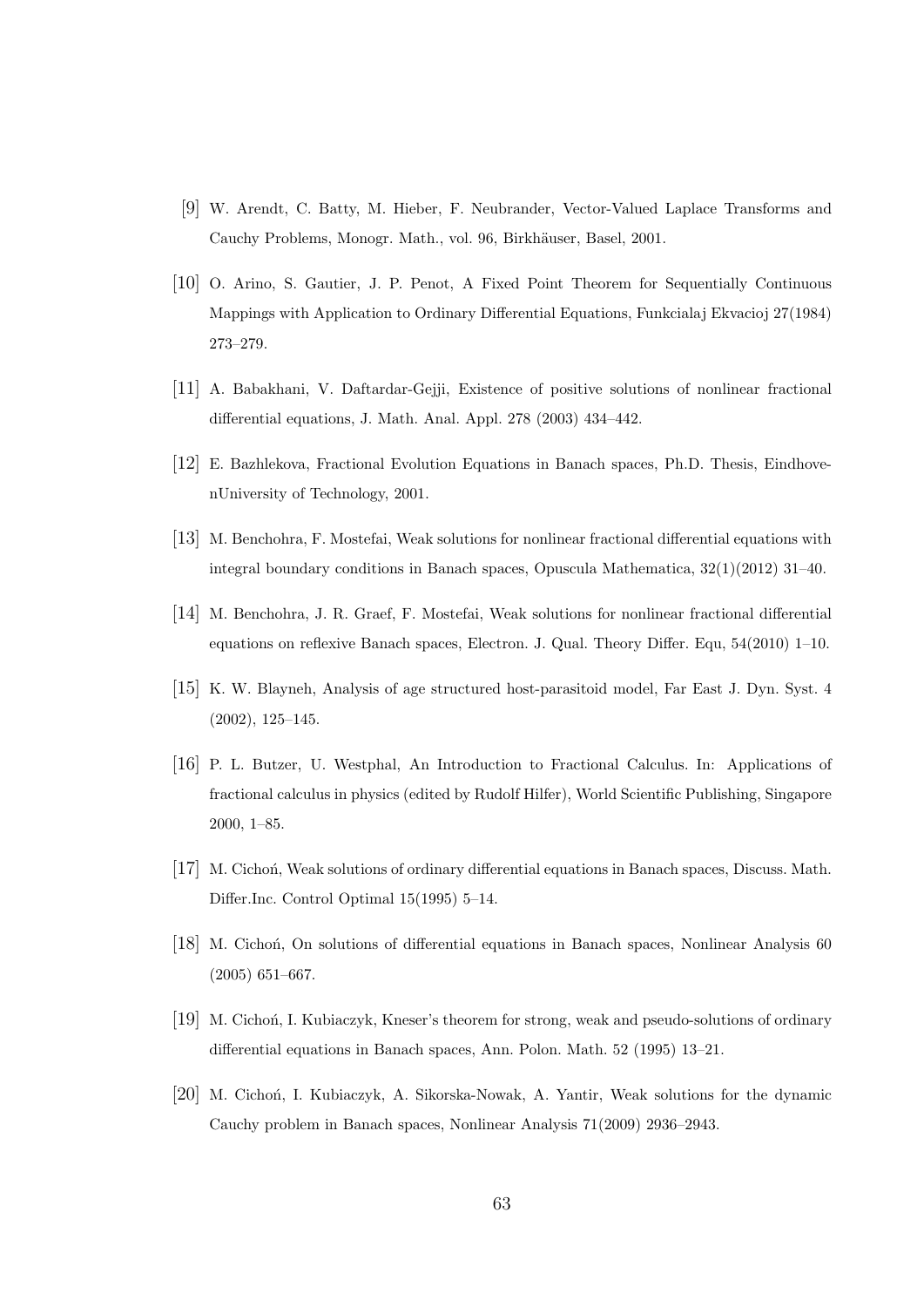[9] W. Arendt, C. Batty, M. Hieber, F. Neubrander, Vector-Valued Laplace Transforms and Cauchy Problems, Monogr. Math., vol. 96, Birkhäuser, Basel, 2001.

[10] O. Arino, S. Gautier, J. P. Penot, A Fixed Point Theorem for Sequentially Continuous Mappings with Application to Ordinary Differential Equations, Funkcialaj Ekvacioj 27(1984) 273–279.

[11] A. Babakhani, V. Daftardar-Gejji, Existence of positive solutions of nonlinear fractional differential equations, J. Math. Anal. Appl. 278 (2003) 434–442.

[12] E. Bazhlekova, Fractional Evolution Equations in Banach spaces, Ph.D. Thesis, EindhovenUniversity of Technology, 2001.

[13] M. Benchohra, F. Mostefai, Weak solutions for nonlinear fractional differential equations with integral boundary conditions in Banach spaces, Opuscula Mathematica, 32(1)(2012) 31–40.

[14] M. Benchohra, J. R. Graef, F. Mostefai, Weak solutions for nonlinear fractional differential equations on reflexive Banach spaces, Electron. J. Qual. Theory Differ. Equ, 54(2010) 1–10.

[15] K. W. Blayneh, Analysis of age structured host-parasitoid model, Far East J. Dyn. Syst. 4 (2002), 125–145.

[16] P. L. Butzer, U. Westphal, An Introduction to Fractional Calculus. In: Applications of fractional calculus in physics (edited by Rudolf Hilfer), World Scientific Publishing, Singapore 2000, 1–85.

[17] M. Cichoń, Weak solutions of ordinary differential equations in Banach spaces, Discuss. Math. Differ.Inc. Control Optimal 15(1995) 5–14.

[18] M. Cichoń, On solutions of differential equations in Banach spaces, Nonlinear Analysis 60 (2005) 651–667.

[19] M. Cichoń, I. Kubiaczyk, Kneser's theorem for strong, weak and pseudo-solutions of ordinary differential equations in Banach spaces, Ann. Polon. Math. 52 (1995) 13–21.

[20] M. Cichoń, I. Kubiaczyk, A. Sikorska-Nowak, A. Yantir, Weak solutions for the dynamic Cauchy problem in Banach spaces, Nonlinear Analysis 71(2009) 2936–2943.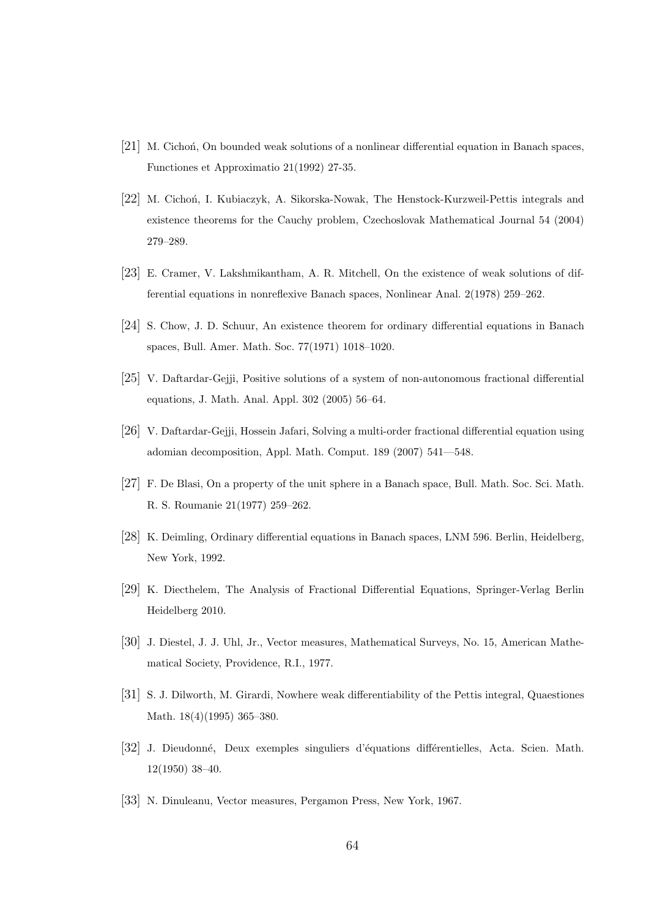[21] M. Cichoń, On bounded weak solutions of a nonlinear differential equation in Banach spaces, Functiones et Approximatio 21(1992) 27-35.

[22] M. Cichoń, I. Kubiaczyk, A. Sikorska-Nowak, The Henstock-Kurzweil-Pettis integrals and existence theorems for the Cauchy problem, Czechoslovak Mathematical Journal 54 (2004) 279–289.

[23] E. Cramer, V. Lakshmikantham, A. R. Mitchell, On the existence of weak solutions of differential equations in nonreflexive Banach spaces, Nonlinear Anal. 2(1978) 259–262.

[24] S. Chow, J. D. Schuur, An existence theorem for ordinary differential equations in Banach spaces, Bull. Amer. Math. Soc. 77(1971) 1018–1020.

[25] V. Daftardar-Gejji, Positive solutions of a system of non-autonomous fractional differential equations, J. Math. Anal. Appl. 302 (2005) 56–64.

[26] V. Daftardar-Gejji, Hossein Jafari, Solving a multi-order fractional differential equation using adomian decomposition, Appl. Math. Comput. 189 (2007) 541—548.

[27] F. De Blasi, On a property of the unit sphere in a Banach space, Bull. Math. Soc. Sci. Math. R. S. Roumanie 21(1977) 259–262.

[28] K. Deimling, Ordinary differential equations in Banach spaces, LNM 596. Berlin, Heidelberg, New York, 1992.

[29] K. Diecthelem, The Analysis of Fractional Differential Equations, Springer-Verlag Berlin Heidelberg 2010.

[30] J. Diestel, J. J. Uhl, Jr., Vector measures, Mathematical Surveys, No. 15, American Mathematical Society, Providence, R.I., 1977.

[31] S. J. Dilworth, M. Girardi, Nowhere weak differentiability of the Pettis integral, Quaestiones Math. 18(4)(1995) 365–380.

[32] J. Dieudonné, Deux exemples singuliers d'équations différentielles, Acta. Scien. Math. 12(1950) 38–40.

[33] N. Dinuleanu, Vector measures, Pergamon Press, New York, 1967.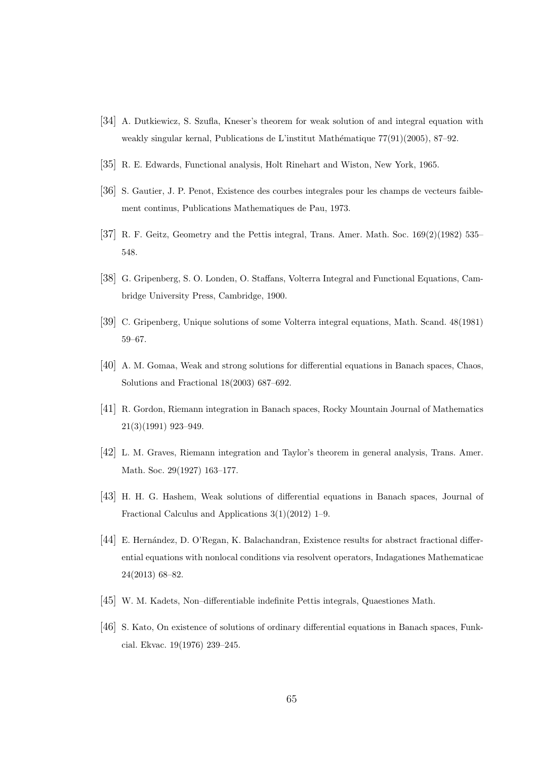[34] A. Dutkiewicz, S. Szufla, Kneser's theorem for weak solution of and integral equation with weakly singular kernal, Publications de L'institut Mathématique 77(91)(2005), 87–92.

[35] R. E. Edwards, Functional analysis, Holt Rinehart and Wiston, New York, 1965.

[36] S. Gautier, J. P. Penot, Existence des courbes integrales pour les champs de vecteurs faiblement continus, Publications Mathematiques de Pau, 1973.

[37] R. F. Geitz, Geometry and the Pettis integral, Trans. Amer. Math. Soc. 169(2)(1982) 535–548.

[38] G. Gripenberg, S. O. Londen, O. Staffans, Volterra Integral and Functional Equations, Cambridge University Press, Cambridge, 1900.

[39] C. Gripenberg, Unique solutions of some Volterra integral equations, Math. Scand. 48(1981) 59–67.

[40] A. M. Gomaa, Weak and strong solutions for differential equations in Banach spaces, Chaos, Solutions and Fractional 18(2003) 687–692.

[41] R. Gordon, Riemann integration in Banach spaces, Rocky Mountain Journal of Mathematics 21(3)(1991) 923–949.

[42] L. M. Graves, Riemann integration and Taylor's theorem in general analysis, Trans. Amer. Math. Soc. 29(1927) 163–177.

[43] H. H. G. Hashem, Weak solutions of differential equations in Banach spaces, Journal of Fractional Calculus and Applications 3(1)(2012) 1–9.

[44] E. Hernández, D. O'Regan, K. Balachandran, Existence results for abstract fractional differential equations with nonlocal conditions via resolvent operators, Indagationes Mathematicae 24(2013) 68–82.

[45] W. M. Kadets, Non–differentiable indefinite Pettis integrals, Quaestiones Math.

[46] S. Kato, On existence of solutions of ordinary differential equations in Banach spaces, Funkcial. Ekvac. 19(1976) 239–245.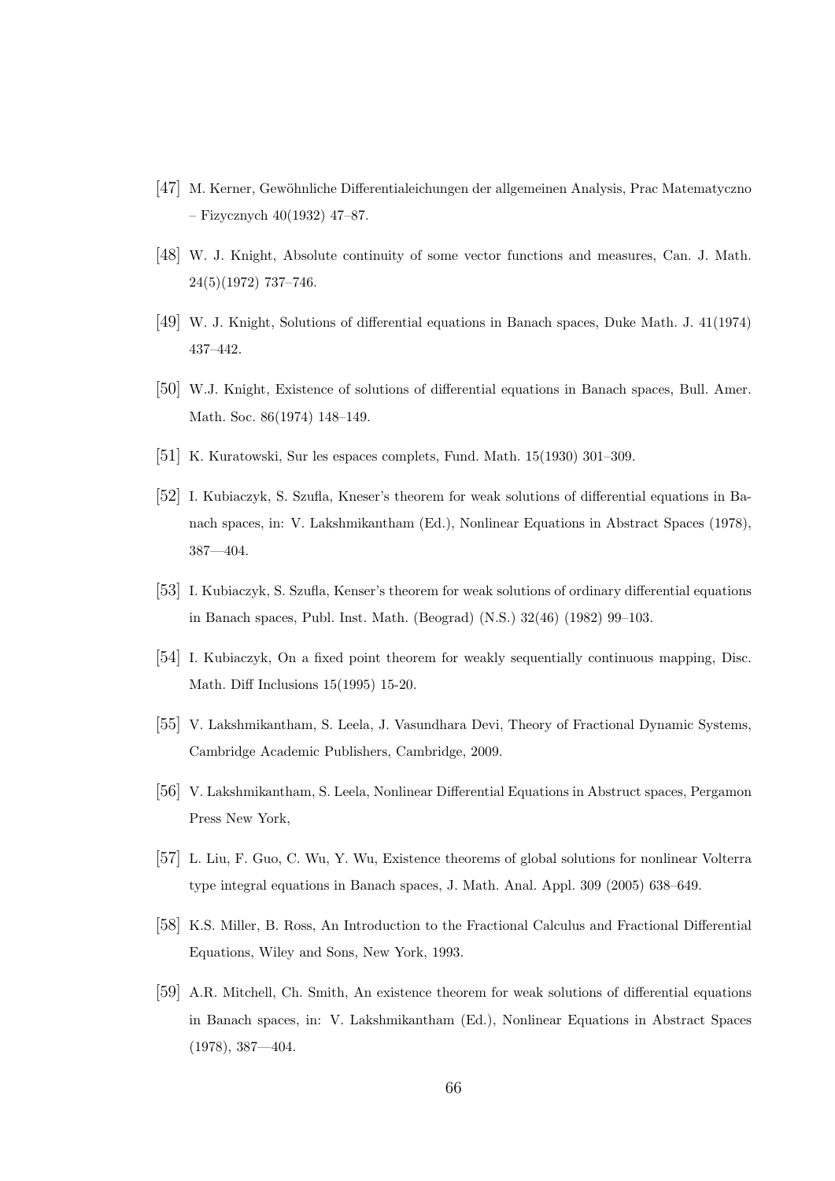[47] M. Kerner, Gewöhnliche Differentialeichungen der allgemeinen Analysis, Prac Matematyczno – Fizycznych 40(1932) 47–87.

[48] W. J. Knight, Absolute continuity of some vector functions and measures, Can. J. Math. 24(5)(1972) 737–746.

[49] W. J. Knight, Solutions of differential equations in Banach spaces, Duke Math. J. 41(1974) 437–442.

[50] W.J. Knight, Existence of solutions of differential equations in Banach spaces, Bull. Amer. Math. Soc. 86(1974) 148–149.

[51] K. Kuratowski, Sur les espaces complets, Fund. Math. 15(1930) 301–309.

[52] I. Kubiaczyk, S. Szufla, Kneser's theorem for weak solutions of differential equations in Banach spaces, in: V. Lakshmikantham (Ed.), Nonlinear Equations in Abstract Spaces (1978), 387—404.

[53] I. Kubiaczyk, S. Szufla, Kenser's theorem for weak solutions of ordinary differential equations in Banach spaces, Publ. Inst. Math. (Beograd) (N.S.) 32(46) (1982) 99–103.

[54] I. Kubiaczyk, On a fixed point theorem for weakly sequentially continuous mapping, Disc. Math. Diff Inclusions 15(1995) 15-20.

[55] V. Lakshmikantham, S. Leela, J. Vasundhara Devi, Theory of Fractional Dynamic Systems, Cambridge Academic Publishers, Cambridge, 2009.

[56] V. Lakshmikantham, S. Leela, Nonlinear Differential Equations in Abstruct spaces, Pergamon Press New York,

[57] L. Liu, F. Guo, C. Wu, Y. Wu, Existence theorems of global solutions for nonlinear Volterra type integral equations in Banach spaces, J. Math. Anal. Appl. 309 (2005) 638–649.

[58] K.S. Miller, B. Ross, An Introduction to the Fractional Calculus and Fractional Differential Equations, Wiley and Sons, New York, 1993.

[59] A.R. Mitchell, Ch. Smith, An existence theorem for weak solutions of differential equations in Banach spaces, in: V. Lakshmikantham (Ed.), Nonlinear Equations in Abstract Spaces (1978), 387—404.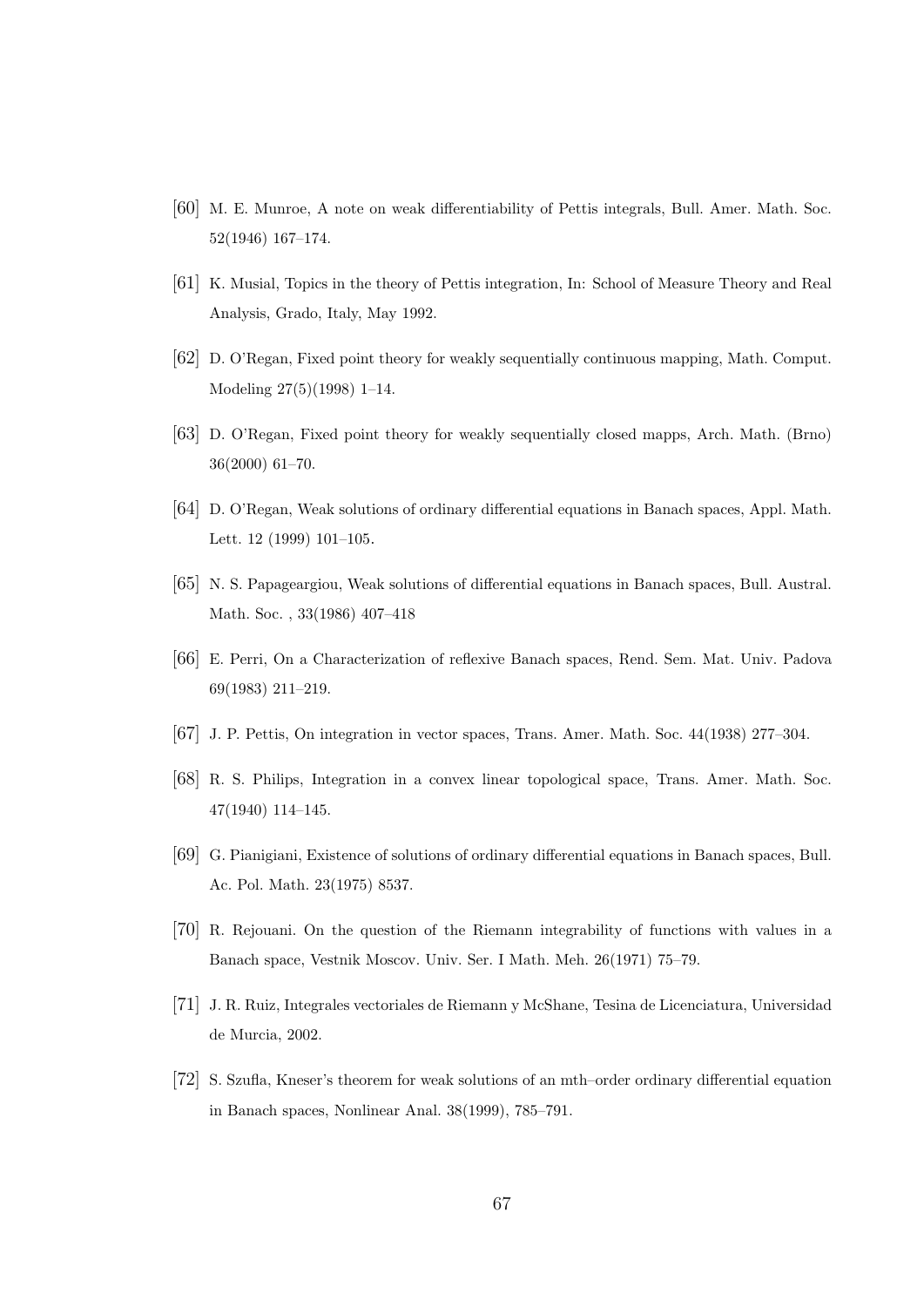[60] M. E. Munroe, A note on weak differentiability of Pettis integrals, Bull. Amer. Math. Soc. 52(1946) 167–174.

[61] K. Musial, Topics in the theory of Pettis integration, In: School of Measure Theory and Real Analysis, Grado, Italy, May 1992.

[62] D. O'Regan, Fixed point theory for weakly sequentially continuous mapping, Math. Comput. Modeling 27(5)(1998) 1–14.

[63] D. O'Regan, Fixed point theory for weakly sequentially closed mapps, Arch. Math. (Brno) 36(2000) 61–70.

[64] D. O'Regan, Weak solutions of ordinary differential equations in Banach spaces, Appl. Math. Lett. 12 (1999) 101–105.

[65] N. S. Papageargiou, Weak solutions of differential equations in Banach spaces, Bull. Austral. Math. Soc. , 33(1986) 407–418

[66] E. Perri, On a Characterization of reflexive Banach spaces, Rend. Sem. Mat. Univ. Padova 69(1983) 211–219.

[67] J. P. Pettis, On integration in vector spaces, Trans. Amer. Math. Soc. 44(1938) 277–304.

[68] R. S. Philips, Integration in a convex linear topological space, Trans. Amer. Math. Soc. 47(1940) 114–145.

[69] G. Pianigiani, Existence of solutions of ordinary differential equations in Banach spaces, Bull. Ac. Pol. Math. 23(1975) 8537.

[70] R. Rejouani. On the question of the Riemann integrability of functions with values in a Banach space, Vestnik Moscov. Univ. Ser. I Math. Meh. 26(1971) 75–79.

[71] J. R. Ruiz, Integrales vectoriales de Riemann y McShane, Tesina de Licenciatura, Universidad de Murcia, 2002.

[72] S. Szufla, Kneser's theorem for weak solutions of an mth–order ordinary differential equation in Banach spaces, Nonlinear Anal. 38(1999), 785–791.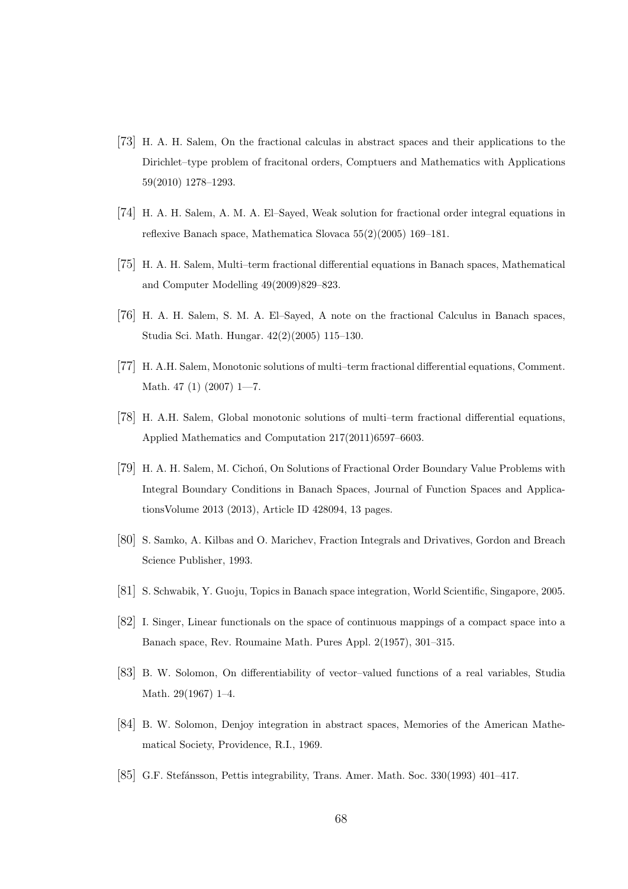[73] H. A. H. Salem, On the fractional calculas in abstract spaces and their applications to the Dirichlet–type problem of fracitonal orders, Comptuers and Mathematics with Applications 59(2010) 1278–1293.

[74] H. A. H. Salem, A. M. A. El–Sayed, Weak solution for fractional order integral equations in reflexive Banach space, Mathematica Slovaca 55(2)(2005) 169–181.

[75] H. A. H. Salem, Multi–term fractional differential equations in Banach spaces, Mathematical and Computer Modelling 49(2009)829–823.

[76] H. A. H. Salem, S. M. A. El–Sayed, A note on the fractional Calculus in Banach spaces, Studia Sci. Math. Hungar. 42(2)(2005) 115–130.

[77] H. A.H. Salem, Monotonic solutions of multi–term fractional differential equations, Comment. Math. 47 (1) (2007) 1—7.

[78] H. A.H. Salem, Global monotonic solutions of multi–term fractional differential equations, Applied Mathematics and Computation 217(2011)6597–6603.

[79] H. A. H. Salem, M. Cichoń, On Solutions of Fractional Order Boundary Value Problems with Integral Boundary Conditions in Banach Spaces, Journal of Function Spaces and ApplicationsVolume 2013 (2013), Article ID 428094, 13 pages.

[80] S. Samko, A. Kilbas and O. Marichev, Fraction Integrals and Drivatives, Gordon and Breach Science Publisher, 1993.

[81] S. Schwabik, Y. Guoju, Topics in Banach space integration, World Scientific, Singapore, 2005.

[82] I. Singer, Linear functionals on the space of continuous mappings of a compact space into a Banach space, Rev. Roumaine Math. Pures Appl. 2(1957), 301–315.

[83] B. W. Solomon, On differentiability of vector–valued functions of a real variables, Studia Math. 29(1967) 1–4.

[84] B. W. Solomon, Denjoy integration in abstract spaces, Memories of the American Mathematical Society, Providence, R.I., 1969.

[85] G.F. Stefánsson, Pettis integrability, Trans. Amer. Math. Soc. 330(1993) 401–417.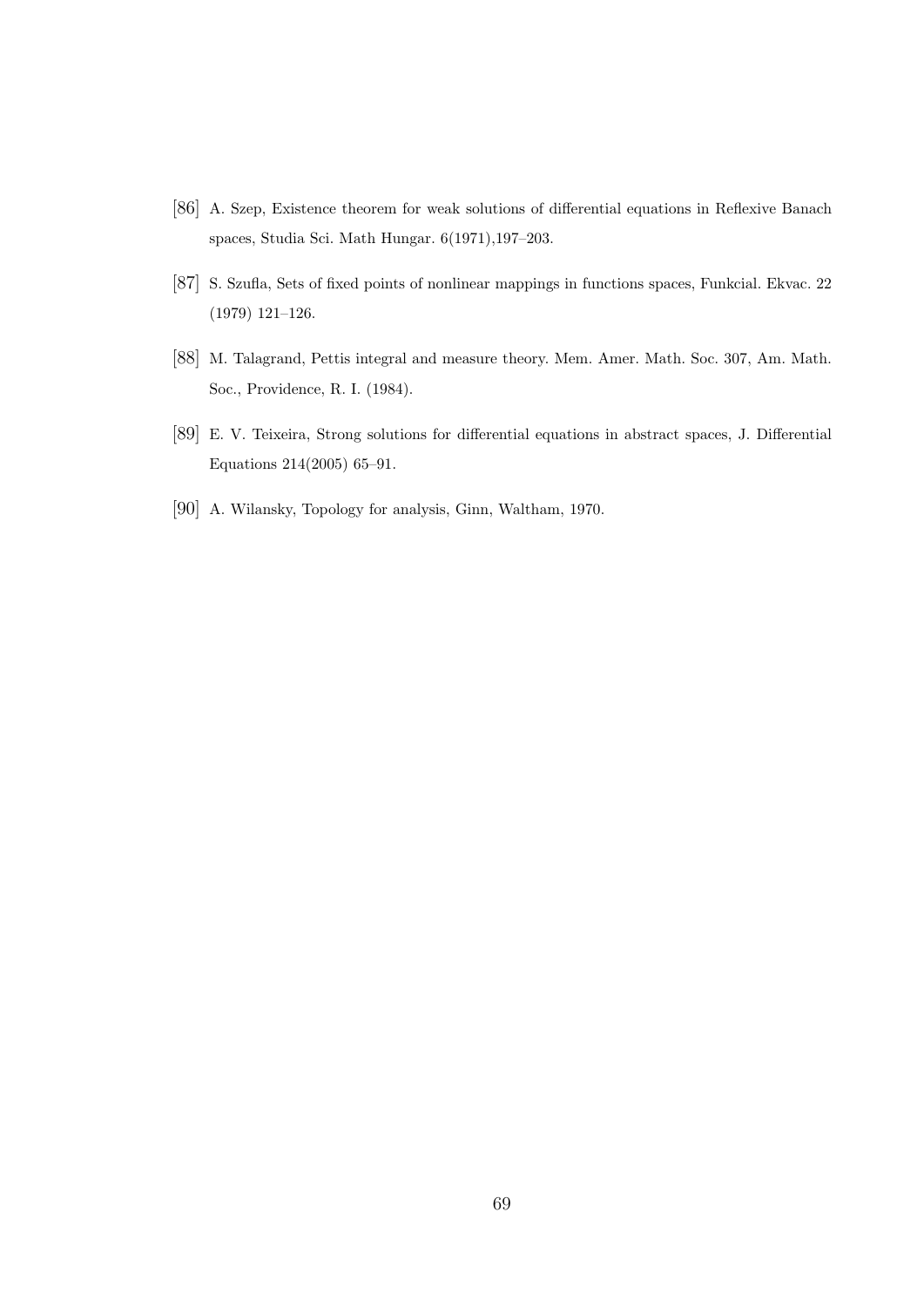[86] A. Szep, Existence theorem for weak solutions of differential equations in Reflexive Banach spaces, Studia Sci. Math Hungar. 6(1971),197–203.

[87] S. Szufla, Sets of fixed points of nonlinear mappings in functions spaces, Funkcial. Ekvac. 22 (1979) 121–126.

[88] M. Talagrand, Pettis integral and measure theory. Mem. Amer. Math. Soc. 307, Am. Math. Soc., Providence, R. I. (1984).

[89] E. V. Teixeira, Strong solutions for differential equations in abstract spaces, J. Differential Equations 214(2005) 65–91.

[90] A. Wilansky, Topology for analysis, Ginn, Waltham, 1970.